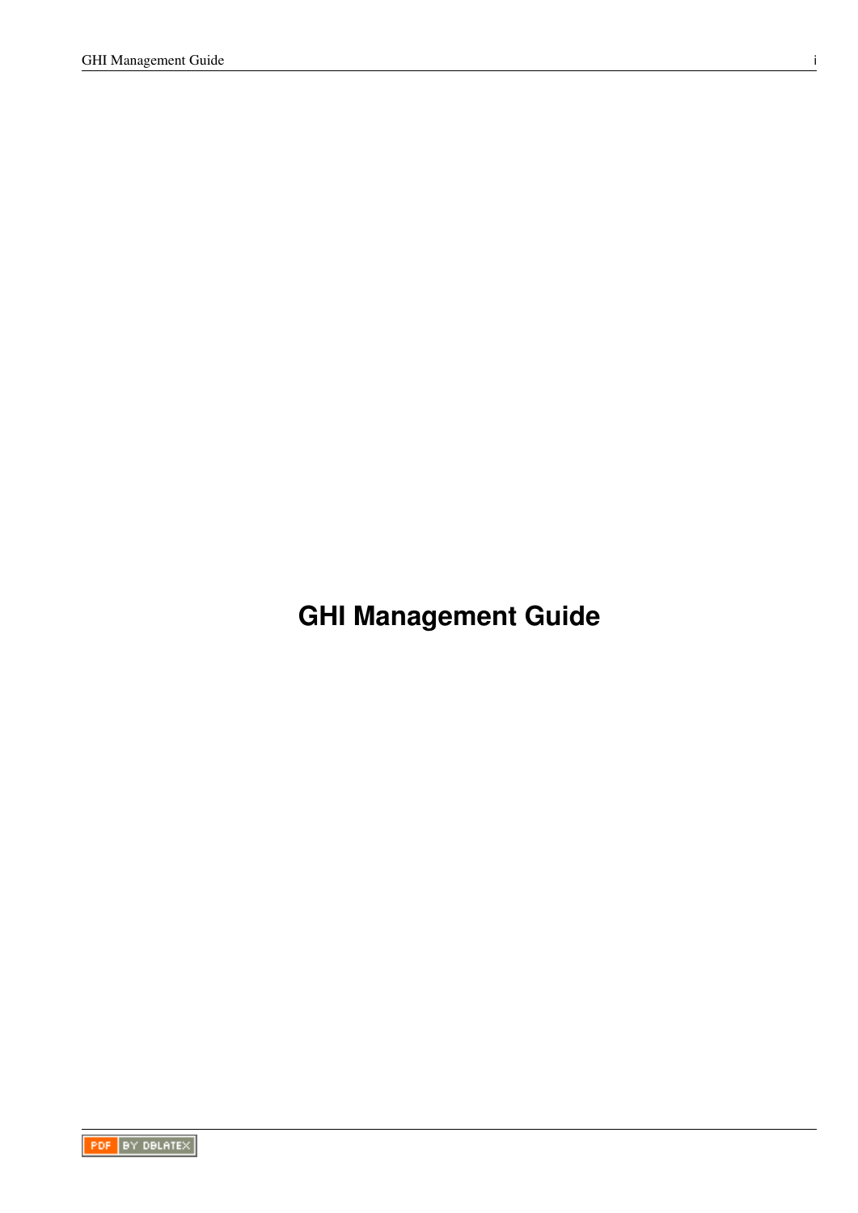# GHI Management Guide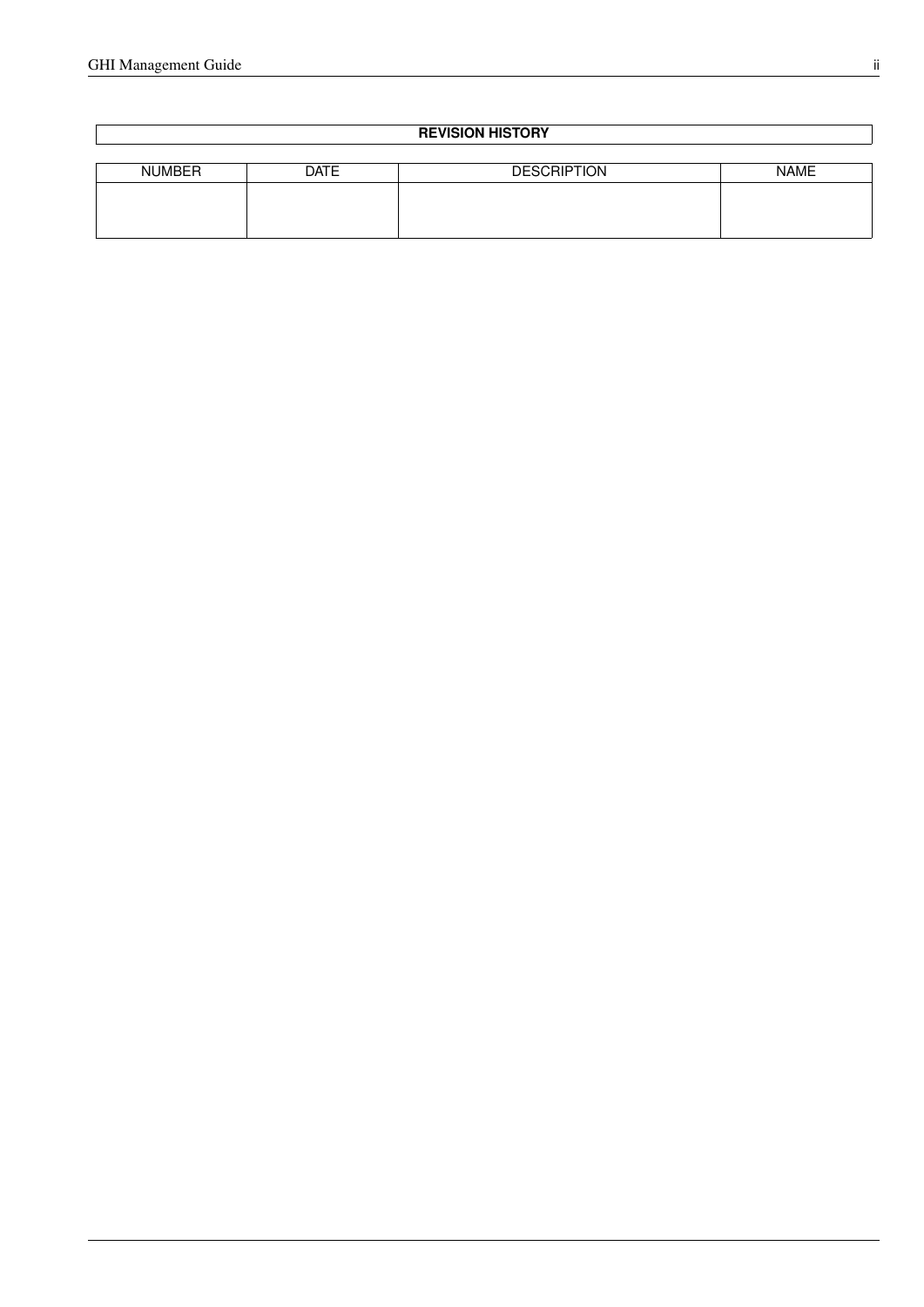**REVISION HISTORY**

| NUMBER | DATE | DESCRIPTION | NAME |
|---|---|---|---|
| | | | |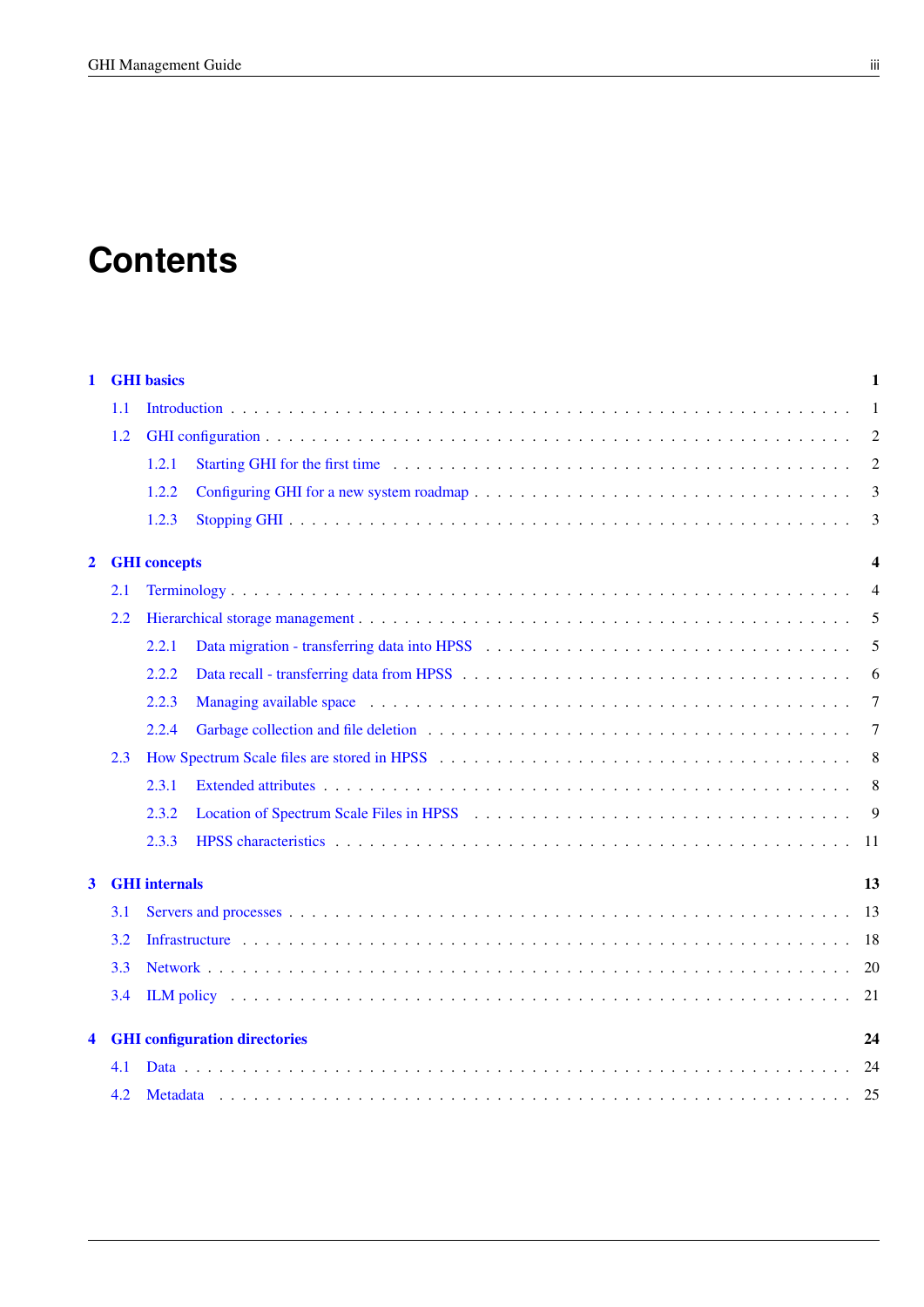# Contents

**1 GHI basics** **1**

- 1.1 Introduction . . . 1
- 1.2 GHI configuration . . . 2
  - 1.2.1 Starting GHI for the first time . . . 2
  - 1.2.2 Configuring GHI for a new system roadmap . . . 3
  - 1.2.3 Stopping GHI . . . 3

**2 GHI concepts** **4**

- 2.1 Terminology . . . 4
- 2.2 Hierarchical storage management . . . 5
  - 2.2.1 Data migration - transferring data into HPSS . . . 5
  - 2.2.2 Data recall - transferring data from HPSS . . . 6
  - 2.2.3 Managing available space . . . 7
  - 2.2.4 Garbage collection and file deletion . . . 7
- 2.3 How Spectrum Scale files are stored in HPSS . . . 8
  - 2.3.1 Extended attributes . . . 8
  - 2.3.2 Location of Spectrum Scale Files in HPSS . . . 9
  - 2.3.3 HPSS characteristics . . . 11

**3 GHI internals** **13**

- 3.1 Servers and processes . . . 13
- 3.2 Infrastructure . . . 18
- 3.3 Network . . . 20
- 3.4 ILM policy . . . 21

**4 GHI configuration directories** **24**

- 4.1 Data . . . 24
- 4.2 Metadata . . . 25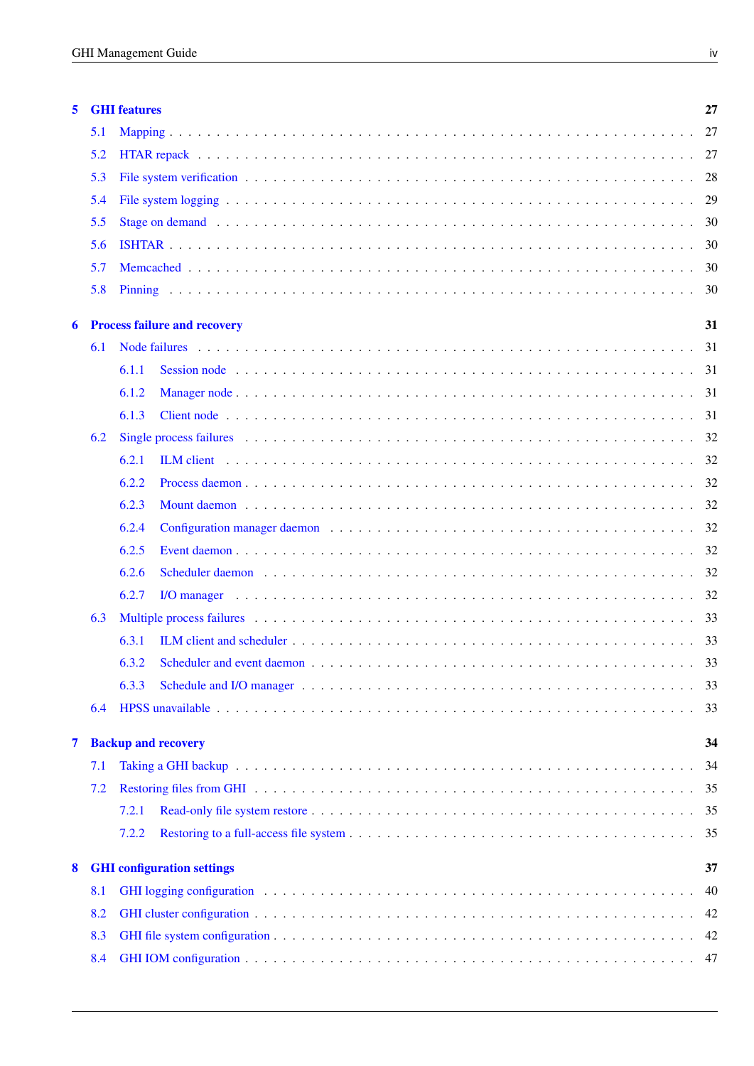**5 GHI features** 27

- 5.1 Mapping . . . 27
- 5.2 HTAR repack . . . 27
- 5.3 File system verification . . . 28
- 5.4 File system logging . . . 29
- 5.5 Stage on demand . . . 30
- 5.6 ISHTAR . . . 30
- 5.7 Memcached . . . 30
- 5.8 Pinning . . . 30

**6 Process failure and recovery** 31

- 6.1 Node failures . . . 31
  - 6.1.1 Session node . . . 31
  - 6.1.2 Manager node . . . 31
  - 6.1.3 Client node . . . 31
- 6.2 Single process failures . . . 32
  - 6.2.1 ILM client . . . 32
  - 6.2.2 Process daemon . . . 32
  - 6.2.3 Mount daemon . . . 32
  - 6.2.4 Configuration manager daemon . . . 32
  - 6.2.5 Event daemon . . . 32
  - 6.2.6 Scheduler daemon . . . 32
  - 6.2.7 I/O manager . . . 32
- 6.3 Multiple process failures . . . 33
  - 6.3.1 ILM client and scheduler . . . 33
  - 6.3.2 Scheduler and event daemon . . . 33
  - 6.3.3 Schedule and I/O manager . . . 33
- 6.4 HPSS unavailable . . . 33

**7 Backup and recovery** 34

- 7.1 Taking a GHI backup . . . 34
- 7.2 Restoring files from GHI . . . 35
  - 7.2.1 Read-only file system restore . . . 35
  - 7.2.2 Restoring to a full-access file system . . . 35

**8 GHI configuration settings** 37

- 8.1 GHI logging configuration . . . 40
- 8.2 GHI cluster configuration . . . 42
- 8.3 GHI file system configuration . . . 42
- 8.4 GHI IOM configuration . . . 47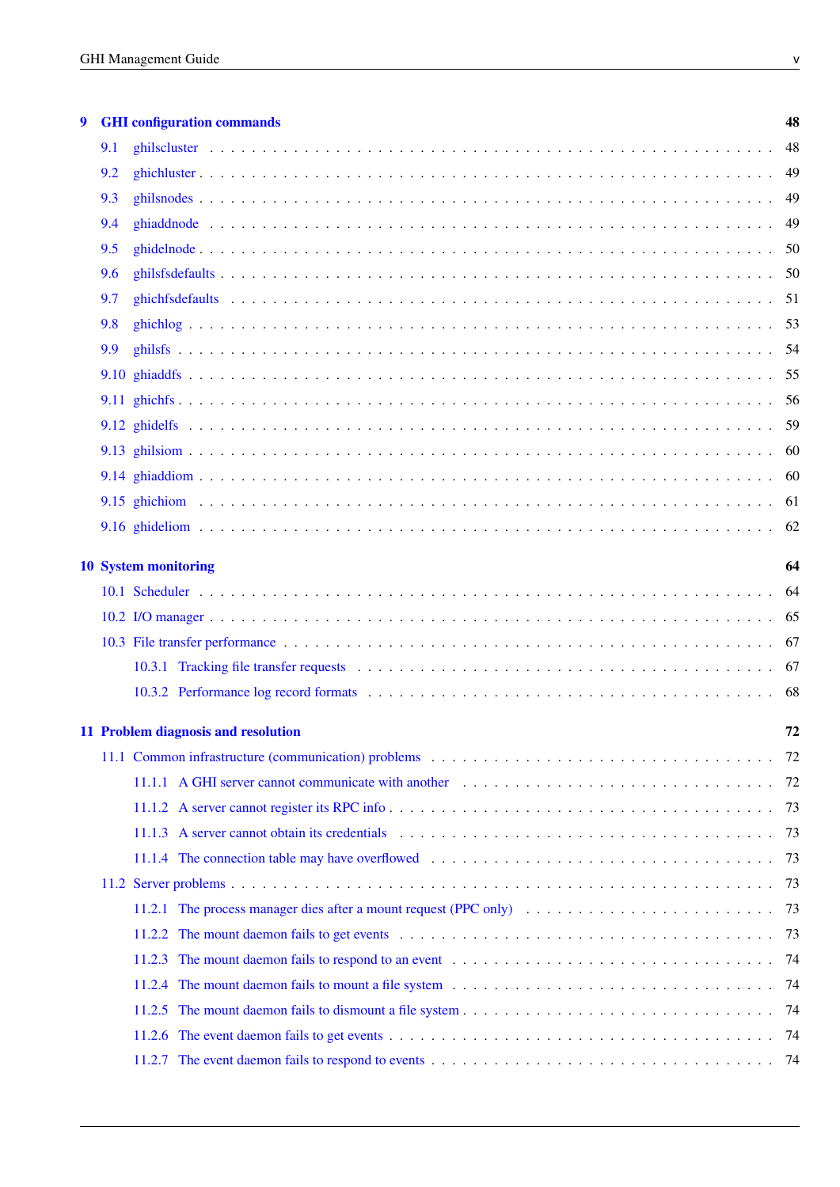**9 GHI configuration commands** **48**

- 9.1 ghilscluster . . . 48
- 9.2 ghichluster . . . 49
- 9.3 ghilsnodes . . . 49
- 9.4 ghiaddnode . . . 49
- 9.5 ghidelnode . . . 50
- 9.6 ghilsfsdefaults . . . 50
- 9.7 ghichfsdefaults . . . 51
- 9.8 ghichlog . . . 53
- 9.9 ghilsfs . . . 54
- 9.10 ghiaddfs . . . 55
- 9.11 ghichfs . . . 56
- 9.12 ghidelfs . . . 59
- 9.13 ghilsiom . . . 60
- 9.14 ghiaddiom . . . 60
- 9.15 ghichiom . . . 61
- 9.16 ghideliom . . . 62

**10 System monitoring** **64**

- 10.1 Scheduler . . . 64
- 10.2 I/O manager . . . 65
- 10.3 File transfer performance . . . 67
  - 10.3.1 Tracking file transfer requests . . . 67
  - 10.3.2 Performance log record formats . . . 68

**11 Problem diagnosis and resolution** **72**

- 11.1 Common infrastructure (communication) problems . . . 72
  - 11.1.1 A GHI server cannot communicate with another . . . 72
  - 11.1.2 A server cannot register its RPC info . . . 73
  - 11.1.3 A server cannot obtain its credentials . . . 73
  - 11.1.4 The connection table may have overflowed . . . 73
- 11.2 Server problems . . . 73
  - 11.2.1 The process manager dies after a mount request (PPC only) . . . 73
  - 11.2.2 The mount daemon fails to get events . . . 73
  - 11.2.3 The mount daemon fails to respond to an event . . . 74
  - 11.2.4 The mount daemon fails to mount a file system . . . 74
  - 11.2.5 The mount daemon fails to dismount a file system . . . 74
  - 11.2.6 The event daemon fails to get events . . . 74
  - 11.2.7 The event daemon fails to respond to events . . . 74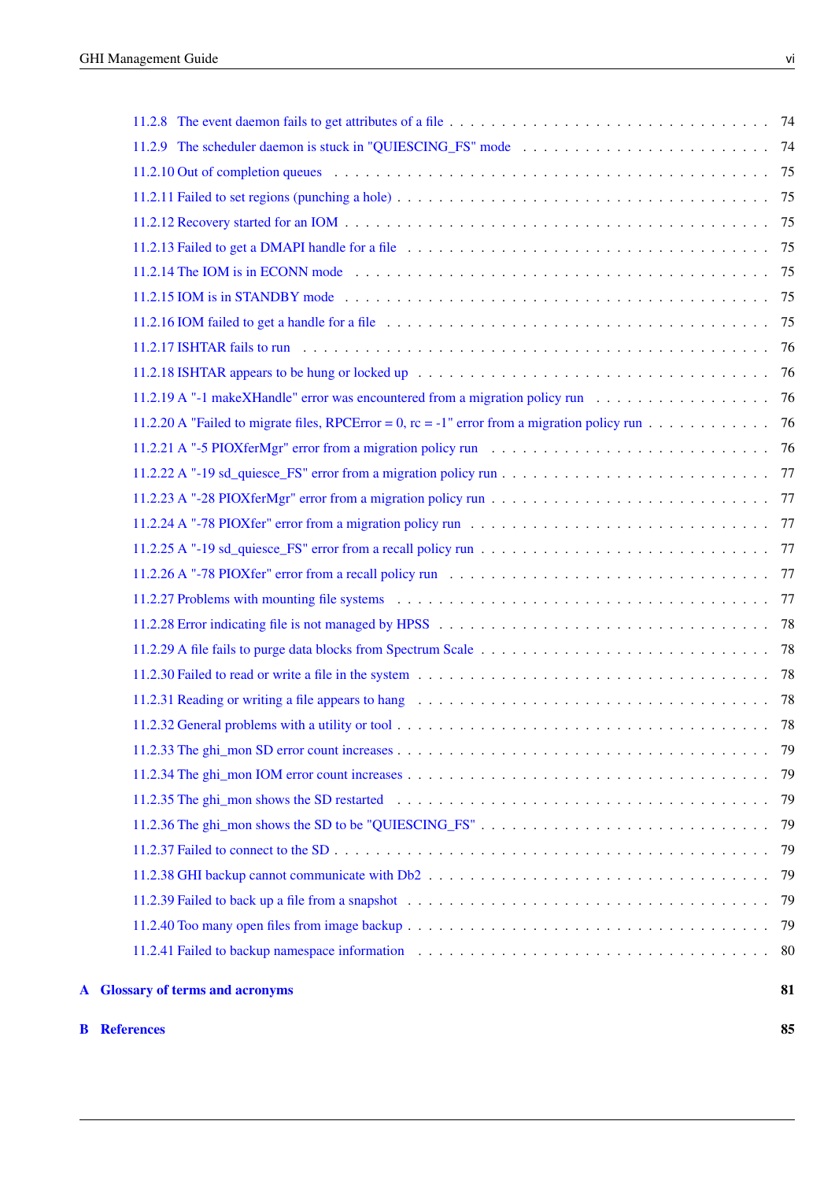11.2.8 The event daemon fails to get attributes of a file . . . . . 74
11.2.9 The scheduler daemon is stuck in "QUIESCING_FS" mode . . . . . 74
11.2.10 Out of completion queues . . . . . 75
11.2.11 Failed to set regions (punching a hole) . . . . . 75
11.2.12 Recovery started for an IOM . . . . . 75
11.2.13 Failed to get a DMAPI handle for a file . . . . . 75
11.2.14 The IOM is in ECONN mode . . . . . 75
11.2.15 IOM is in STANDBY mode . . . . . 75
11.2.16 IOM failed to get a handle for a file . . . . . 75
11.2.17 ISHTAR fails to run . . . . . 76
11.2.18 ISHTAR appears to be hung or locked up . . . . . 76
11.2.19 A "-1 makeXHandle" error was encountered from a migration policy run . . . . . 76
11.2.20 A "Failed to migrate files, RPCError = 0, rc = -1" error from a migration policy run . . . . . 76
11.2.21 A "-5 PIOXferMgr" error from a migration policy run . . . . . 76
11.2.22 A "-19 sd_quiesce_FS" error from a migration policy run . . . . . 77
11.2.23 A "-28 PIOXferMgr" error from a migration policy run . . . . . 77
11.2.24 A "-78 PIOXfer" error from a migration policy run . . . . . 77
11.2.25 A "-19 sd_quiesce_FS" error from a recall policy run . . . . . 77
11.2.26 A "-78 PIOXfer" error from a recall policy run . . . . . 77
11.2.27 Problems with mounting file systems . . . . . 77
11.2.28 Error indicating file is not managed by HPSS . . . . . 78
11.2.29 A file fails to purge data blocks from Spectrum Scale . . . . . 78
11.2.30 Failed to read or write a file in the system . . . . . 78
11.2.31 Reading or writing a file appears to hang . . . . . 78
11.2.32 General problems with a utility or tool . . . . . 78
11.2.33 The ghi_mon SD error count increases . . . . . 79
11.2.34 The ghi_mon IOM error count increases . . . . . 79
11.2.35 The ghi_mon shows the SD restarted . . . . . 79
11.2.36 The ghi_mon shows the SD to be "QUIESCING_FS" . . . . . 79
11.2.37 Failed to connect to the SD . . . . . 79
11.2.38 GHI backup cannot communicate with Db2 . . . . . 79
11.2.39 Failed to back up a file from a snapshot . . . . . 79
11.2.40 Too many open files from image backup . . . . . 79
11.2.41 Failed to backup namespace information . . . . . 80

**A Glossary of terms and acronyms** **81**

**B References** **85**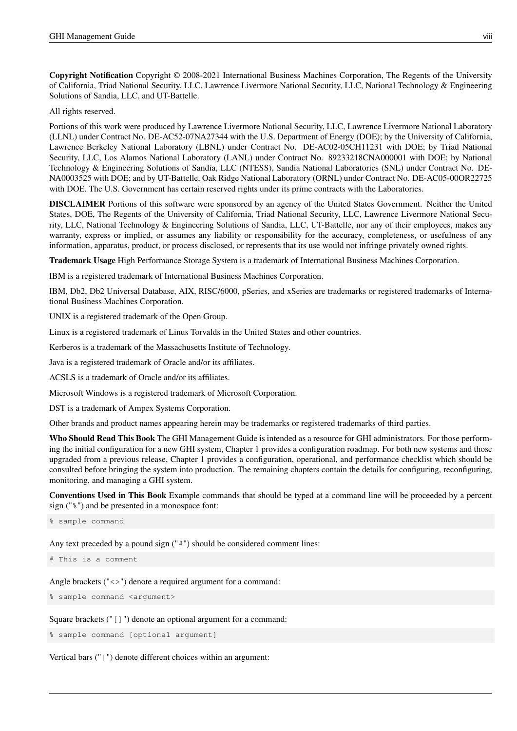**Copyright Notification** Copyright © 2008-2021 International Business Machines Corporation, The Regents of the University of California, Triad National Security, LLC, Lawrence Livermore National Security, LLC, National Technology & Engineering Solutions of Sandia, LLC, and UT-Battelle.

All rights reserved.

Portions of this work were produced by Lawrence Livermore National Security, LLC, Lawrence Livermore National Laboratory (LLNL) under Contract No. DE-AC52-07NA27344 with the U.S. Department of Energy (DOE); by the University of California, Lawrence Berkeley National Laboratory (LBNL) under Contract No. DE-AC02-05CH11231 with DOE; by Triad National Security, LLC, Los Alamos National Laboratory (LANL) under Contract No. 89233218CNA000001 with DOE; by National Technology & Engineering Solutions of Sandia, LLC (NTESS), Sandia National Laboratories (SNL) under Contract No. DE-NA0003525 with DOE; and by UT-Battelle, Oak Ridge National Laboratory (ORNL) under Contract No. DE-AC05-00OR22725 with DOE. The U.S. Government has certain reserved rights under its prime contracts with the Laboratories.

**DISCLAIMER** Portions of this software were sponsored by an agency of the United States Government. Neither the United States, DOE, The Regents of the University of California, Triad National Security, LLC, Lawrence Livermore National Security, LLC, National Technology & Engineering Solutions of Sandia, LLC, UT-Battelle, nor any of their employees, makes any warranty, express or implied, or assumes any liability or responsibility for the accuracy, completeness, or usefulness of any information, apparatus, product, or process disclosed, or represents that its use would not infringe privately owned rights.

**Trademark Usage** High Performance Storage System is a trademark of International Business Machines Corporation.

IBM is a registered trademark of International Business Machines Corporation.

IBM, Db2, Db2 Universal Database, AIX, RISC/6000, pSeries, and xSeries are trademarks or registered trademarks of International Business Machines Corporation.

UNIX is a registered trademark of the Open Group.

Linux is a registered trademark of Linus Torvalds in the United States and other countries.

Kerberos is a trademark of the Massachusetts Institute of Technology.

Java is a registered trademark of Oracle and/or its affiliates.

ACSLS is a trademark of Oracle and/or its affiliates.

Microsoft Windows is a registered trademark of Microsoft Corporation.

DST is a trademark of Ampex Systems Corporation.

Other brands and product names appearing herein may be trademarks or registered trademarks of third parties.

**Who Should Read This Book** The GHI Management Guide is intended as a resource for GHI administrators. For those performing the initial configuration for a new GHI system, Chapter 1 provides a configuration roadmap. For both new systems and those upgraded from a previous release, Chapter 1 provides a configuration, operational, and performance checklist which should be consulted before bringing the system into production. The remaining chapters contain the details for configuring, reconfiguring, monitoring, and managing a GHI system.

**Conventions Used in This Book** Example commands that should be typed at a command line will be proceeded by a percent sign ("%") and be presented in a monospace font:

```
% sample command
```

Any text preceded by a pound sign ("#") should be considered comment lines:

```
# This is a comment
```

Angle brackets ("<>") denote a required argument for a command:

```
% sample command <argument>
```

Square brackets ("[]") denote an optional argument for a command:

```
% sample command [optional argument]
```

Vertical bars ("|") denote different choices within an argument: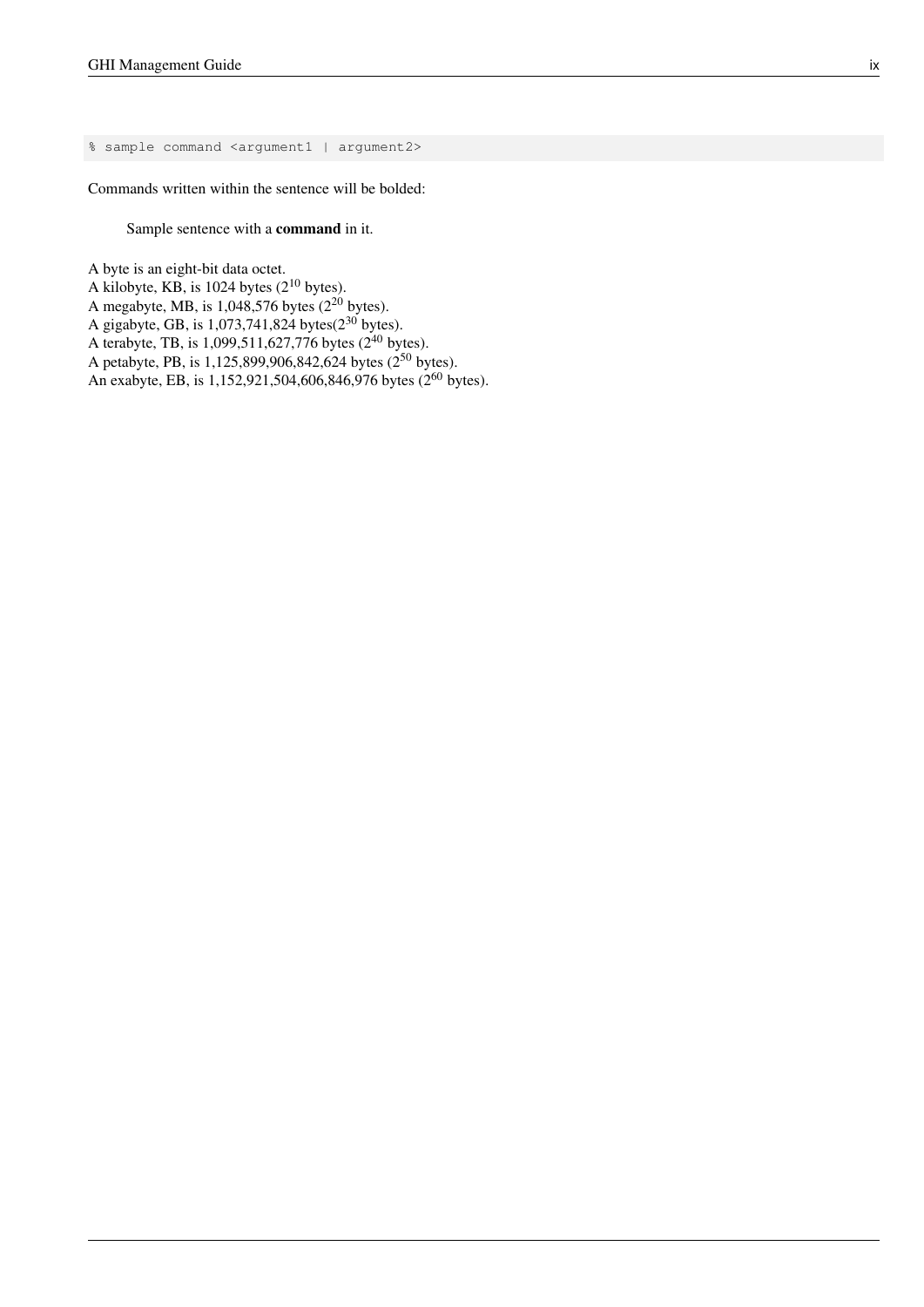```
% sample command <argument1 | argument2>
```

Commands written within the sentence will be bolded:

> Sample sentence with a **command** in it.

A byte is an eight-bit data octet.
A kilobyte, KB, is 1024 bytes ($2^{10}$ bytes).
A megabyte, MB, is 1,048,576 bytes ($2^{20}$ bytes).
A gigabyte, GB, is 1,073,741,824 bytes($2^{30}$ bytes).
A terabyte, TB, is 1,099,511,627,776 bytes ($2^{40}$ bytes).
A petabyte, PB, is 1,125,899,906,842,624 bytes ($2^{50}$ bytes).
An exabyte, EB, is 1,152,921,504,606,846,976 bytes ($2^{60}$ bytes).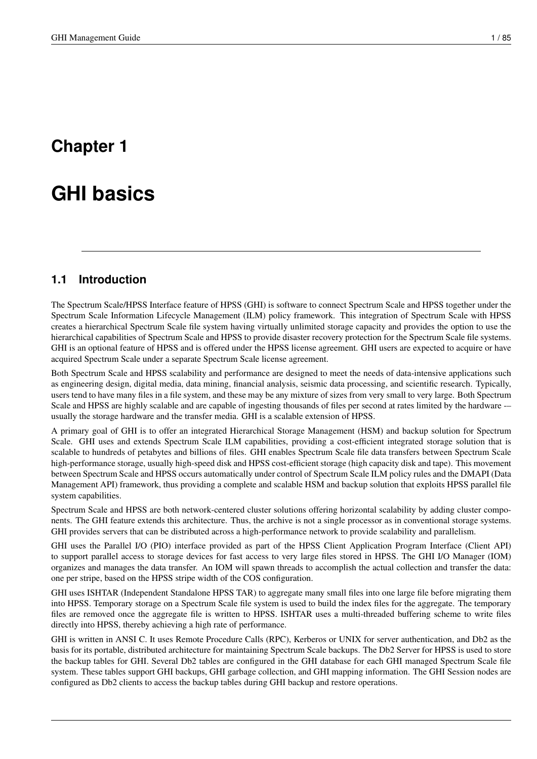# Chapter 1

# GHI basics

## 1.1 Introduction

The Spectrum Scale/HPSS Interface feature of HPSS (GHI) is software to connect Spectrum Scale and HPSS together under the Spectrum Scale Information Lifecycle Management (ILM) policy framework. This integration of Spectrum Scale with HPSS creates a hierarchical Spectrum Scale file system having virtually unlimited storage capacity and provides the option to use the hierarchical capabilities of Spectrum Scale and HPSS to provide disaster recovery protection for the Spectrum Scale file systems. GHI is an optional feature of HPSS and is offered under the HPSS license agreement. GHI users are expected to acquire or have acquired Spectrum Scale under a separate Spectrum Scale license agreement.

Both Spectrum Scale and HPSS scalability and performance are designed to meet the needs of data-intensive applications such as engineering design, digital media, data mining, financial analysis, seismic data processing, and scientific research. Typically, users tend to have many files in a file system, and these may be any mixture of sizes from very small to very large. Both Spectrum Scale and HPSS are highly scalable and are capable of ingesting thousands of files per second at rates limited by the hardware -– usually the storage hardware and the transfer media. GHI is a scalable extension of HPSS.

A primary goal of GHI is to offer an integrated Hierarchical Storage Management (HSM) and backup solution for Spectrum Scale. GHI uses and extends Spectrum Scale ILM capabilities, providing a cost-efficient integrated storage solution that is scalable to hundreds of petabytes and billions of files. GHI enables Spectrum Scale file data transfers between Spectrum Scale high-performance storage, usually high-speed disk and HPSS cost-efficient storage (high capacity disk and tape). This movement between Spectrum Scale and HPSS occurs automatically under control of Spectrum Scale ILM policy rules and the DMAPI (Data Management API) framework, thus providing a complete and scalable HSM and backup solution that exploits HPSS parallel file system capabilities.

Spectrum Scale and HPSS are both network-centered cluster solutions offering horizontal scalability by adding cluster components. The GHI feature extends this architecture. Thus, the archive is not a single processor as in conventional storage systems. GHI provides servers that can be distributed across a high-performance network to provide scalability and parallelism.

GHI uses the Parallel I/O (PIO) interface provided as part of the HPSS Client Application Program Interface (Client API) to support parallel access to storage devices for fast access to very large files stored in HPSS. The GHI I/O Manager (IOM) organizes and manages the data transfer. An IOM will spawn threads to accomplish the actual collection and transfer the data: one per stripe, based on the HPSS stripe width of the COS configuration.

GHI uses ISHTAR (Independent Standalone HPSS TAR) to aggregate many small files into one large file before migrating them into HPSS. Temporary storage on a Spectrum Scale file system is used to build the index files for the aggregate. The temporary files are removed once the aggregate file is written to HPSS. ISHTAR uses a multi-threaded buffering scheme to write files directly into HPSS, thereby achieving a high rate of performance.

GHI is written in ANSI C. It uses Remote Procedure Calls (RPC), Kerberos or UNIX for server authentication, and Db2 as the basis for its portable, distributed architecture for maintaining Spectrum Scale backups. The Db2 Server for HPSS is used to store the backup tables for GHI. Several Db2 tables are configured in the GHI database for each GHI managed Spectrum Scale file system. These tables support GHI backups, GHI garbage collection, and GHI mapping information. The GHI Session nodes are configured as Db2 clients to access the backup tables during GHI backup and restore operations.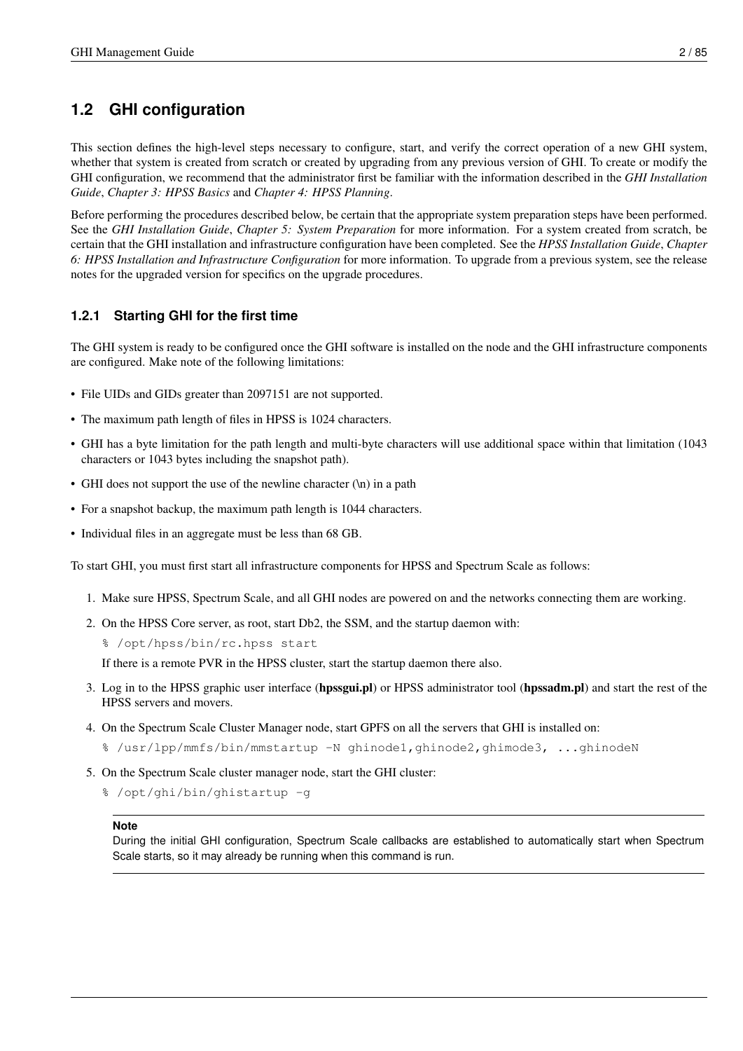## 1.2 GHI configuration

This section defines the high-level steps necessary to configure, start, and verify the correct operation of a new GHI system, whether that system is created from scratch or created by upgrading from any previous version of GHI. To create or modify the GHI configuration, we recommend that the administrator first be familiar with the information described in the *GHI Installation Guide*, *Chapter 3: HPSS Basics* and *Chapter 4: HPSS Planning*.

Before performing the procedures described below, be certain that the appropriate system preparation steps have been performed. See the *GHI Installation Guide*, *Chapter 5: System Preparation* for more information. For a system created from scratch, be certain that the GHI installation and infrastructure configuration have been completed. See the *HPSS Installation Guide*, *Chapter 6: HPSS Installation and Infrastructure Configuration* for more information. To upgrade from a previous system, see the release notes for the upgraded version for specifics on the upgrade procedures.

### 1.2.1 Starting GHI for the first time

The GHI system is ready to be configured once the GHI software is installed on the node and the GHI infrastructure components are configured. Make note of the following limitations:

- File UIDs and GIDs greater than 2097151 are not supported.
- The maximum path length of files in HPSS is 1024 characters.
- GHI has a byte limitation for the path length and multi-byte characters will use additional space within that limitation (1043 characters or 1043 bytes including the snapshot path).
- GHI does not support the use of the newline character (\n) in a path
- For a snapshot backup, the maximum path length is 1044 characters.
- Individual files in an aggregate must be less than 68 GB.

To start GHI, you must first start all infrastructure components for HPSS and Spectrum Scale as follows:

1. Make sure HPSS, Spectrum Scale, and all GHI nodes are powered on and the networks connecting them are working.
2. On the HPSS Core server, as root, start Db2, the SSM, and the startup daemon with:

   ```
   % /opt/hpss/bin/rc.hpss start
   ```

   If there is a remote PVR in the HPSS cluster, start the startup daemon there also.
3. Log in to the HPSS graphic user interface (**hpssgui.pl**) or HPSS administrator tool (**hpssadm.pl**) and start the rest of the HPSS servers and movers.
4. On the Spectrum Scale Cluster Manager node, start GPFS on all the servers that GHI is installed on:

   ```
   % /usr/lpp/mmfs/bin/mmstartup -N ghinode1,ghinode2,ghimode3, ...ghinodeN
   ```

5. On the Spectrum Scale cluster manager node, start the GHI cluster:

   ```
   % /opt/ghi/bin/ghistartup -g
   ```

   **Note**

   During the initial GHI configuration, Spectrum Scale callbacks are established to automatically start when Spectrum Scale starts, so it may already be running when this command is run.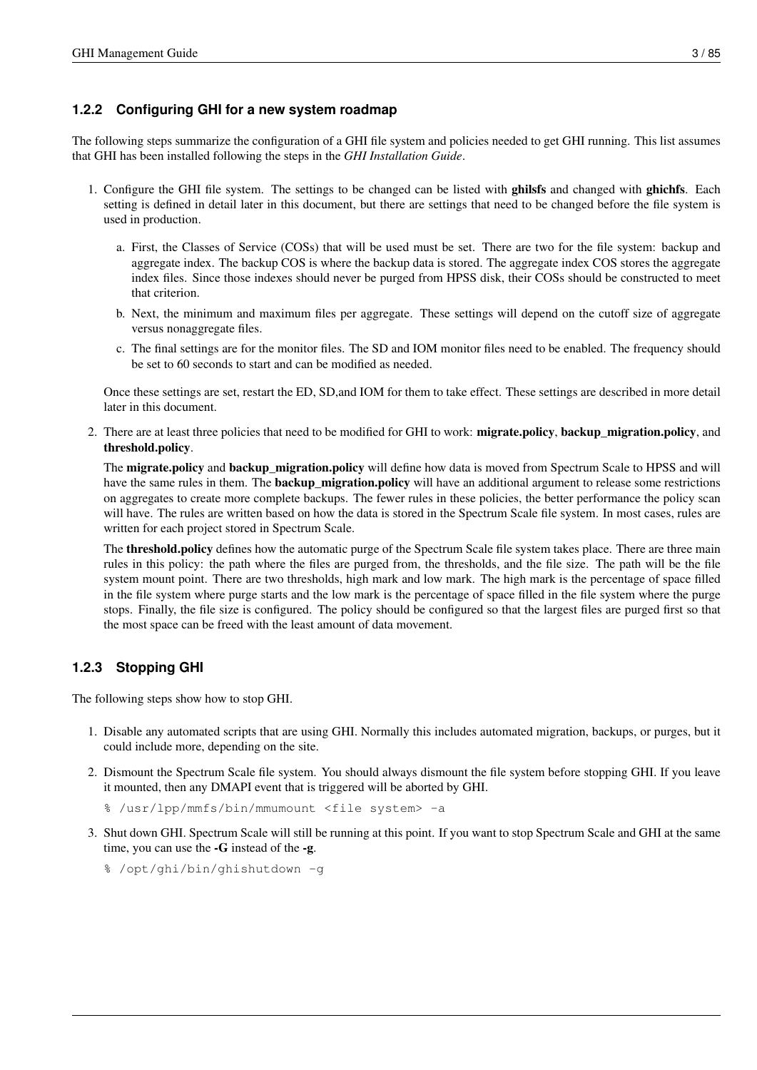### 1.2.2 Configuring GHI for a new system roadmap

The following steps summarize the configuration of a GHI file system and policies needed to get GHI running. This list assumes that GHI has been installed following the steps in the *GHI Installation Guide*.

1. Configure the GHI file system. The settings to be changed can be listed with **ghilsfs** and changed with **ghichfs**. Each setting is defined in detail later in this document, but there are settings that need to be changed before the file system is used in production.

   a. First, the Classes of Service (COSs) that will be used must be set. There are two for the file system: backup and aggregate index. The backup COS is where the backup data is stored. The aggregate index COS stores the aggregate index files. Since those indexes should never be purged from HPSS disk, their COSs should be constructed to meet that criterion.

   b. Next, the minimum and maximum files per aggregate. These settings will depend on the cutoff size of aggregate versus nonaggregate files.

   c. The final settings are for the monitor files. The SD and IOM monitor files need to be enabled. The frequency should be set to 60 seconds to start and can be modified as needed.

   Once these settings are set, restart the ED, SD,and IOM for them to take effect. These settings are described in more detail later in this document.

2. There are at least three policies that need to be modified for GHI to work: **migrate.policy**, **backup_migration.policy**, and **threshold.policy**.

   The **migrate.policy** and **backup_migration.policy** will define how data is moved from Spectrum Scale to HPSS and will have the same rules in them. The **backup_migration.policy** will have an additional argument to release some restrictions on aggregates to create more complete backups. The fewer rules in these policies, the better performance the policy scan will have. The rules are written based on how the data is stored in the Spectrum Scale file system. In most cases, rules are written for each project stored in Spectrum Scale.

   The **threshold.policy** defines how the automatic purge of the Spectrum Scale file system takes place. There are three main rules in this policy: the path where the files are purged from, the thresholds, and the file size. The path will be the file system mount point. There are two thresholds, high mark and low mark. The high mark is the percentage of space filled in the file system where purge starts and the low mark is the percentage of space filled in the file system where the purge stops. Finally, the file size is configured. The policy should be configured so that the largest files are purged first so that the most space can be freed with the least amount of data movement.

### 1.2.3 Stopping GHI

The following steps show how to stop GHI.

1. Disable any automated scripts that are using GHI. Normally this includes automated migration, backups, or purges, but it could include more, depending on the site.

2. Dismount the Spectrum Scale file system. You should always dismount the file system before stopping GHI. If you leave it mounted, then any DMAPI event that is triggered will be aborted by GHI.

   ```
   % /usr/lpp/mmfs/bin/mmumount <file system> -a
   ```

3. Shut down GHI. Spectrum Scale will still be running at this point. If you want to stop Spectrum Scale and GHI at the same time, you can use the **-G** instead of the **-g**.

   ```
   % /opt/ghi/bin/ghishutdown -g
   ```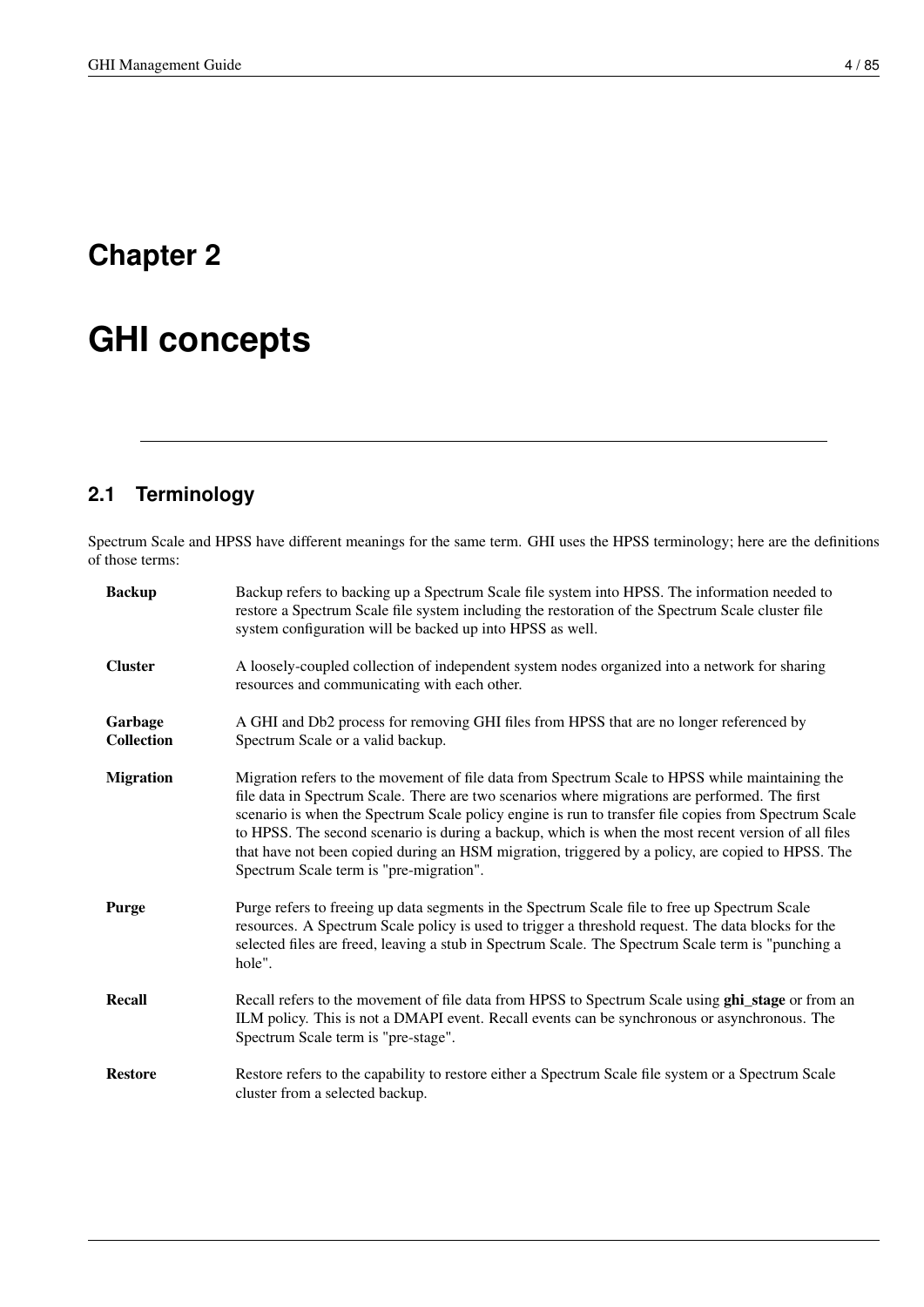# Chapter 2

# GHI concepts

## 2.1 Terminology

Spectrum Scale and HPSS have different meanings for the same term. GHI uses the HPSS terminology; here are the definitions of those terms:

**Backup**
Backup refers to backing up a Spectrum Scale file system into HPSS. The information needed to restore a Spectrum Scale file system including the restoration of the Spectrum Scale cluster file system configuration will be backed up into HPSS as well.

**Cluster**
A loosely-coupled collection of independent system nodes organized into a network for sharing resources and communicating with each other.

**Garbage Collection**
A GHI and Db2 process for removing GHI files from HPSS that are no longer referenced by Spectrum Scale or a valid backup.

**Migration**
Migration refers to the movement of file data from Spectrum Scale to HPSS while maintaining the file data in Spectrum Scale. There are two scenarios where migrations are performed. The first scenario is when the Spectrum Scale policy engine is run to transfer file copies from Spectrum Scale to HPSS. The second scenario is during a backup, which is when the most recent version of all files that have not been copied during an HSM migration, triggered by a policy, are copied to HPSS. The Spectrum Scale term is "pre-migration".

**Purge**
Purge refers to freeing up data segments in the Spectrum Scale file to free up Spectrum Scale resources. A Spectrum Scale policy is used to trigger a threshold request. The data blocks for the selected files are freed, leaving a stub in Spectrum Scale. The Spectrum Scale term is "punching a hole".

**Recall**
Recall refers to the movement of file data from HPSS to Spectrum Scale using **ghi_stage** or from an ILM policy. This is not a DMAPI event. Recall events can be synchronous or asynchronous. The Spectrum Scale term is "pre-stage".

**Restore**
Restore refers to the capability to restore either a Spectrum Scale file system or a Spectrum Scale cluster from a selected backup.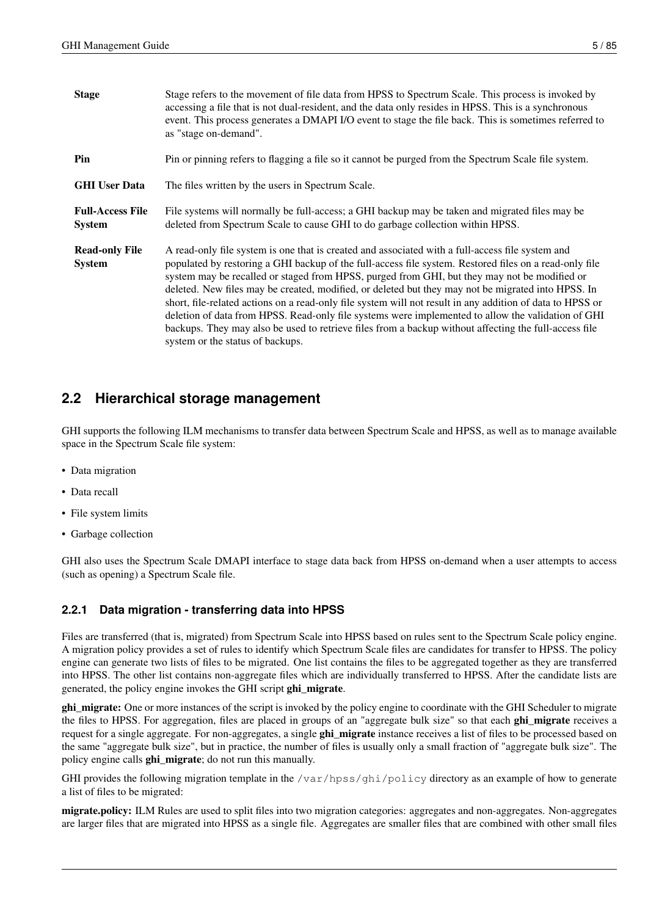| | |
|---|---|
| **Stage** | Stage refers to the movement of file data from HPSS to Spectrum Scale. This process is invoked by accessing a file that is not dual-resident, and the data only resides in HPSS. This is a synchronous event. This process generates a DMAPI I/O event to stage the file back. This is sometimes referred to as "stage on-demand". |
| **Pin** | Pin or pinning refers to flagging a file so it cannot be purged from the Spectrum Scale file system. |
| **GHI User Data** | The files written by the users in Spectrum Scale. |
| **Full-Access File System** | File systems will normally be full-access; a GHI backup may be taken and migrated files may be deleted from Spectrum Scale to cause GHI to do garbage collection within HPSS. |
| **Read-only File System** | A read-only file system is one that is created and associated with a full-access file system and populated by restoring a GHI backup of the full-access file system. Restored files on a read-only file system may be recalled or staged from HPSS, purged from GHI, but they may not be modified or deleted. New files may be created, modified, or deleted but they may not be migrated into HPSS. In short, file-related actions on a read-only file system will not result in any addition of data to HPSS or deletion of data from HPSS. Read-only file systems were implemented to allow the validation of GHI backups. They may also be used to retrieve files from a backup without affecting the full-access file system or the status of backups. |

## 2.2 Hierarchical storage management

GHI supports the following ILM mechanisms to transfer data between Spectrum Scale and HPSS, as well as to manage available space in the Spectrum Scale file system:

- Data migration
- Data recall
- File system limits
- Garbage collection

GHI also uses the Spectrum Scale DMAPI interface to stage data back from HPSS on-demand when a user attempts to access (such as opening) a Spectrum Scale file.

### 2.2.1 Data migration - transferring data into HPSS

Files are transferred (that is, migrated) from Spectrum Scale into HPSS based on rules sent to the Spectrum Scale policy engine. A migration policy provides a set of rules to identify which Spectrum Scale files are candidates for transfer to HPSS. The policy engine can generate two lists of files to be migrated. One list contains the files to be aggregated together as they are transferred into HPSS. The other list contains non-aggregate files which are individually transferred to HPSS. After the candidate lists are generated, the policy engine invokes the GHI script **ghi_migrate**.

**ghi_migrate:** One or more instances of the script is invoked by the policy engine to coordinate with the GHI Scheduler to migrate the files to HPSS. For aggregation, files are placed in groups of an "aggregate bulk size" so that each **ghi_migrate** receives a request for a single aggregate. For non-aggregates, a single **ghi_migrate** instance receives a list of files to be processed based on the same "aggregate bulk size", but in practice, the number of files is usually only a small fraction of "aggregate bulk size". The policy engine calls **ghi_migrate**; do not run this manually.

GHI provides the following migration template in the `/var/hpss/ghi/policy` directory as an example of how to generate a list of files to be migrated:

**migrate.policy:** ILM Rules are used to split files into two migration categories: aggregates and non-aggregates. Non-aggregates are larger files that are migrated into HPSS as a single file. Aggregates are smaller files that are combined with other small files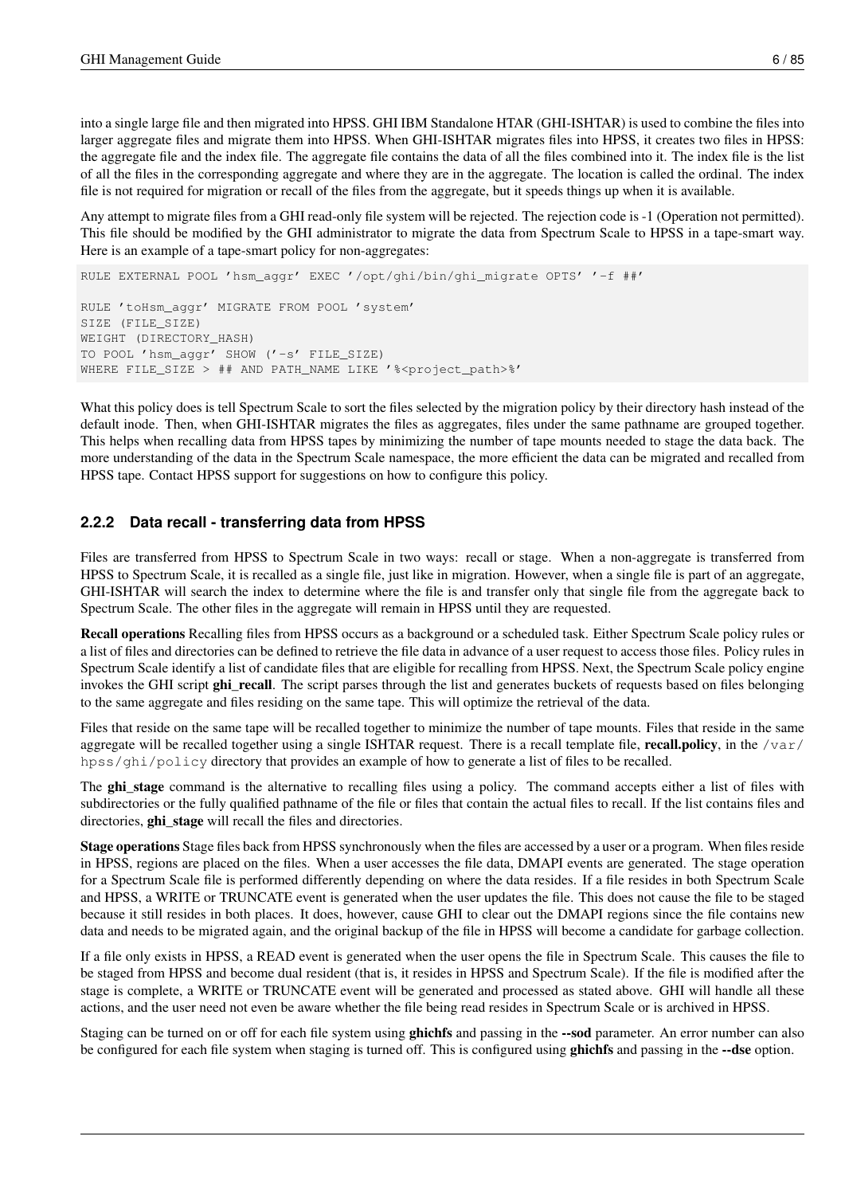into a single large file and then migrated into HPSS. GHI IBM Standalone HTAR (GHI-ISHTAR) is used to combine the files into larger aggregate files and migrate them into HPSS. When GHI-ISHTAR migrates files into HPSS, it creates two files in HPSS: the aggregate file and the index file. The aggregate file contains the data of all the files combined into it. The index file is the list of all the files in the corresponding aggregate and where they are in the aggregate. The location is called the ordinal. The index file is not required for migration or recall of the files from the aggregate, but it speeds things up when it is available.

Any attempt to migrate files from a GHI read-only file system will be rejected. The rejection code is -1 (Operation not permitted). This file should be modified by the GHI administrator to migrate the data from Spectrum Scale to HPSS in a tape-smart way. Here is an example of a tape-smart policy for non-aggregates:

```
RULE EXTERNAL POOL 'hsm_aggr' EXEC '/opt/ghi/bin/ghi_migrate OPTS' '-f ##'

RULE 'toHsm_aggr' MIGRATE FROM POOL 'system'
SIZE (FILE_SIZE)
WEIGHT (DIRECTORY_HASH)
TO POOL 'hsm_aggr' SHOW ('-s' FILE_SIZE)
WHERE FILE_SIZE > ## AND PATH_NAME LIKE '%<project_path>%'
```

What this policy does is tell Spectrum Scale to sort the files selected by the migration policy by their directory hash instead of the default inode. Then, when GHI-ISHTAR migrates the files as aggregates, files under the same pathname are grouped together. This helps when recalling data from HPSS tapes by minimizing the number of tape mounts needed to stage the data back. The more understanding of the data in the Spectrum Scale namespace, the more efficient the data can be migrated and recalled from HPSS tape. Contact HPSS support for suggestions on how to configure this policy.

### 2.2.2 Data recall - transferring data from HPSS

Files are transferred from HPSS to Spectrum Scale in two ways: recall or stage. When a non-aggregate is transferred from HPSS to Spectrum Scale, it is recalled as a single file, just like in migration. However, when a single file is part of an aggregate, GHI-ISHTAR will search the index to determine where the file is and transfer only that single file from the aggregate back to Spectrum Scale. The other files in the aggregate will remain in HPSS until they are requested.

**Recall operations** Recalling files from HPSS occurs as a background or a scheduled task. Either Spectrum Scale policy rules or a list of files and directories can be defined to retrieve the file data in advance of a user request to access those files. Policy rules in Spectrum Scale identify a list of candidate files that are eligible for recalling from HPSS. Next, the Spectrum Scale policy engine invokes the GHI script **ghi_recall**. The script parses through the list and generates buckets of requests based on files belonging to the same aggregate and files residing on the same tape. This will optimize the retrieval of the data.

Files that reside on the same tape will be recalled together to minimize the number of tape mounts. Files that reside in the same aggregate will be recalled together using a single ISHTAR request. There is a recall template file, **recall.policy**, in the `/var/hpss/ghi/policy` directory that provides an example of how to generate a list of files to be recalled.

The **ghi_stage** command is the alternative to recalling files using a policy. The command accepts either a list of files with subdirectories or the fully qualified pathname of the file or files that contain the actual files to recall. If the list contains files and directories, **ghi_stage** will recall the files and directories.

**Stage operations** Stage files back from HPSS synchronously when the files are accessed by a user or a program. When files reside in HPSS, regions are placed on the files. When a user accesses the file data, DMAPI events are generated. The stage operation for a Spectrum Scale file is performed differently depending on where the data resides. If a file resides in both Spectrum Scale and HPSS, a WRITE or TRUNCATE event is generated when the user updates the file. This does not cause the file to be staged because it still resides in both places. It does, however, cause GHI to clear out the DMAPI regions since the file contains new data and needs to be migrated again, and the original backup of the file in HPSS will become a candidate for garbage collection.

If a file only exists in HPSS, a READ event is generated when the user opens the file in Spectrum Scale. This causes the file to be staged from HPSS and become dual resident (that is, it resides in HPSS and Spectrum Scale). If the file is modified after the stage is complete, a WRITE or TRUNCATE event will be generated and processed as stated above. GHI will handle all these actions, and the user need not even be aware whether the file being read resides in Spectrum Scale or is archived in HPSS.

Staging can be turned on or off for each file system using **ghichfs** and passing in the **--sod** parameter. An error number can also be configured for each file system when staging is turned off. This is configured using **ghichfs** and passing in the **--dse** option.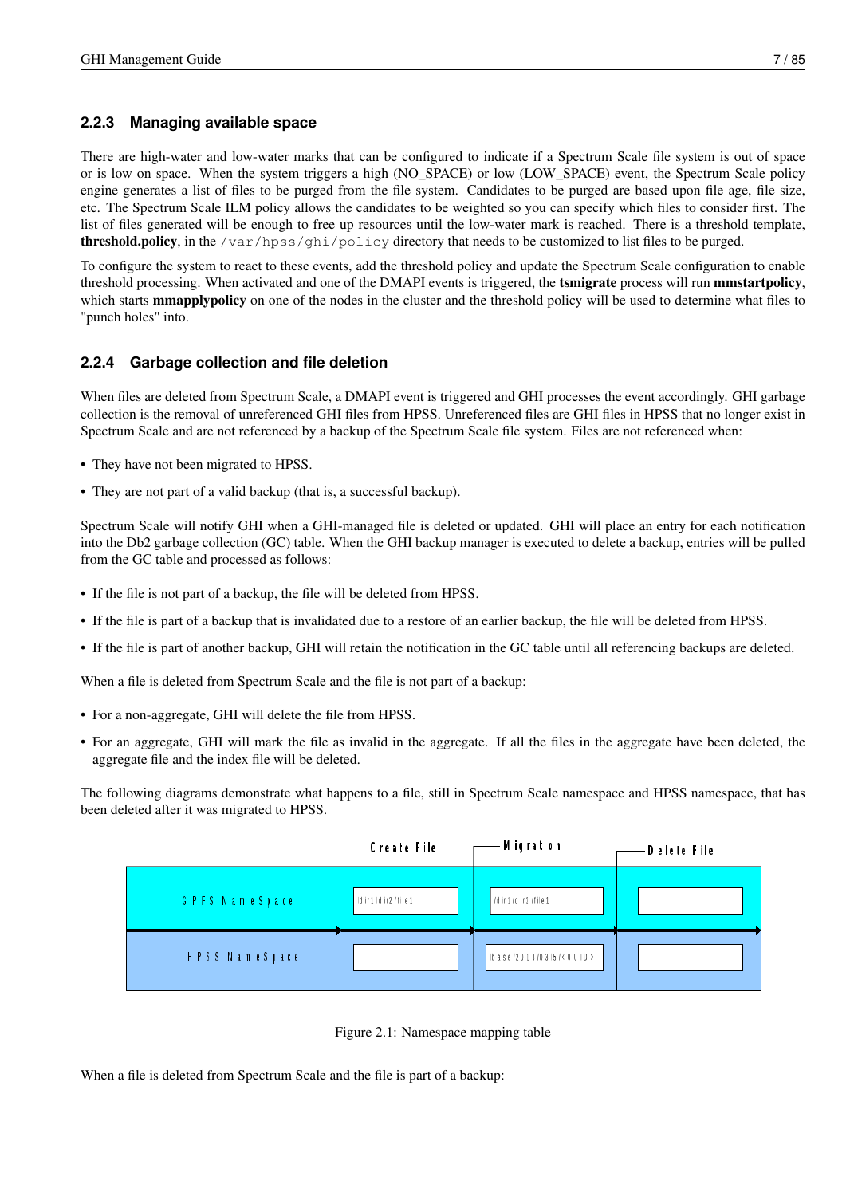### 2.2.3 Managing available space

There are high-water and low-water marks that can be configured to indicate if a Spectrum Scale file system is out of space or is low on space. When the system triggers a high (NO_SPACE) or low (LOW_SPACE) event, the Spectrum Scale policy engine generates a list of files to be purged from the file system. Candidates to be purged are based upon file age, file size, etc. The Spectrum Scale ILM policy allows the candidates to be weighted so you can specify which files to consider first. The list of files generated will be enough to free up resources until the low-water mark is reached. There is a threshold template, **threshold.policy**, in the `/var/hpss/ghi/policy` directory that needs to be customized to list files to be purged.

To configure the system to react to these events, add the threshold policy and update the Spectrum Scale configuration to enable threshold processing. When activated and one of the DMAPI events is triggered, the **tsmigrate** process will run **mmstartpolicy**, which starts **mmapplypolicy** on one of the nodes in the cluster and the threshold policy will be used to determine what files to "punch holes" into.

### 2.2.4 Garbage collection and file deletion

When files are deleted from Spectrum Scale, a DMAPI event is triggered and GHI processes the event accordingly. GHI garbage collection is the removal of unreferenced GHI files from HPSS. Unreferenced files are GHI files in HPSS that no longer exist in Spectrum Scale and are not referenced by a backup of the Spectrum Scale file system. Files are not referenced when:

- They have not been migrated to HPSS.
- They are not part of a valid backup (that is, a successful backup).

Spectrum Scale will notify GHI when a GHI-managed file is deleted or updated. GHI will place an entry for each notification into the Db2 garbage collection (GC) table. When the GHI backup manager is executed to delete a backup, entries will be pulled from the GC table and processed as follows:

- If the file is not part of a backup, the file will be deleted from HPSS.
- If the file is part of a backup that is invalidated due to a restore of an earlier backup, the file will be deleted from HPSS.
- If the file is part of another backup, GHI will retain the notification in the GC table until all referencing backups are deleted.

When a file is deleted from Spectrum Scale and the file is not part of a backup:

- For a non-aggregate, GHI will delete the file from HPSS.
- For an aggregate, GHI will mark the file as invalid in the aggregate. If all the files in the aggregate have been deleted, the aggregate file and the index file will be deleted.

The following diagrams demonstrate what happens to a file, still in Spectrum Scale namespace and HPSS namespace, that has been deleted after it was migrated to HPSS.

Create File
Migration
Delete File
GPFS NameSpace
/dir1/dir2/file1
/dir1/dir2/file1
HPSS NameSpace
/base/2013/03/5/<UUID>

Figure 2.1: Namespace mapping table

When a file is deleted from Spectrum Scale and the file is part of a backup: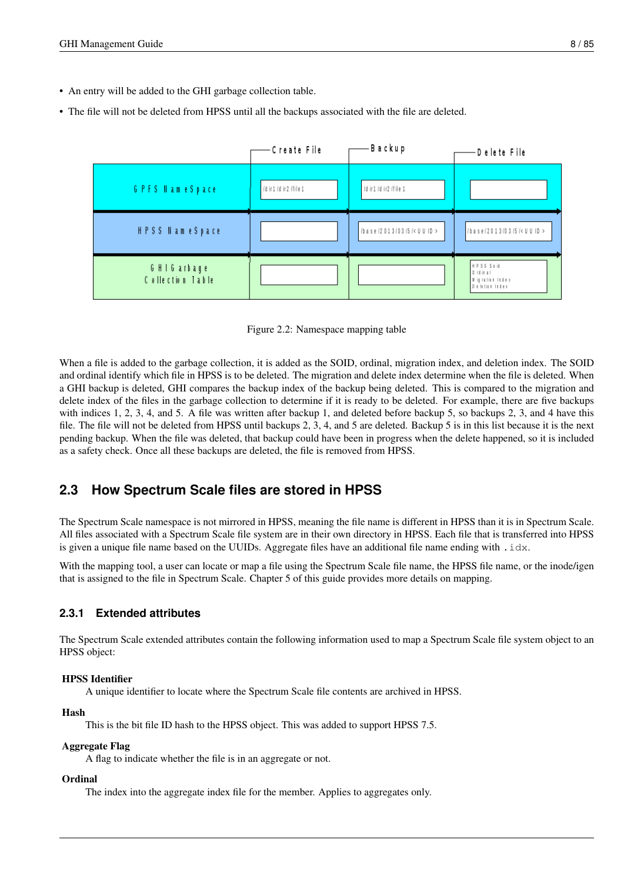- An entry will be added to the GHI garbage collection table.
- The file will not be deleted from HPSS until all the backups associated with the file are deleted.

Create File

Backup

Delete File

GPFS NameSpace

/dir1/dir2/file1

/dir1/dir2/file1

HPSS NameSpace

/base/2013/03/5/<UUID>

/base/2013/03/5/<UUID>

GHI Garbage Collection Table

HPSS SoId
Ordinal
Migration Index
Deletion Index

Figure 2.2: Namespace mapping table

When a file is added to the garbage collection, it is added as the SOID, ordinal, migration index, and deletion index. The SOID and ordinal identify which file in HPSS is to be deleted. The migration and delete index determine when the file is deleted. When a GHI backup is deleted, GHI compares the backup index of the backup being deleted. This is compared to the migration and delete index of the files in the garbage collection to determine if it is ready to be deleted. For example, there are five backups with indices 1, 2, 3, 4, and 5. A file was written after backup 1, and deleted before backup 5, so backups 2, 3, and 4 have this file. The file will not be deleted from HPSS until backups 2, 3, 4, and 5 are deleted. Backup 5 is in this list because it is the next pending backup. When the file was deleted, that backup could have been in progress when the delete happened, so it is included as a safety check. Once all these backups are deleted, the file is removed from HPSS.

## 2.3 How Spectrum Scale files are stored in HPSS

The Spectrum Scale namespace is not mirrored in HPSS, meaning the file name is different in HPSS than it is in Spectrum Scale. All files associated with a Spectrum Scale file system are in their own directory in HPSS. Each file that is transferred into HPSS is given a unique file name based on the UUIDs. Aggregate files have an additional file name ending with `.idx`.

With the mapping tool, a user can locate or map a file using the Spectrum Scale file name, the HPSS file name, or the inode/igen that is assigned to the file in Spectrum Scale. Chapter 5 of this guide provides more details on mapping.

### 2.3.1 Extended attributes

The Spectrum Scale extended attributes contain the following information used to map a Spectrum Scale file system object to an HPSS object:

**HPSS Identifier**
A unique identifier to locate where the Spectrum Scale file contents are archived in HPSS.

**Hash**
This is the bit file ID hash to the HPSS object. This was added to support HPSS 7.5.

**Aggregate Flag**
A flag to indicate whether the file is in an aggregate or not.

**Ordinal**
The index into the aggregate index file for the member. Applies to aggregates only.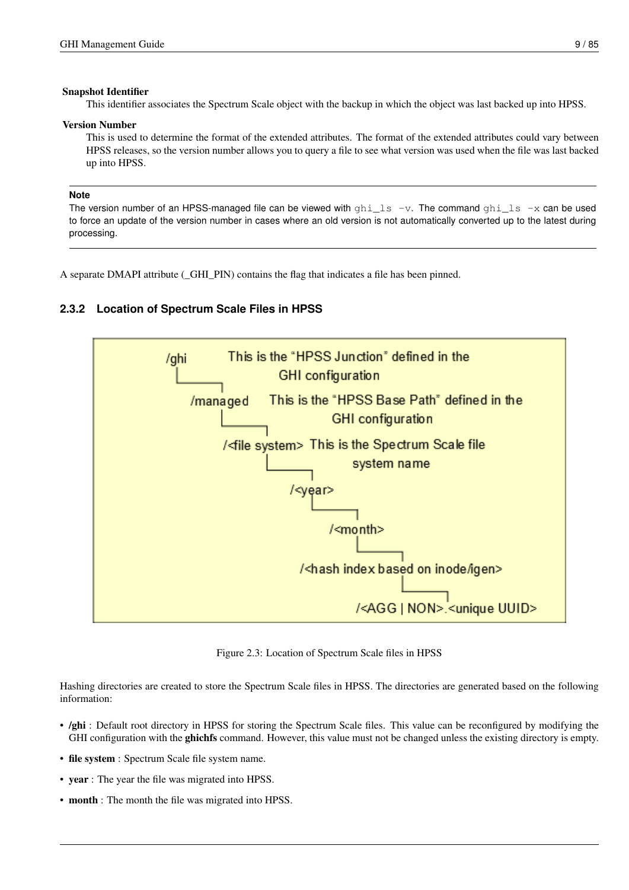**Snapshot Identifier**
This identifier associates the Spectrum Scale object with the backup in which the object was last backed up into HPSS.

**Version Number**
This is used to determine the format of the extended attributes. The format of the extended attributes could vary between HPSS releases, so the version number allows you to query a file to see what version was used when the file was last backed up into HPSS.

---

**Note**

The version number of an HPSS-managed file can be viewed with `ghi_ls -v`. The command `ghi_ls -x` can be used to force an update of the version number in cases where an old version is not automatically converted up to the latest during processing.

---

A separate DMAPI attribute (_GHI_PIN) contains the flag that indicates a file has been pinned.

### 2.3.2 Location of Spectrum Scale Files in HPSS

/ghi This is the "HPSS Junction" defined in the GHI configuration

/managed This is the "HPSS Base Path" defined in the GHI configuration

/<file system> This is the Spectrum Scale file system name

/<year>

/<month>

/<hash index based on inode/igen>

/<AGG | NON>.<unique UUID>

Figure 2.3: Location of Spectrum Scale files in HPSS

Hashing directories are created to store the Spectrum Scale files in HPSS. The directories are generated based on the following information:

- **/ghi** : Default root directory in HPSS for storing the Spectrum Scale files. This value can be reconfigured by modifying the GHI configuration with the **ghichfs** command. However, this value must not be changed unless the existing directory is empty.
- **file system** : Spectrum Scale file system name.
- **year** : The year the file was migrated into HPSS.
- **month** : The month the file was migrated into HPSS.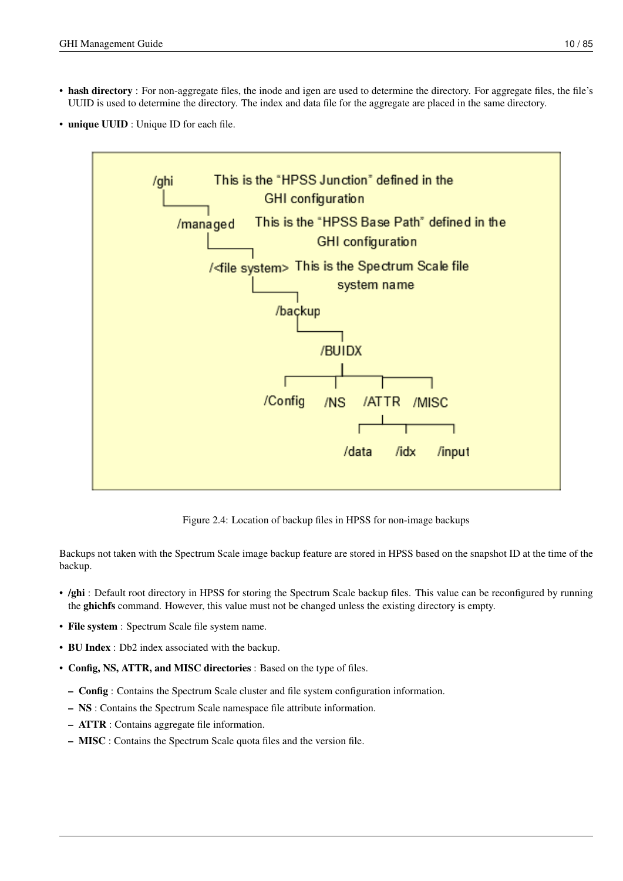- **hash directory** : For non-aggregate files, the inode and igen are used to determine the directory. For aggregate files, the file's UUID is used to determine the directory. The index and data file for the aggregate are placed in the same directory.
- **unique UUID** : Unique ID for each file.

/ghi This is the "HPSS Junction" defined in the GHI configuration

/managed This is the "HPSS Base Path" defined in the GHI configuration

/<file system> This is the Spectrum Scale file system name

/backup

/BUIDX

/Config /NS /ATTR /MISC

/data /idx /input

Figure 2.4: Location of backup files in HPSS for non-image backups

Backups not taken with the Spectrum Scale image backup feature are stored in HPSS based on the snapshot ID at the time of the backup.

- **/ghi** : Default root directory in HPSS for storing the Spectrum Scale backup files. This value can be reconfigured by running the **ghichfs** command. However, this value must not be changed unless the existing directory is empty.
- **File system** : Spectrum Scale file system name.
- **BU Index** : Db2 index associated with the backup.
- **Config, NS, ATTR, and MISC directories** : Based on the type of files.
  - **Config** : Contains the Spectrum Scale cluster and file system configuration information.
  - **NS** : Contains the Spectrum Scale namespace file attribute information.
  - **ATTR** : Contains aggregate file information.
  - **MISC** : Contains the Spectrum Scale quota files and the version file.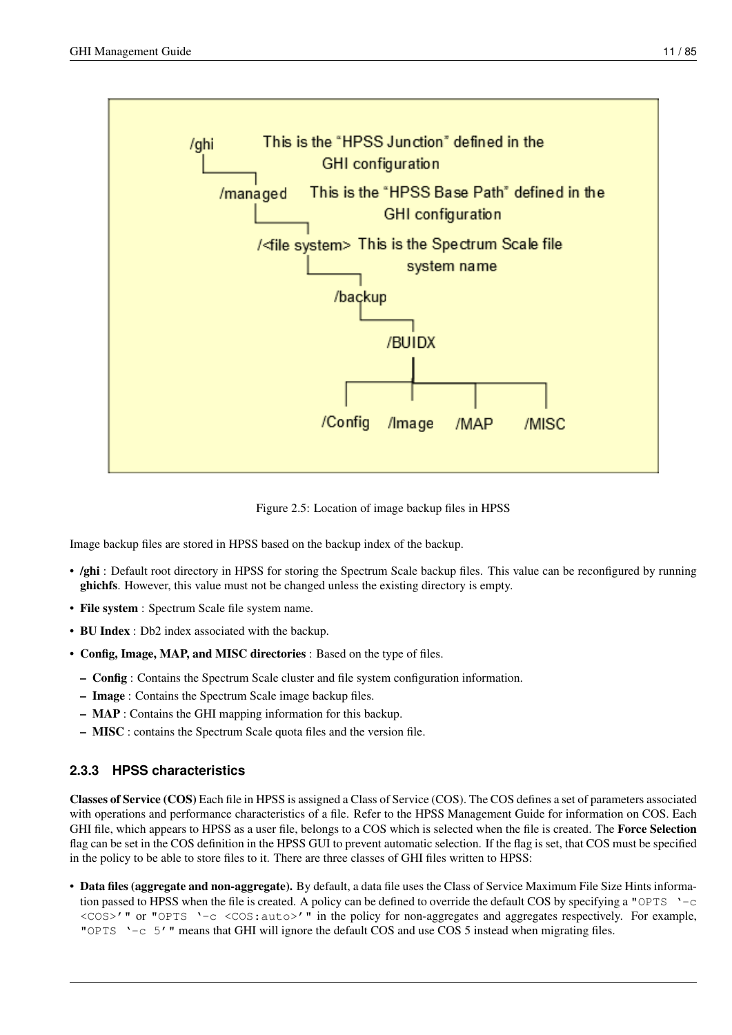/ghi This is the "HPSS Junction" defined in the GHI configuration

/managed This is the "HPSS Base Path" defined in the GHI configuration

/<file system> This is the Spectrum Scale file system name

/backup

/BUIDX

/Config /Image /MAP /MISC

Figure 2.5: Location of image backup files in HPSS

Image backup files are stored in HPSS based on the backup index of the backup.

- **/ghi** : Default root directory in HPSS for storing the Spectrum Scale backup files. This value can be reconfigured by running **ghichfs**. However, this value must not be changed unless the existing directory is empty.
- **File system** : Spectrum Scale file system name.
- **BU Index** : Db2 index associated with the backup.
- **Config, Image, MAP, and MISC directories** : Based on the type of files.
  - **Config** : Contains the Spectrum Scale cluster and file system configuration information.
  - **Image** : Contains the Spectrum Scale image backup files.
  - **MAP** : Contains the GHI mapping information for this backup.
  - **MISC** : contains the Spectrum Scale quota files and the version file.

### 2.3.3 HPSS characteristics

**Classes of Service (COS)** Each file in HPSS is assigned a Class of Service (COS). The COS defines a set of parameters associated with operations and performance characteristics of a file. Refer to the HPSS Management Guide for information on COS. Each GHI file, which appears to HPSS as a user file, belongs to a COS which is selected when the file is created. The **Force Selection** flag can be set in the COS definition in the HPSS GUI to prevent automatic selection. If the flag is set, that COS must be specified in the policy to be able to store files to it. There are three classes of GHI files written to HPSS:

- **Data files (aggregate and non-aggregate).** By default, a data file uses the Class of Service Maximum File Size Hints information passed to HPSS when the file is created. A policy can be defined to override the default COS by specifying a "`OPTS '-c <COS>'`" or "`OPTS '-c <COS:auto>'`" in the policy for non-aggregates and aggregates respectively. For example, "`OPTS '-c 5'`" means that GHI will ignore the default COS and use COS 5 instead when migrating files.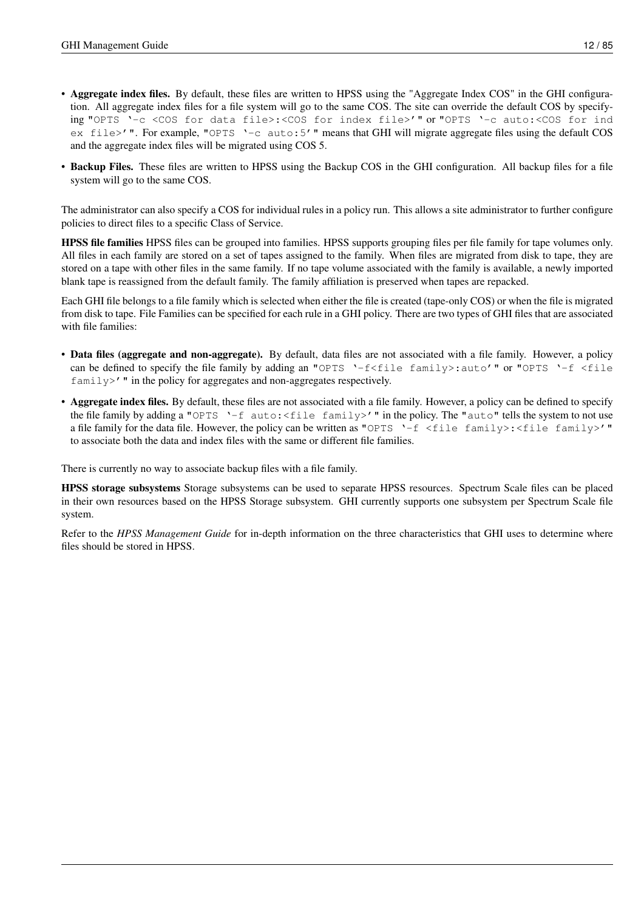- **Aggregate index files.** By default, these files are written to HPSS using the "Aggregate Index COS" in the GHI configuration. All aggregate index files for a file system will go to the same COS. The site can override the default COS by specifying "`OPTS '-c <COS for data file>:<COS for index file>'`" or "`OPTS '-c auto:<COS for index file>'`". For example, "`OPTS '-c auto:5'`" means that GHI will migrate aggregate files using the default COS and the aggregate index files will be migrated using COS 5.
- **Backup Files.** These files are written to HPSS using the Backup COS in the GHI configuration. All backup files for a file system will go to the same COS.

The administrator can also specify a COS for individual rules in a policy run. This allows a site administrator to further configure policies to direct files to a specific Class of Service.

**HPSS file families** HPSS files can be grouped into families. HPSS supports grouping files per file family for tape volumes only. All files in each family are stored on a set of tapes assigned to the family. When files are migrated from disk to tape, they are stored on a tape with other files in the same family. If no tape volume associated with the family is available, a newly imported blank tape is reassigned from the default family. The family affiliation is preserved when tapes are repacked.

Each GHI file belongs to a file family which is selected when either the file is created (tape-only COS) or when the file is migrated from disk to tape. File Families can be specified for each rule in a GHI policy. There are two types of GHI files that are associated with file families:

- **Data files (aggregate and non-aggregate).** By default, data files are not associated with a file family. However, a policy can be defined to specify the file family by adding an "`OPTS '-f<file family>:auto'`" or "`OPTS '-f <file family>'`" in the policy for aggregates and non-aggregates respectively.
- **Aggregate index files.** By default, these files are not associated with a file family. However, a policy can be defined to specify the file family by adding a "`OPTS '-f auto:<file family>'`" in the policy. The "`auto`" tells the system to not use a file family for the data file. However, the policy can be written as "`OPTS '-f <file family>:<file family>'`" to associate both the data and index files with the same or different file families.

There is currently no way to associate backup files with a file family.

**HPSS storage subsystems** Storage subsystems can be used to separate HPSS resources. Spectrum Scale files can be placed in their own resources based on the HPSS Storage subsystem. GHI currently supports one subsystem per Spectrum Scale file system.

Refer to the *HPSS Management Guide* for in-depth information on the three characteristics that GHI uses to determine where files should be stored in HPSS.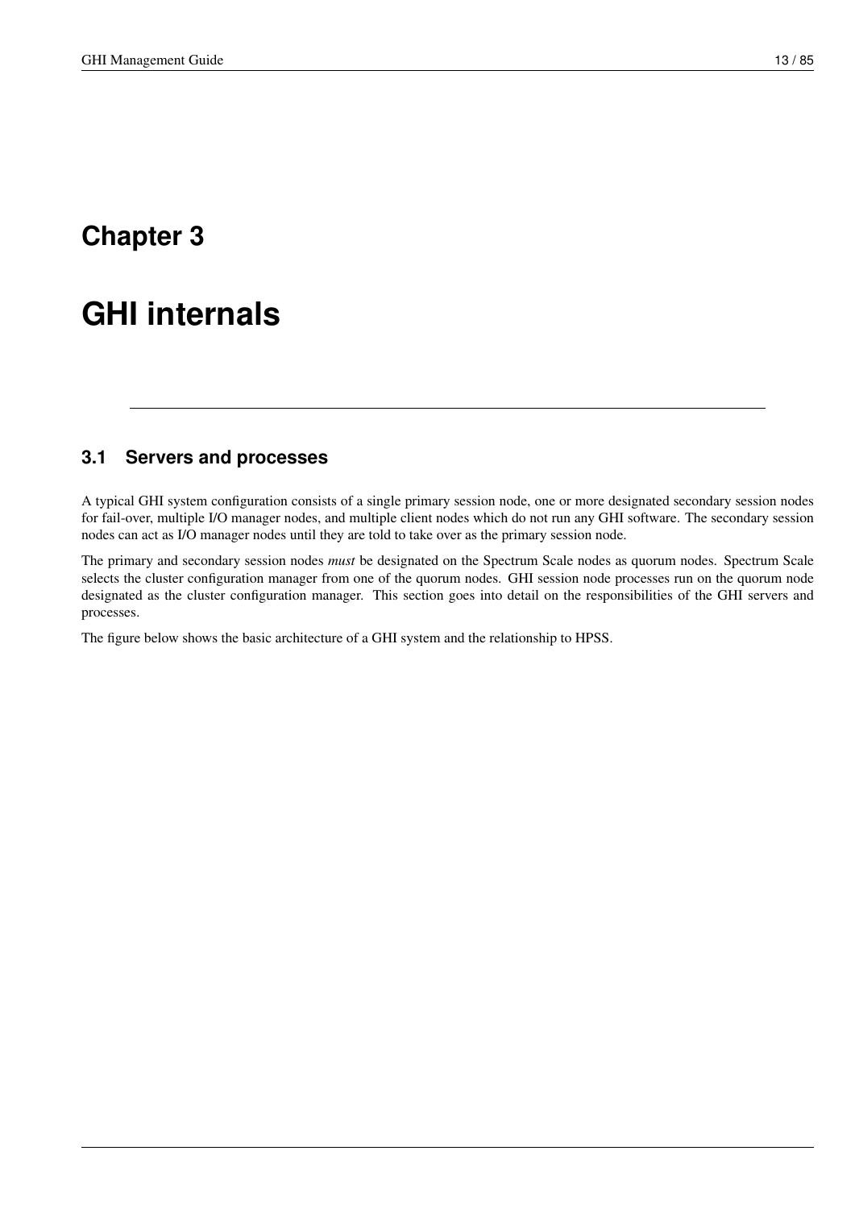# Chapter 3

# GHI internals

## 3.1 Servers and processes

A typical GHI system configuration consists of a single primary session node, one or more designated secondary session nodes for fail-over, multiple I/O manager nodes, and multiple client nodes which do not run any GHI software. The secondary session nodes can act as I/O manager nodes until they are told to take over as the primary session node.

The primary and secondary session nodes *must* be designated on the Spectrum Scale nodes as quorum nodes. Spectrum Scale selects the cluster configuration manager from one of the quorum nodes. GHI session node processes run on the quorum node designated as the cluster configuration manager. This section goes into detail on the responsibilities of the GHI servers and processes.

The figure below shows the basic architecture of a GHI system and the relationship to HPSS.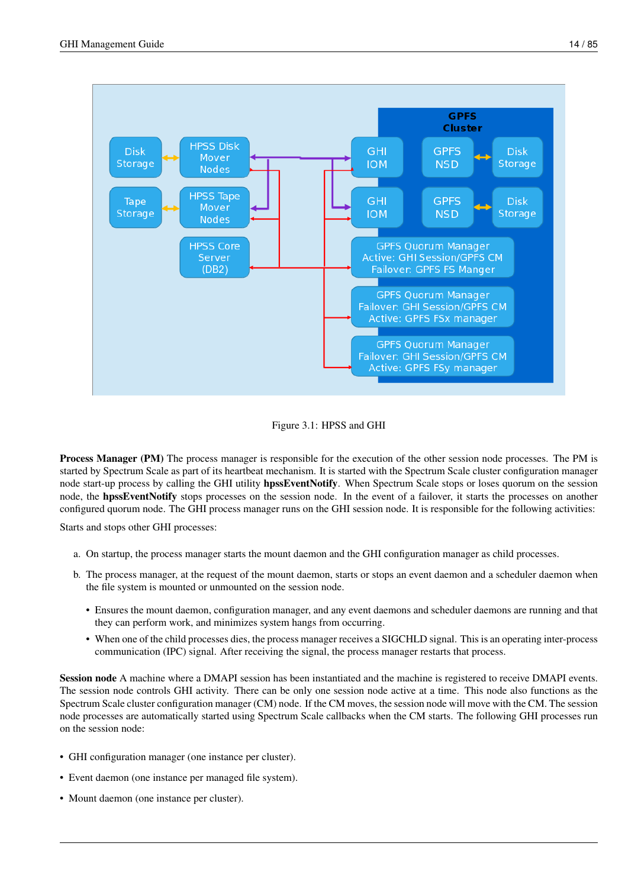GPFS
Cluster

Disk Storage

HPSS Disk Mover Nodes

Tape Storage

HPSS Tape Mover Nodes

HPSS Core Server (DB2)

GHI IOM

GHI IOM

GPFS NSD

GPFS NSD

Disk Storage

Disk Storage

GPFS Quorum Manager
Active: GHI Session/GPFS CM
Failover: GPFS FS Manger

GPFS Quorum Manager
Failover: GHI Session/GPFS CM
Active: GPFS FSx manager

GPFS Quorum Manager
Failover: GHI Session/GPFS CM
Active: GPFS FSy manager

Figure 3.1: HPSS and GHI

**Process Manager (PM)** The process manager is responsible for the execution of the other session node processes. The PM is started by Spectrum Scale as part of its heartbeat mechanism. It is started with the Spectrum Scale cluster configuration manager node start-up process by calling the GHI utility **hpssEventNotify**. When Spectrum Scale stops or loses quorum on the session node, the **hpssEventNotify** stops processes on the session node. In the event of a failover, it starts the processes on another configured quorum node. The GHI process manager runs on the GHI session node. It is responsible for the following activities:

Starts and stops other GHI processes:

a. On startup, the process manager starts the mount daemon and the GHI configuration manager as child processes.

b. The process manager, at the request of the mount daemon, starts or stops an event daemon and a scheduler daemon when the file system is mounted or unmounted on the session node.

- Ensures the mount daemon, configuration manager, and any event daemons and scheduler daemons are running and that they can perform work, and minimizes system hangs from occurring.
- When one of the child processes dies, the process manager receives a SIGCHLD signal. This is an operating inter-process communication (IPC) signal. After receiving the signal, the process manager restarts that process.

**Session node** A machine where a DMAPI session has been instantiated and the machine is registered to receive DMAPI events. The session node controls GHI activity. There can be only one session node active at a time. This node also functions as the Spectrum Scale cluster configuration manager (CM) node. If the CM moves, the session node will move with the CM. The session node processes are automatically started using Spectrum Scale callbacks when the CM starts. The following GHI processes run on the session node:

- GHI configuration manager (one instance per cluster).
- Event daemon (one instance per managed file system).
- Mount daemon (one instance per cluster).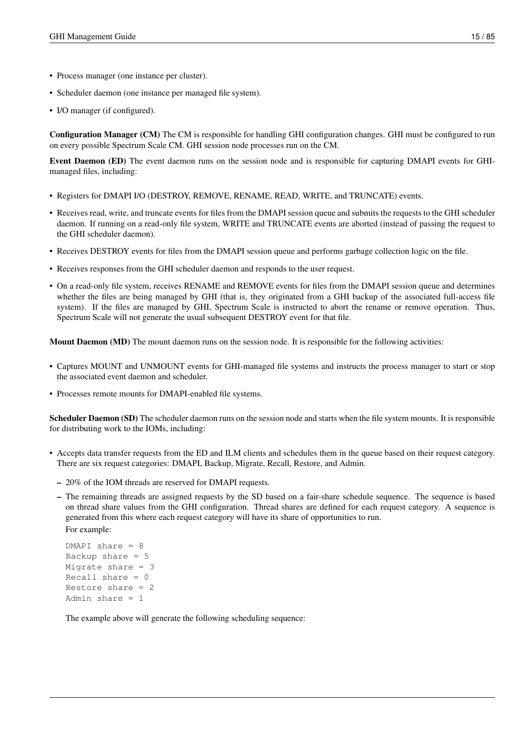- Process manager (one instance per cluster).
- Scheduler daemon (one instance per managed file system).
- I/O manager (if configured).

**Configuration Manager (CM)** The CM is responsible for handling GHI configuration changes. GHI must be configured to run on every possible Spectrum Scale CM. GHI session node processes run on the CM.

**Event Daemon (ED)** The event daemon runs on the session node and is responsible for capturing DMAPI events for GHI-managed files, including:

- Registers for DMAPI I/O (DESTROY, REMOVE, RENAME, READ, WRITE, and TRUNCATE) events.
- Receives read, write, and truncate events for files from the DMAPI session queue and submits the requests to the GHI scheduler daemon. If running on a read-only file system, WRITE and TRUNCATE events are aborted (instead of passing the request to the GHI scheduler daemon).
- Receives DESTROY events for files from the DMAPI session queue and performs garbage collection logic on the file.
- Receives responses from the GHI scheduler daemon and responds to the user request.
- On a read-only file system, receives RENAME and REMOVE events for files from the DMAPI session queue and determines whether the files are being managed by GHI (that is, they originated from a GHI backup of the associated full-access file system). If the files are managed by GHI, Spectrum Scale is instructed to abort the rename or remove operation. Thus, Spectrum Scale will not generate the usual subsequent DESTROY event for that file.

**Mount Daemon (MD)** The mount daemon runs on the session node. It is responsible for the following activities:

- Captures MOUNT and UNMOUNT events for GHI-managed file systems and instructs the process manager to start or stop the associated event daemon and scheduler.
- Processes remote mounts for DMAPI-enabled file systems.

**Scheduler Daemon (SD)** The scheduler daemon runs on the session node and starts when the file system mounts. It is responsible for distributing work to the IOMs, including:

- Accepts data transfer requests from the ED and ILM clients and schedules them in the queue based on their request category. There are six request categories: DMAPI, Backup, Migrate, Recall, Restore, and Admin.
  - 20% of the IOM threads are reserved for DMAPI requests.
  - The remaining threads are assigned requests by the SD based on a fair-share schedule sequence. The sequence is based on thread share values from the GHI configuration. Thread shares are defined for each request category. A sequence is generated from this where each request category will have its share of opportunities to run.

    For example:

    ```
    DMAPI share = 8
    Backup share = 5
    Migrate share = 3
    Recall share = 0
    Restore share = 2
    Admin share = 1
    ```

    The example above will generate the following scheduling sequence: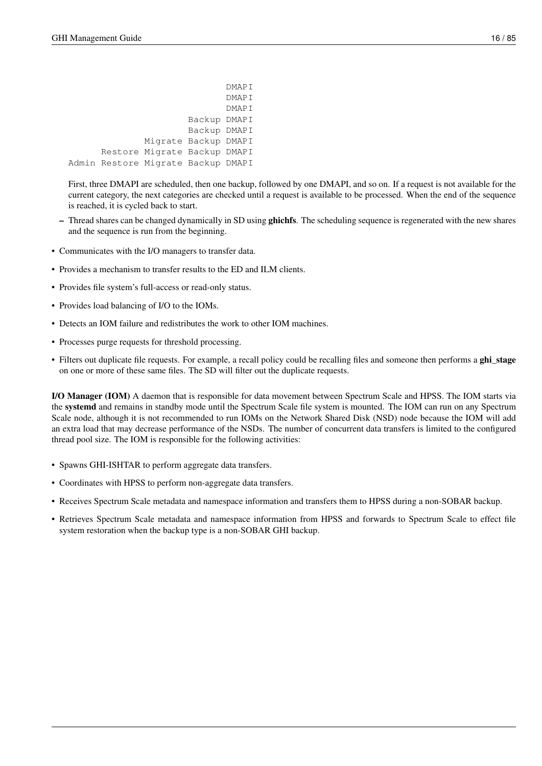```
                                DMAPI
                                DMAPI
                                DMAPI
                         Backup DMAPI
                         Backup DMAPI
                 Migrate Backup DMAPI
         Restore Migrate Backup DMAPI
   Admin Restore Migrate Backup DMAPI
```

First, three DMAPI are scheduled, then one backup, followed by one DMAPI, and so on. If a request is not available for the current category, the next categories are checked until a request is available to be processed. When the end of the sequence is reached, it is cycled back to start.

  - Thread shares can be changed dynamically in SD using **ghichfs**. The scheduling sequence is regenerated with the new shares and the sequence is run from the beginning.

- Communicates with the I/O managers to transfer data.
- Provides a mechanism to transfer results to the ED and ILM clients.
- Provides file system's full-access or read-only status.
- Provides load balancing of I/O to the IOMs.
- Detects an IOM failure and redistributes the work to other IOM machines.
- Processes purge requests for threshold processing.
- Filters out duplicate file requests. For example, a recall policy could be recalling files and someone then performs a **ghi_stage** on one or more of these same files. The SD will filter out the duplicate requests.

**I/O Manager (IOM)** A daemon that is responsible for data movement between Spectrum Scale and HPSS. The IOM starts via the **systemd** and remains in standby mode until the Spectrum Scale file system is mounted. The IOM can run on any Spectrum Scale node, although it is not recommended to run IOMs on the Network Shared Disk (NSD) node because the IOM will add an extra load that may decrease performance of the NSDs. The number of concurrent data transfers is limited to the configured thread pool size. The IOM is responsible for the following activities:

- Spawns GHI-ISHTAR to perform aggregate data transfers.
- Coordinates with HPSS to perform non-aggregate data transfers.
- Receives Spectrum Scale metadata and namespace information and transfers them to HPSS during a non-SOBAR backup.
- Retrieves Spectrum Scale metadata and namespace information from HPSS and forwards to Spectrum Scale to effect file system restoration when the backup type is a non-SOBAR GHI backup.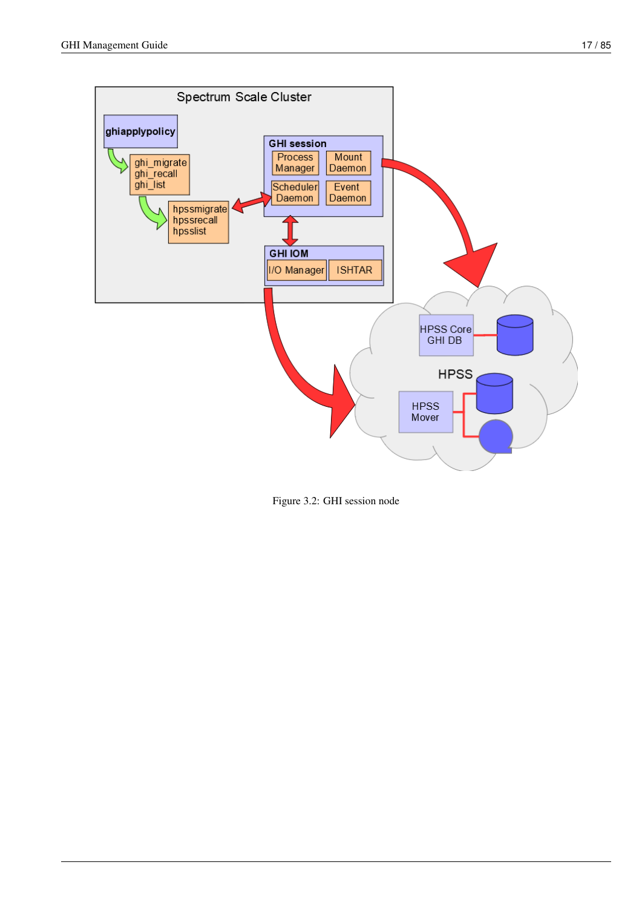Spectrum Scale Cluster

ghiapplypolicy

ghi_migrate
ghi_recall
ghi_list

hpssmigrate
hpssrecall
hpsslist

GHI session

Process Manager

Mount Daemon

Scheduler Daemon

Event Daemon

GHI IOM

I/O Manager

ISHTAR

HPSS Core
GHI DB

HPSS

HPSS Mover

Figure 3.2: GHI session node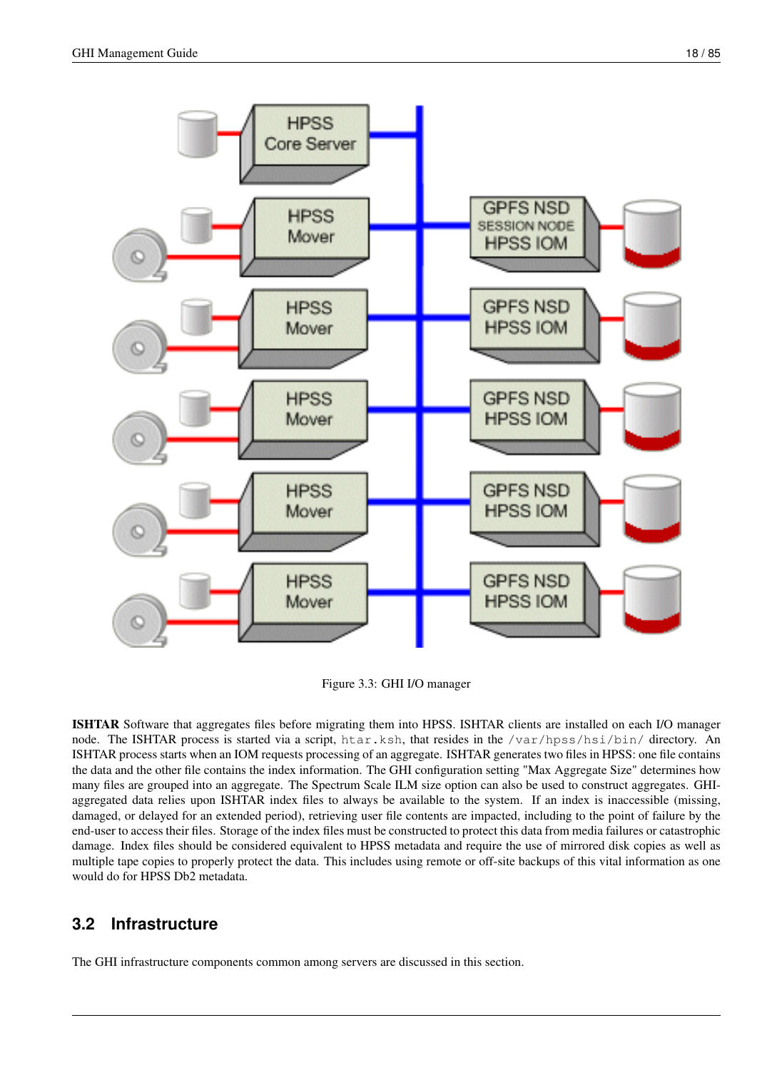Figure 3.3: GHI I/O manager

**ISHTAR** Software that aggregates files before migrating them into HPSS. ISHTAR clients are installed on each I/O manager node. The ISHTAR process is started via a script, `htar.ksh`, that resides in the `/var/hpss/hsi/bin/` directory. An ISHTAR process starts when an IOM requests processing of an aggregate. ISHTAR generates two files in HPSS: one file contains the data and the other file contains the index information. The GHI configuration setting "Max Aggregate Size" determines how many files are grouped into an aggregate. The Spectrum Scale ILM size option can also be used to construct aggregates. GHI-aggregated data relies upon ISHTAR index files to always be available to the system. If an index is inaccessible (missing, damaged, or delayed for an extended period), retrieving user file contents are impacted, including to the point of failure by the end-user to access their files. Storage of the index files must be constructed to protect this data from media failures or catastrophic damage. Index files should be considered equivalent to HPSS metadata and require the use of mirrored disk copies as well as multiple tape copies to properly protect the data. This includes using remote or off-site backups of this vital information as one would do for HPSS Db2 metadata.

## 3.2 Infrastructure

The GHI infrastructure components common among servers are discussed in this section.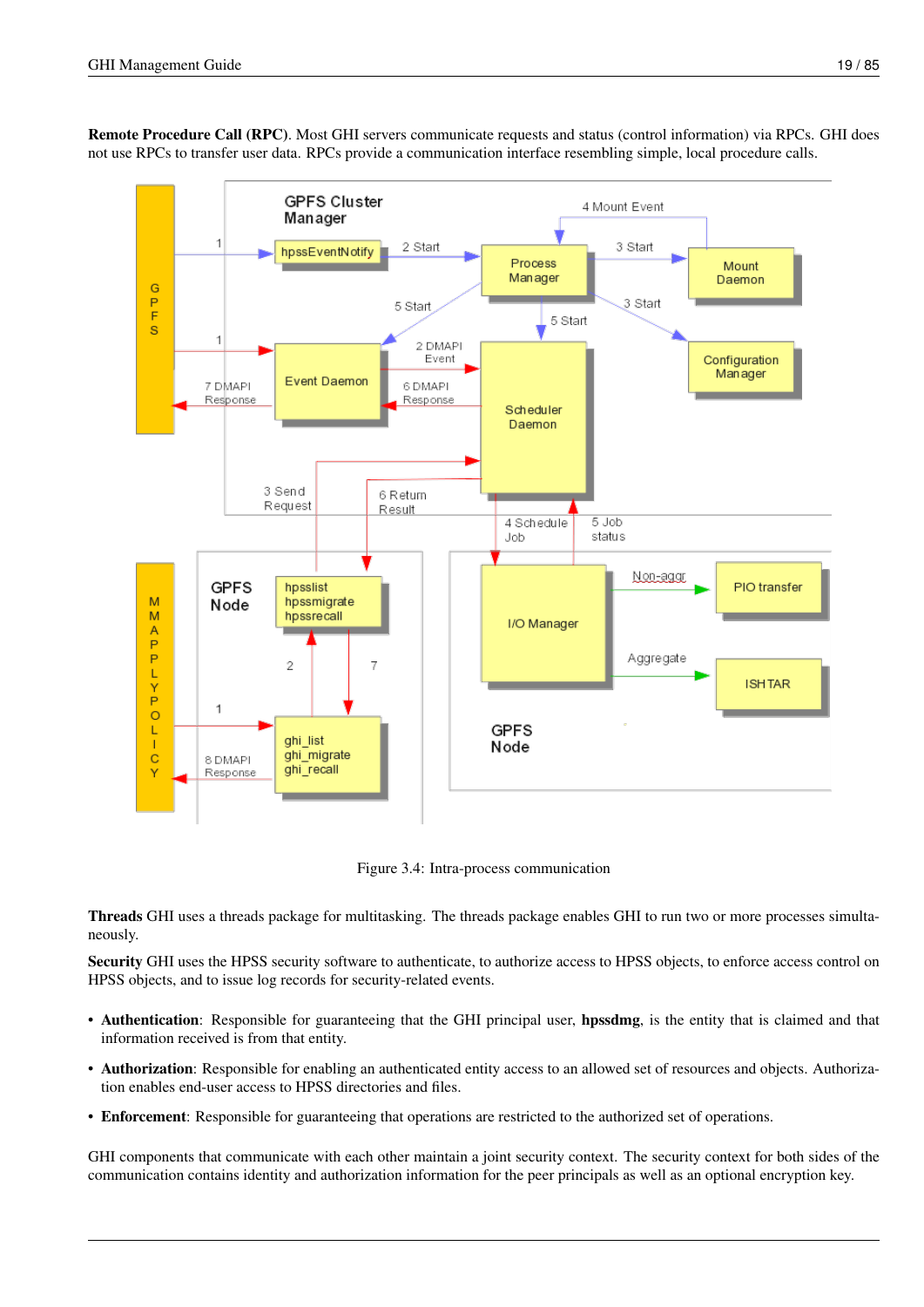**Remote Procedure Call (RPC)**. Most GHI servers communicate requests and status (control information) via RPCs. GHI does not use RPCs to transfer user data. RPCs provide a communication interface resembling simple, local procedure calls.

GPFS

GPFS Cluster Manager

1

hpssEventNotify

2 Start

Process Manager

4 Mount Event

3 Start

Mount Daemon

5 Start

3 Start

5 Start

1

Event Daemon

2 DMAPI Event

Configuration Manager

7 DMAPI Response

6 DMAPI Response

Scheduler Daemon

3 Send Request

6 Return Result

4 Schedule Job

5 Job status

MMAPPLYPOLICY

GPFS Node

hpsslist
hpssmigrate
hpssrecall

I/O Manager

Non-aggr

PIO transfer

Aggregate

ISHTAR

2

7

1

ghi_list
ghi_migrate
ghi_recall

8 DMAPI Response

GPFS Node

Figure 3.4: Intra-process communication

**Threads** GHI uses a threads package for multitasking. The threads package enables GHI to run two or more processes simultaneously.

**Security** GHI uses the HPSS security software to authenticate, to authorize access to HPSS objects, to enforce access control on HPSS objects, and to issue log records for security-related events.

- **Authentication**: Responsible for guaranteeing that the GHI principal user, **hpssdmg**, is the entity that is claimed and that information received is from that entity.
- **Authorization**: Responsible for enabling an authenticated entity access to an allowed set of resources and objects. Authorization enables end-user access to HPSS directories and files.
- **Enforcement**: Responsible for guaranteeing that operations are restricted to the authorized set of operations.

GHI components that communicate with each other maintain a joint security context. The security context for both sides of the communication contains identity and authorization information for the peer principals as well as an optional encryption key.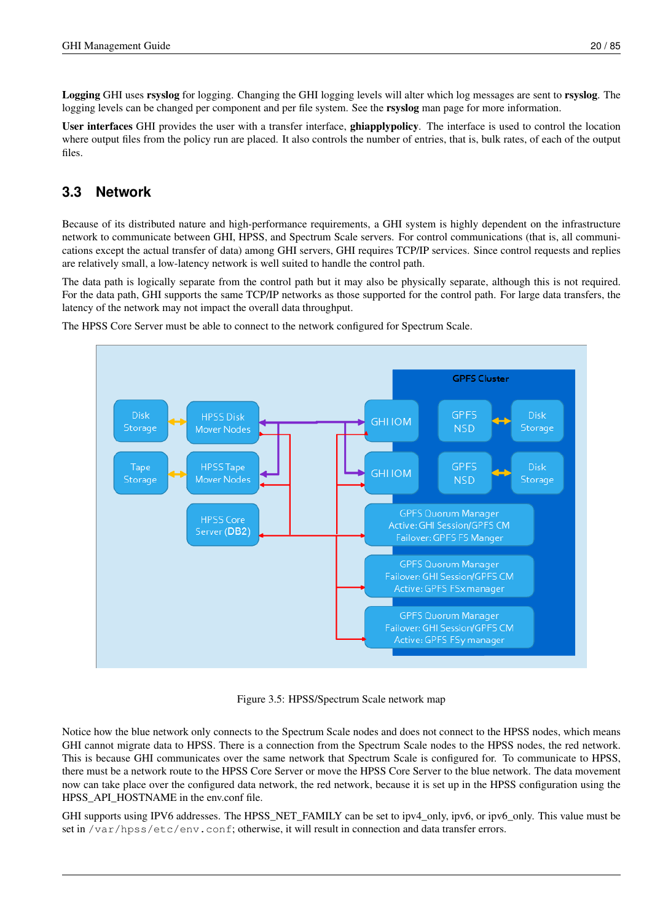**Logging** GHI uses **rsyslog** for logging. Changing the GHI logging levels will alter which log messages are sent to **rsyslog**. The logging levels can be changed per component and per file system. See the **rsyslog** man page for more information.

**User interfaces** GHI provides the user with a transfer interface, **ghiapplypolicy**. The interface is used to control the location where output files from the policy run are placed. It also controls the number of entries, that is, bulk rates, of each of the output files.

## 3.3 Network

Because of its distributed nature and high-performance requirements, a GHI system is highly dependent on the infrastructure network to communicate between GHI, HPSS, and Spectrum Scale servers. For control communications (that is, all communications except the actual transfer of data) among GHI servers, GHI requires TCP/IP services. Since control requests and replies are relatively small, a low-latency network is well suited to handle the control path.

The data path is logically separate from the control path but it may also be physically separate, although this is not required. For the data path, GHI supports the same TCP/IP networks as those supported for the control path. For large data transfers, the latency of the network may not impact the overall data throughput.

The HPSS Core Server must be able to connect to the network configured for Spectrum Scale.

GPFS Cluster
Disk Storage
HPSS Disk Mover Nodes
Tape Storage
HPSS Tape Mover Nodes
HPSS Core Server (DB2)
GHI IOM
GHI IOM
GPFS NSD
GPFS NSD
Disk Storage
Disk Storage
GPFS Quorum Manager Active: GHI Session/GPFS CM Failover: GPFS FS Manger
GPFS Quorum Manager Failover: GHI Session/GPFS CM Active: GPFS FSx manager
GPFS Quorum Manager Failover: GHI Session/GPFS CM Active: GPFS FSy manager

Figure 3.5: HPSS/Spectrum Scale network map

Notice how the blue network only connects to the Spectrum Scale nodes and does not connect to the HPSS nodes, which means GHI cannot migrate data to HPSS. There is a connection from the Spectrum Scale nodes to the HPSS nodes, the red network. This is because GHI communicates over the same network that Spectrum Scale is configured for. To communicate to HPSS, there must be a network route to the HPSS Core Server or move the HPSS Core Server to the blue network. The data movement now can take place over the configured data network, the red network, because it is set up in the HPSS configuration using the HPSS_API_HOSTNAME in the env.conf file.

GHI supports using IPV6 addresses. The HPSS_NET_FAMILY can be set to ipv4_only, ipv6, or ipv6_only. This value must be set in `/var/hpss/etc/env.conf`; otherwise, it will result in connection and data transfer errors.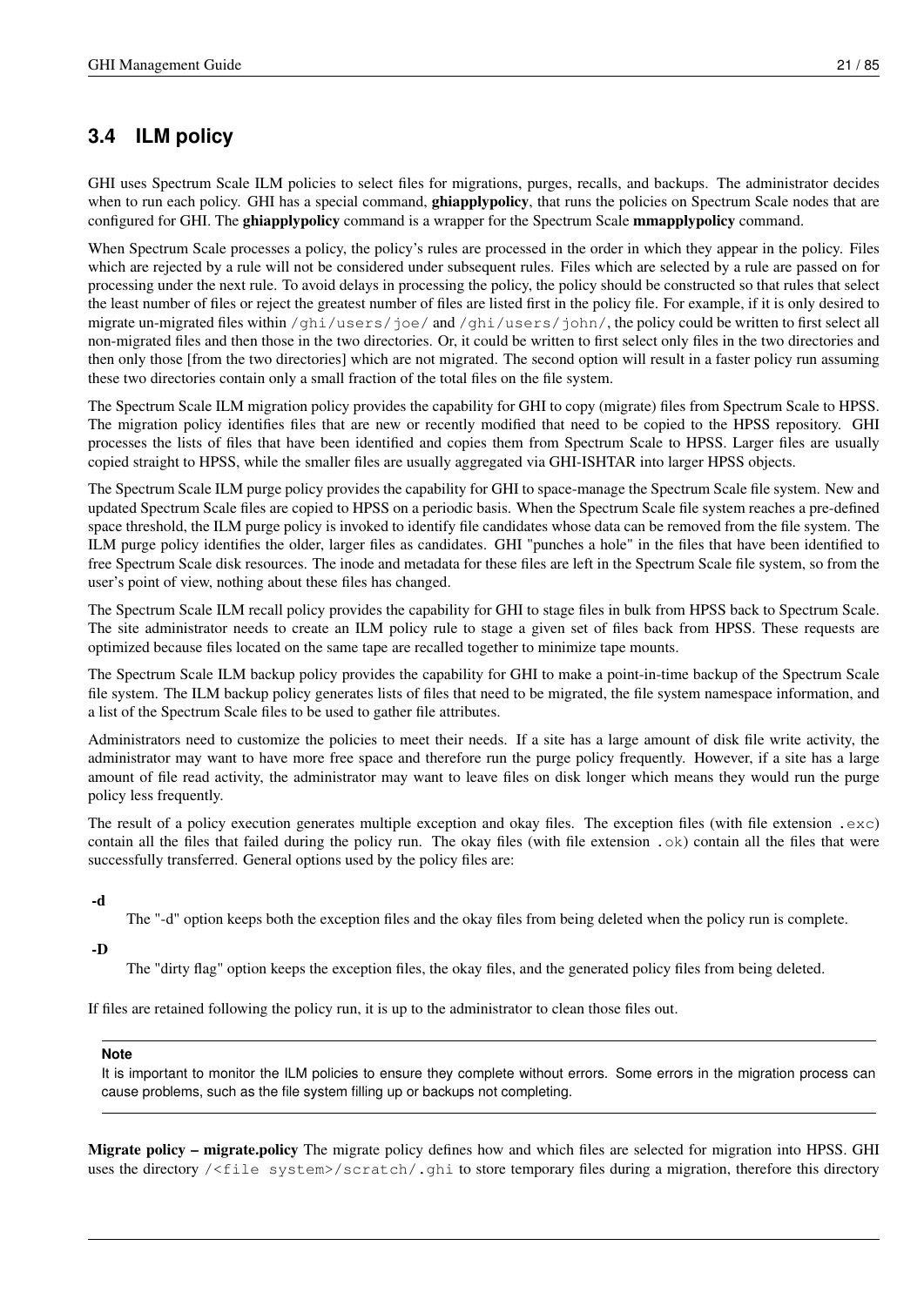## 3.4 ILM policy

GHI uses Spectrum Scale ILM policies to select files for migrations, purges, recalls, and backups. The administrator decides when to run each policy. GHI has a special command, **ghiapplypolicy**, that runs the policies on Spectrum Scale nodes that are configured for GHI. The **ghiapplypolicy** command is a wrapper for the Spectrum Scale **mmapplypolicy** command.

When Spectrum Scale processes a policy, the policy's rules are processed in the order in which they appear in the policy. Files which are rejected by a rule will not be considered under subsequent rules. Files which are selected by a rule are passed on for processing under the next rule. To avoid delays in processing the policy, the policy should be constructed so that rules that select the least number of files or reject the greatest number of files are listed first in the policy file. For example, if it is only desired to migrate un-migrated files within `/ghi/users/joe/` and `/ghi/users/john/`, the policy could be written to first select all non-migrated files and then those in the two directories. Or, it could be written to first select only files in the two directories and then only those [from the two directories] which are not migrated. The second option will result in a faster policy run assuming these two directories contain only a small fraction of the total files on the file system.

The Spectrum Scale ILM migration policy provides the capability for GHI to copy (migrate) files from Spectrum Scale to HPSS. The migration policy identifies files that are new or recently modified that need to be copied to the HPSS repository. GHI processes the lists of files that have been identified and copies them from Spectrum Scale to HPSS. Larger files are usually copied straight to HPSS, while the smaller files are usually aggregated via GHI-ISHTAR into larger HPSS objects.

The Spectrum Scale ILM purge policy provides the capability for GHI to space-manage the Spectrum Scale file system. New and updated Spectrum Scale files are copied to HPSS on a periodic basis. When the Spectrum Scale file system reaches a pre-defined space threshold, the ILM purge policy is invoked to identify file candidates whose data can be removed from the file system. The ILM purge policy identifies the older, larger files as candidates. GHI "punches a hole" in the files that have been identified to free Spectrum Scale disk resources. The inode and metadata for these files are left in the Spectrum Scale file system, so from the user's point of view, nothing about these files has changed.

The Spectrum Scale ILM recall policy provides the capability for GHI to stage files in bulk from HPSS back to Spectrum Scale. The site administrator needs to create an ILM policy rule to stage a given set of files back from HPSS. These requests are optimized because files located on the same tape are recalled together to minimize tape mounts.

The Spectrum Scale ILM backup policy provides the capability for GHI to make a point-in-time backup of the Spectrum Scale file system. The ILM backup policy generates lists of files that need to be migrated, the file system namespace information, and a list of the Spectrum Scale files to be used to gather file attributes.

Administrators need to customize the policies to meet their needs. If a site has a large amount of disk file write activity, the administrator may want to have more free space and therefore run the purge policy frequently. However, if a site has a large amount of file read activity, the administrator may want to leave files on disk longer which means they would run the purge policy less frequently.

The result of a policy execution generates multiple exception and okay files. The exception files (with file extension `.exc`) contain all the files that failed during the policy run. The okay files (with file extension `.ok`) contain all the files that were successfully transferred. General options used by the policy files are:

**-d**
: The "-d" option keeps both the exception files and the okay files from being deleted when the policy run is complete.

**-D**
: The "dirty flag" option keeps the exception files, the okay files, and the generated policy files from being deleted.

If files are retained following the policy run, it is up to the administrator to clean those files out.

> **Note**
>
> It is important to monitor the ILM policies to ensure they complete without errors. Some errors in the migration process can cause problems, such as the file system filling up or backups not completing.

**Migrate policy – migrate.policy** The migrate policy defines how and which files are selected for migration into HPSS. GHI uses the directory `/<file system>/scratch/.ghi` to store temporary files during a migration, therefore this directory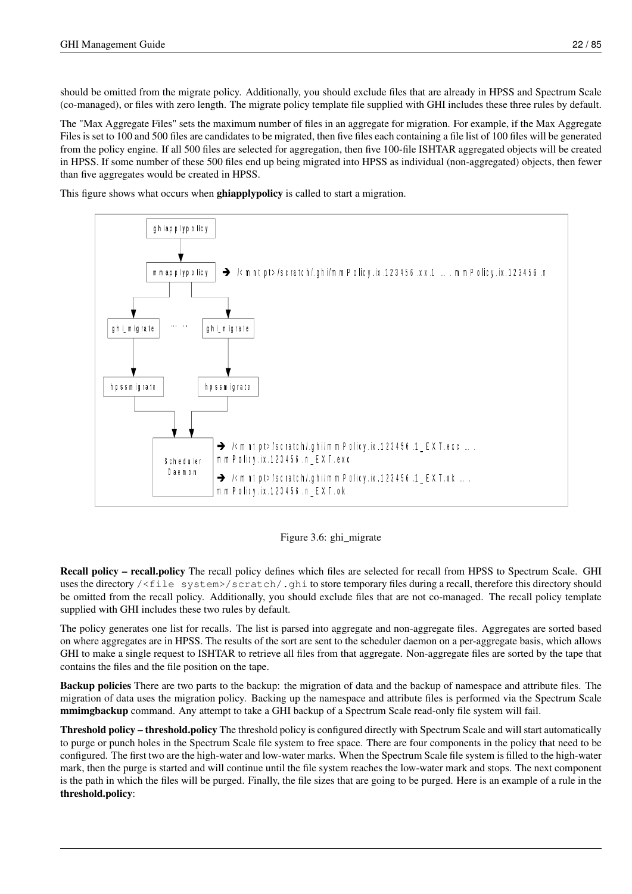should be omitted from the migrate policy. Additionally, you should exclude files that are already in HPSS and Spectrum Scale (co-managed), or files with zero length. The migrate policy template file supplied with GHI includes these three rules by default.

The "Max Aggregate Files" sets the maximum number of files in an aggregate for migration. For example, if the Max Aggregate Files is set to 100 and 500 files are candidates to be migrated, then five files each containing a file list of 100 files will be generated from the policy engine. If all 500 files are selected for aggregation, then five 100-file ISHTAR aggregated objects will be created in HPSS. If some number of these 500 files end up being migrated into HPSS as individual (non-aggregated) objects, then fewer than five aggregates would be created in HPSS.

This figure shows what occurs when **ghiapplypolicy** is called to start a migration.

ghiapplypolicy

mmapplypolicy → /<mntpt>/scratch/.ghi/mmPolicy.ix.123456.xx.1 ... mmPolicy.ix.123456.n

ghi_migrate ... ghi_migrate

hpssmigrate hpssmigrate

Scheduler Daemon

→ /<mntpt>/scratch/.ghi/mmPolicy.ix.123456.1_EXT.exc ... mmPolicy.ix.123456.n_EXT.exc

→ /<mntpt>/scratch/.ghi/mmPolicy.ix.123456.1_EXT.ok ... mmPolicy.ix.123456.n_EXT.ok

Figure 3.6: ghi_migrate

**Recall policy – recall.policy** The recall policy defines which files are selected for recall from HPSS to Spectrum Scale. GHI uses the directory `/<file system>/scratch/.ghi` to store temporary files during a recall, therefore this directory should be omitted from the recall policy. Additionally, you should exclude files that are not co-managed. The recall policy template supplied with GHI includes these two rules by default.

The policy generates one list for recalls. The list is parsed into aggregate and non-aggregate files. Aggregates are sorted based on where aggregates are in HPSS. The results of the sort are sent to the scheduler daemon on a per-aggregate basis, which allows GHI to make a single request to ISHTAR to retrieve all files from that aggregate. Non-aggregate files are sorted by the tape that contains the files and the file position on the tape.

**Backup policies** There are two parts to the backup: the migration of data and the backup of namespace and attribute files. The migration of data uses the migration policy. Backing up the namespace and attribute files is performed via the Spectrum Scale **mmimgbackup** command. Any attempt to take a GHI backup of a Spectrum Scale read-only file system will fail.

**Threshold policy – threshold.policy** The threshold policy is configured directly with Spectrum Scale and will start automatically to purge or punch holes in the Spectrum Scale file system to free space. There are four components in the policy that need to be configured. The first two are the high-water and low-water marks. When the Spectrum Scale file system is filled to the high-water mark, then the purge is started and will continue until the file system reaches the low-water mark and stops. The next component is the path in which the files will be purged. Finally, the file sizes that are going to be purged. Here is an example of a rule in the **threshold.policy**: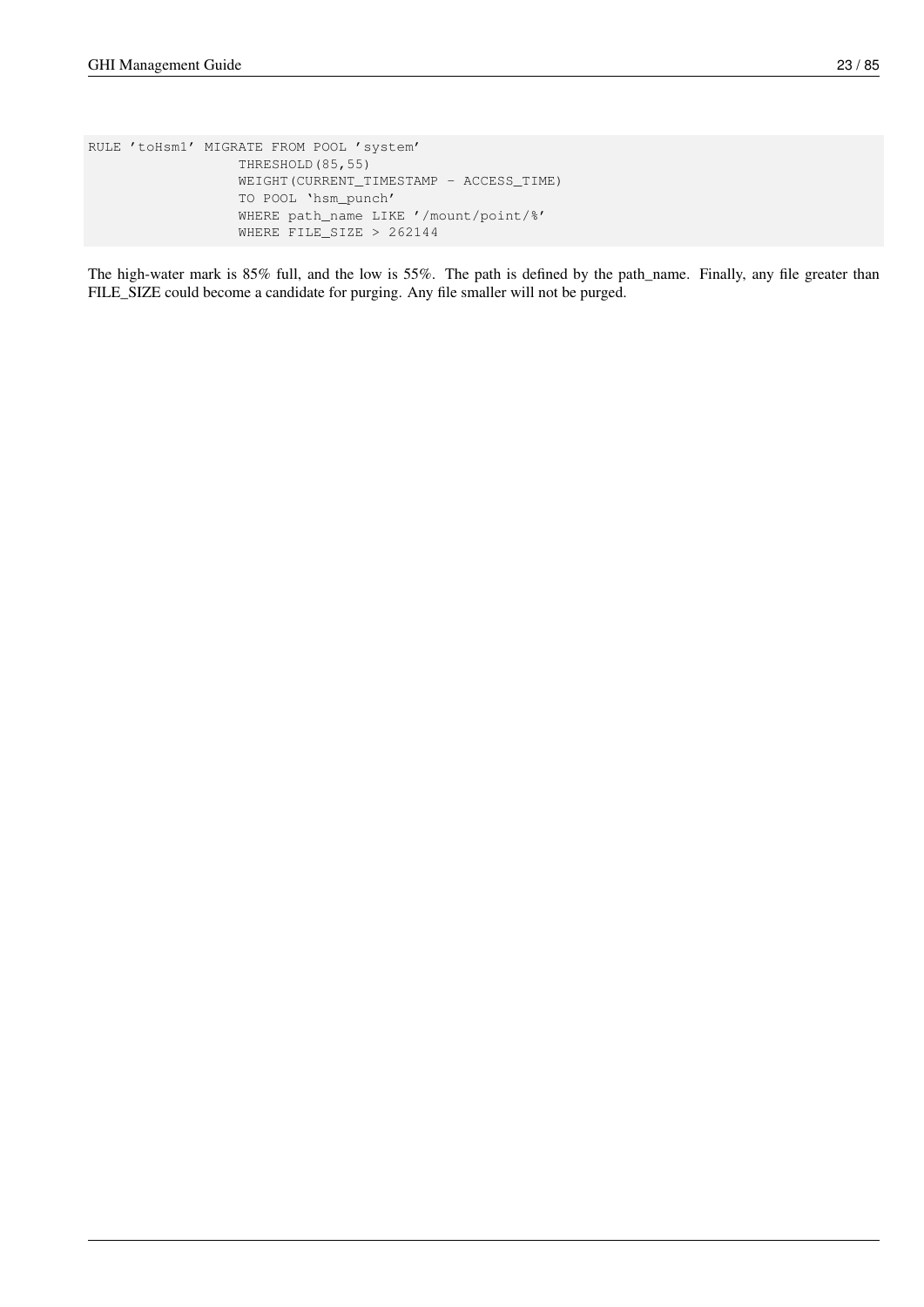```
RULE 'toHsm1' MIGRATE FROM POOL 'system'
                THRESHOLD(85,55)
                WEIGHT(CURRENT_TIMESTAMP - ACCESS_TIME)
                TO POOL 'hsm_punch'
                WHERE path_name LIKE '/mount/point/%'
                WHERE FILE_SIZE > 262144
```

The high-water mark is 85% full, and the low is 55%. The path is defined by the path_name. Finally, any file greater than FILE_SIZE could become a candidate for purging. Any file smaller will not be purged.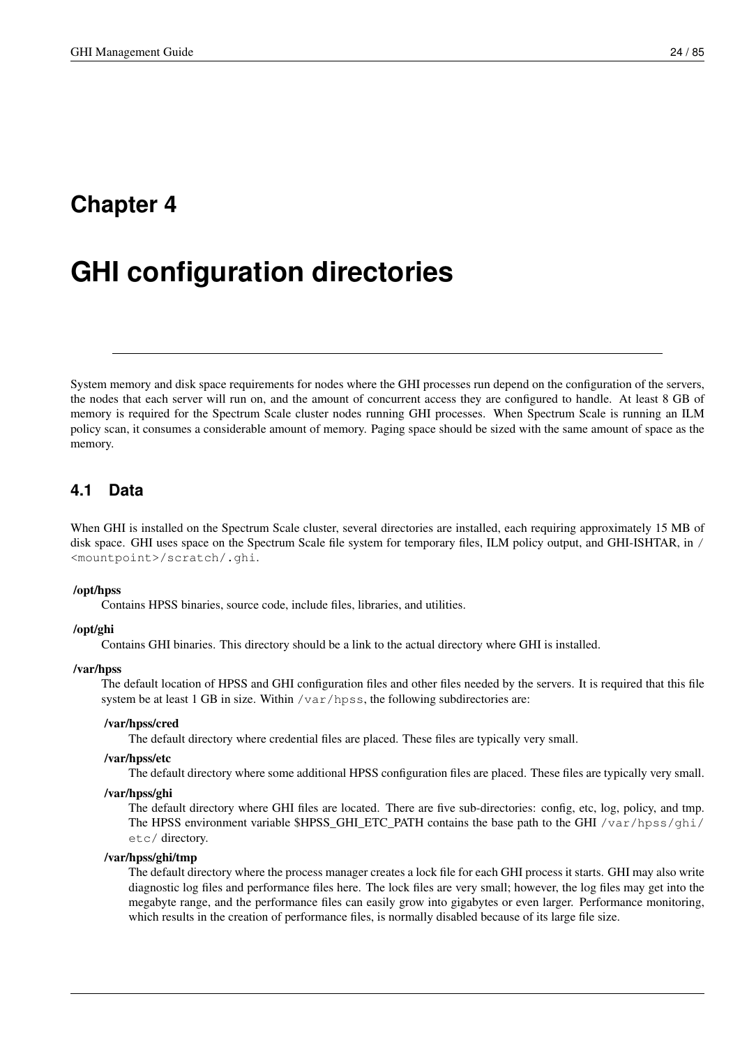# Chapter 4

# GHI configuration directories

System memory and disk space requirements for nodes where the GHI processes run depend on the configuration of the servers, the nodes that each server will run on, and the amount of concurrent access they are configured to handle. At least 8 GB of memory is required for the Spectrum Scale cluster nodes running GHI processes. When Spectrum Scale is running an ILM policy scan, it consumes a considerable amount of memory. Paging space should be sized with the same amount of space as the memory.

## 4.1 Data

When GHI is installed on the Spectrum Scale cluster, several directories are installed, each requiring approximately 15 MB of disk space. GHI uses space on the Spectrum Scale file system for temporary files, ILM policy output, and GHI-ISHTAR, in `/<mountpoint>/scratch/.ghi`.

**/opt/hpss**
: Contains HPSS binaries, source code, include files, libraries, and utilities.

**/opt/ghi**
: Contains GHI binaries. This directory should be a link to the actual directory where GHI is installed.

**/var/hpss**
: The default location of HPSS and GHI configuration files and other files needed by the servers. It is required that this file system be at least 1 GB in size. Within `/var/hpss`, the following subdirectories are:

**/var/hpss/cred**
: The default directory where credential files are placed. These files are typically very small.

**/var/hpss/etc**
: The default directory where some additional HPSS configuration files are placed. These files are typically very small.

**/var/hpss/ghi**
: The default directory where GHI files are located. There are five sub-directories: config, etc, log, policy, and tmp. The HPSS environment variable $HPSS_GHI_ETC_PATH contains the base path to the GHI `/var/hpss/ghi/etc/` directory.

**/var/hpss/ghi/tmp**
: The default directory where the process manager creates a lock file for each GHI process it starts. GHI may also write diagnostic log files and performance files here. The lock files are very small; however, the log files may get into the megabyte range, and the performance files can easily grow into gigabytes or even larger. Performance monitoring, which results in the creation of performance files, is normally disabled because of its large file size.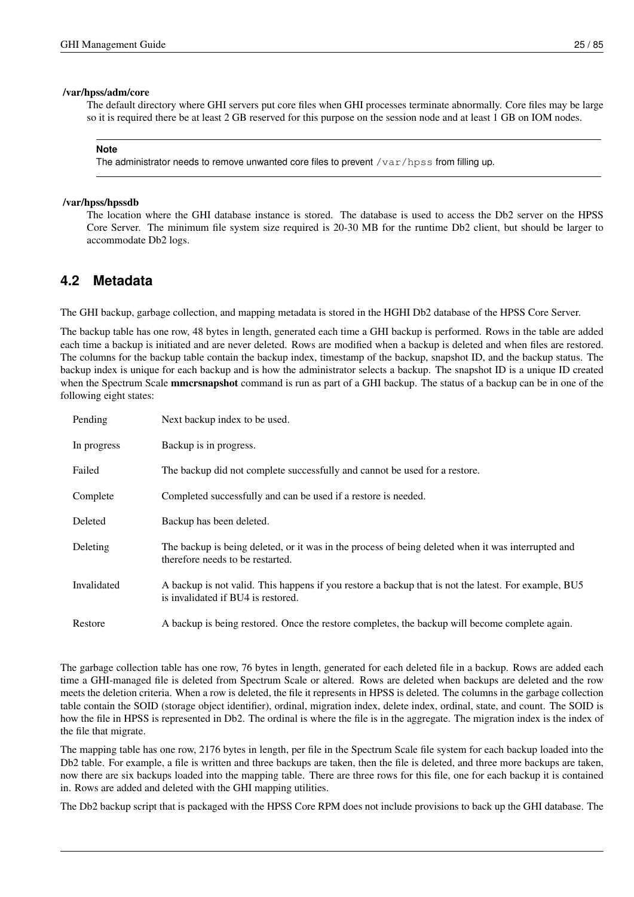**/var/hpss/adm/core**

The default directory where GHI servers put core files when GHI processes terminate abnormally. Core files may be large so it is required there be at least 2 GB reserved for this purpose on the session node and at least 1 GB on IOM nodes.

> **Note**
>
> The administrator needs to remove unwanted core files to prevent `/var/hpss` from filling up.

**/var/hpss/hpssdb**

The location where the GHI database instance is stored. The database is used to access the Db2 server on the HPSS Core Server. The minimum file system size required is 20-30 MB for the runtime Db2 client, but should be larger to accommodate Db2 logs.

## 4.2 Metadata

The GHI backup, garbage collection, and mapping metadata is stored in the HGHI Db2 database of the HPSS Core Server.

The backup table has one row, 48 bytes in length, generated each time a GHI backup is performed. Rows in the table are added each time a backup is initiated and are never deleted. Rows are modified when a backup is deleted and when files are restored. The columns for the backup table contain the backup index, timestamp of the backup, snapshot ID, and the backup status. The backup index is unique for each backup and is how the administrator selects a backup. The snapshot ID is a unique ID created when the Spectrum Scale **mmcrsnapshot** command is run as part of a GHI backup. The status of a backup can be in one of the following eight states:

| | |
|---|---|
| Pending | Next backup index to be used. |
| In progress | Backup is in progress. |
| Failed | The backup did not complete successfully and cannot be used for a restore. |
| Complete | Completed successfully and can be used if a restore is needed. |
| Deleted | Backup has been deleted. |
| Deleting | The backup is being deleted, or it was in the process of being deleted when it was interrupted and therefore needs to be restarted. |
| Invalidated | A backup is not valid. This happens if you restore a backup that is not the latest. For example, BU5 is invalidated if BU4 is restored. |
| Restore | A backup is being restored. Once the restore completes, the backup will become complete again. |

The garbage collection table has one row, 76 bytes in length, generated for each deleted file in a backup. Rows are added each time a GHI-managed file is deleted from Spectrum Scale or altered. Rows are deleted when backups are deleted and the row meets the deletion criteria. When a row is deleted, the file it represents in HPSS is deleted. The columns in the garbage collection table contain the SOID (storage object identifier), ordinal, migration index, delete index, ordinal, state, and count. The SOID is how the file in HPSS is represented in Db2. The ordinal is where the file is in the aggregate. The migration index is the index of the file that migrate.

The mapping table has one row, 2176 bytes in length, per file in the Spectrum Scale file system for each backup loaded into the Db2 table. For example, a file is written and three backups are taken, then the file is deleted, and three more backups are taken, now there are six backups loaded into the mapping table. There are three rows for this file, one for each backup it is contained in. Rows are added and deleted with the GHI mapping utilities.

The Db2 backup script that is packaged with the HPSS Core RPM does not include provisions to back up the GHI database. The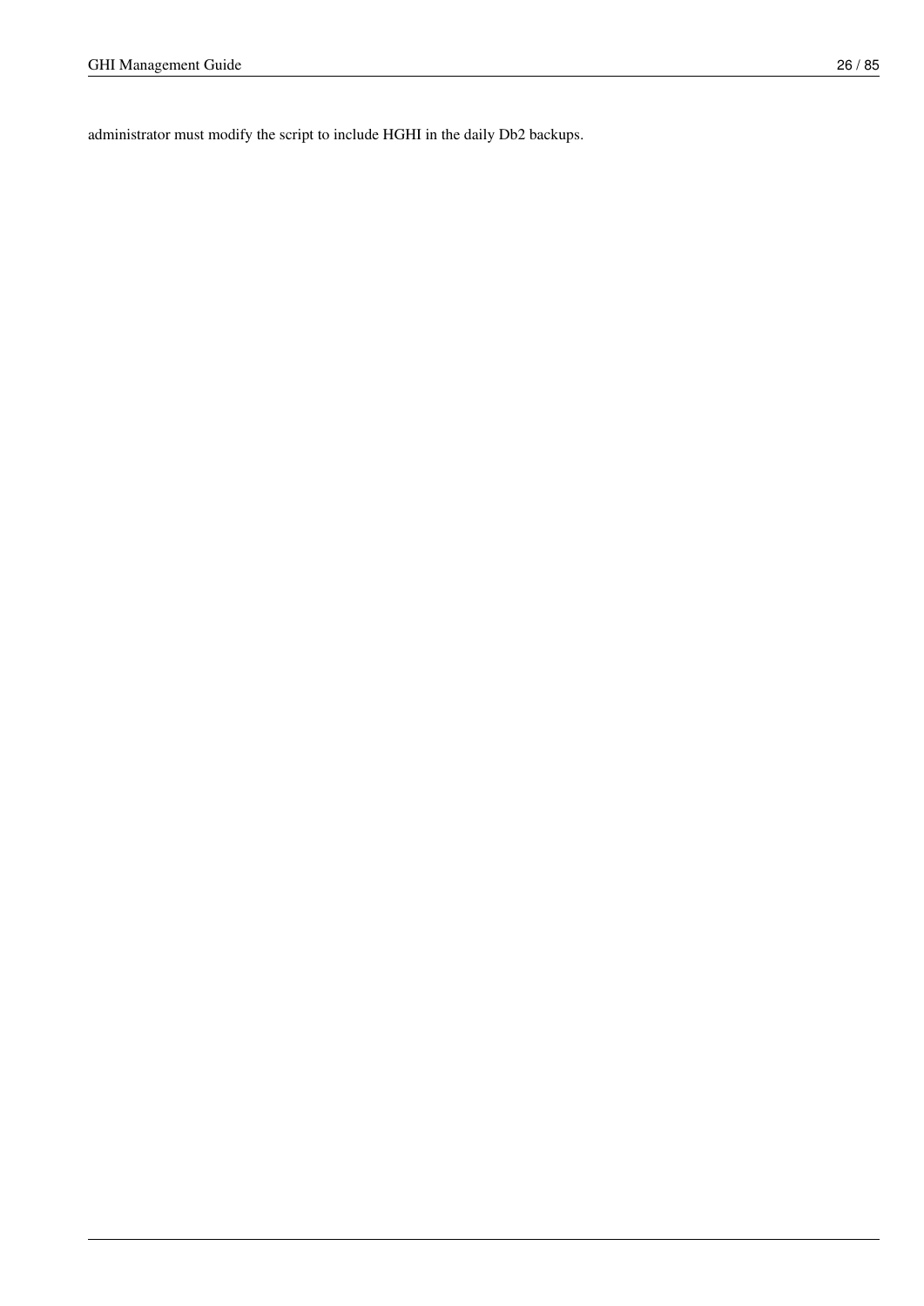administrator must modify the script to include HGHI in the daily Db2 backups.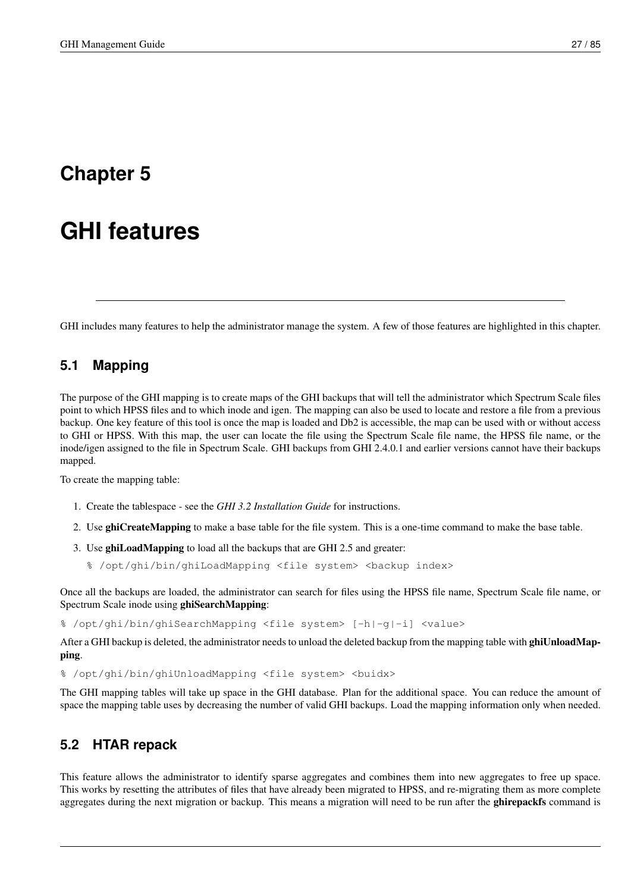# Chapter 5

# GHI features

GHI includes many features to help the administrator manage the system. A few of those features are highlighted in this chapter.

## 5.1 Mapping

The purpose of the GHI mapping is to create maps of the GHI backups that will tell the administrator which Spectrum Scale files point to which HPSS files and to which inode and igen. The mapping can also be used to locate and restore a file from a previous backup. One key feature of this tool is once the map is loaded and Db2 is accessible, the map can be used with or without access to GHI or HPSS. With this map, the user can locate the file using the Spectrum Scale file name, the HPSS file name, or the inode/igen assigned to the file in Spectrum Scale. GHI backups from GHI 2.4.0.1 and earlier versions cannot have their backups mapped.

To create the mapping table:

1. Create the tablespace - see the *GHI 3.2 Installation Guide* for instructions.
2. Use **ghiCreateMapping** to make a base table for the file system. This is a one-time command to make the base table.
3. Use **ghiLoadMapping** to load all the backups that are GHI 2.5 and greater:

   ```
   % /opt/ghi/bin/ghiLoadMapping <file system> <backup index>
   ```

Once all the backups are loaded, the administrator can search for files using the HPSS file name, Spectrum Scale file name, or Spectrum Scale inode using **ghiSearchMapping**:

```
% /opt/ghi/bin/ghiSearchMapping <file system> [-h|-g|-i] <value>
```

After a GHI backup is deleted, the administrator needs to unload the deleted backup from the mapping table with **ghiUnloadMapping**.

```
% /opt/ghi/bin/ghiUnloadMapping <file system> <buidx>
```

The GHI mapping tables will take up space in the GHI database. Plan for the additional space. You can reduce the amount of space the mapping table uses by decreasing the number of valid GHI backups. Load the mapping information only when needed.

## 5.2 HTAR repack

This feature allows the administrator to identify sparse aggregates and combines them into new aggregates to free up space. This works by resetting the attributes of files that have already been migrated to HPSS, and re-migrating them as more complete aggregates during the next migration or backup. This means a migration will need to be run after the **ghirepackfs** command is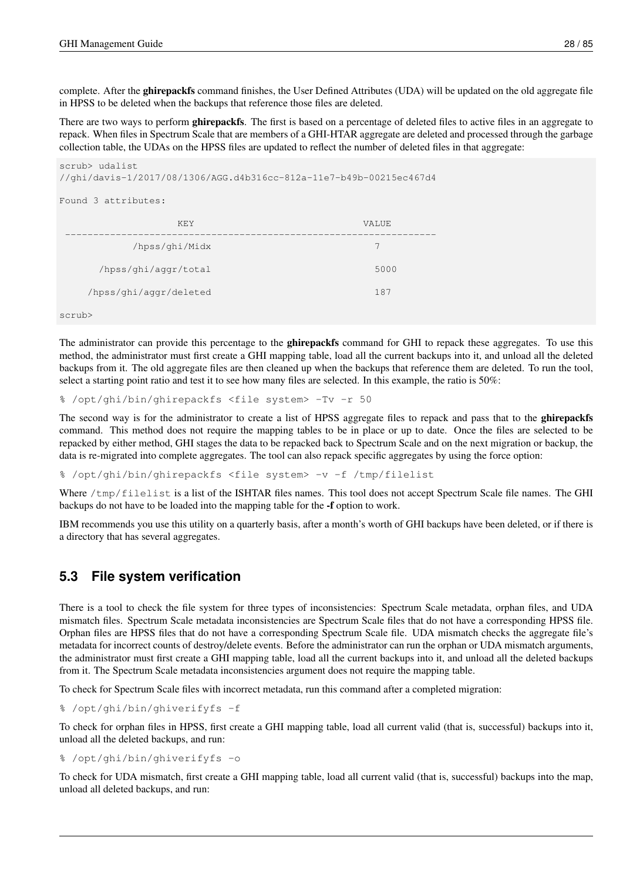complete. After the **ghirepackfs** command finishes, the User Defined Attributes (UDA) will be updated on the old aggregate file in HPSS to be deleted when the backups that reference those files are deleted.

There are two ways to perform **ghirepackfs**. The first is based on a percentage of deleted files to active files in an aggregate to repack. When files in Spectrum Scale that are members of a GHI-HTAR aggregate are deleted and processed through the garbage collection table, the UDAs on the HPSS files are updated to reflect the number of deleted files in that aggregate:

```
scrub> udalist
//ghi/davis-1/2017/08/1306/AGG.d4b316cc-812a-11e7-b49b-00215ec467d4

Found 3 attributes:

                  KEY                                    VALUE
 -----------------------------------------------------------------
             /hpss/ghi/Midx                                7

       /hpss/ghi/aggr/total                                5000

     /hpss/ghi/aggr/deleted                                187

scrub>
```

The administrator can provide this percentage to the **ghirepackfs** command for GHI to repack these aggregates. To use this method, the administrator must first create a GHI mapping table, load all the current backups into it, and unload all the deleted backups from it. The old aggregate files are then cleaned up when the backups that reference them are deleted. To run the tool, select a starting point ratio and test it to see how many files are selected. In this example, the ratio is 50%:

```
% /opt/ghi/bin/ghirepackfs <file system> -Tv -r 50
```

The second way is for the administrator to create a list of HPSS aggregate files to repack and pass that to the **ghirepackfs** command. This method does not require the mapping tables to be in place or up to date. Once the files are selected to be repacked by either method, GHI stages the data to be repacked back to Spectrum Scale and on the next migration or backup, the data is re-migrated into complete aggregates. The tool can also repack specific aggregates by using the force option:

```
% /opt/ghi/bin/ghirepackfs <file system> -v -f /tmp/filelist
```

Where `/tmp/filelist` is a list of the ISHTAR files names. This tool does not accept Spectrum Scale file names. The GHI backups do not have to be loaded into the mapping table for the **-f** option to work.

IBM recommends you use this utility on a quarterly basis, after a month's worth of GHI backups have been deleted, or if there is a directory that has several aggregates.

## 5.3 File system verification

There is a tool to check the file system for three types of inconsistencies: Spectrum Scale metadata, orphan files, and UDA mismatch files. Spectrum Scale metadata inconsistencies are Spectrum Scale files that do not have a corresponding HPSS file. Orphan files are HPSS files that do not have a corresponding Spectrum Scale file. UDA mismatch checks the aggregate file's metadata for incorrect counts of destroy/delete events. Before the administrator can run the orphan or UDA mismatch arguments, the administrator must first create a GHI mapping table, load all the current backups into it, and unload all the deleted backups from it. The Spectrum Scale metadata inconsistencies argument does not require the mapping table.

To check for Spectrum Scale files with incorrect metadata, run this command after a completed migration:

```
% /opt/ghi/bin/ghiverifyfs -f
```

To check for orphan files in HPSS, first create a GHI mapping table, load all current valid (that is, successful) backups into it, unload all the deleted backups, and run:

```
% /opt/ghi/bin/ghiverifyfs -o
```

To check for UDA mismatch, first create a GHI mapping table, load all current valid (that is, successful) backups into the map, unload all deleted backups, and run: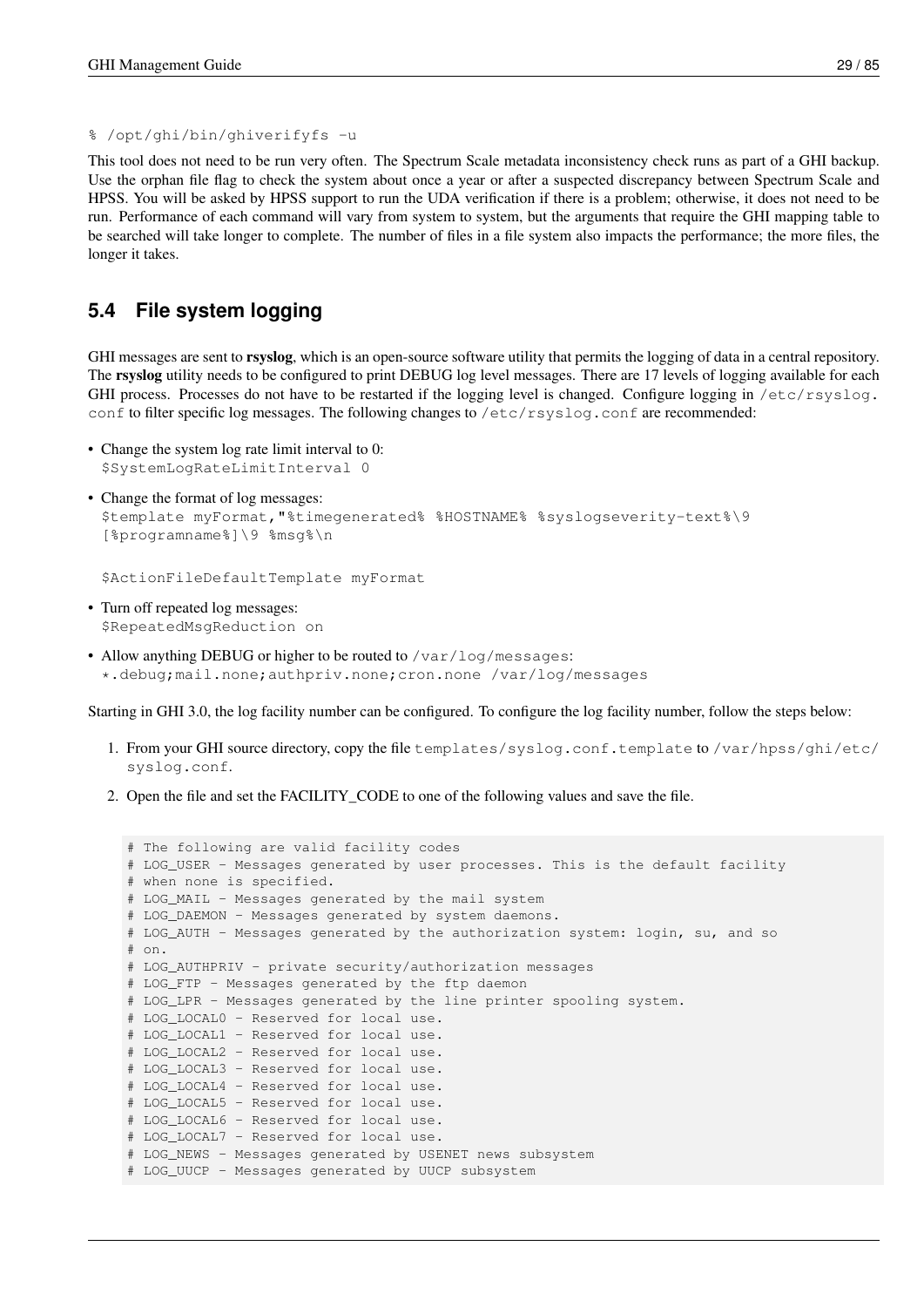```
% /opt/ghi/bin/ghiverifyfs -u
```

This tool does not need to be run very often. The Spectrum Scale metadata inconsistency check runs as part of a GHI backup. Use the orphan file flag to check the system about once a year or after a suspected discrepancy between Spectrum Scale and HPSS. You will be asked by HPSS support to run the UDA verification if there is a problem; otherwise, it does not need to be run. Performance of each command will vary from system to system, but the arguments that require the GHI mapping table to be searched will take longer to complete. The number of files in a file system also impacts the performance; the more files, the longer it takes.

## 5.4 File system logging

GHI messages are sent to **rsyslog**, which is an open-source software utility that permits the logging of data in a central repository. The **rsyslog** utility needs to be configured to print DEBUG log level messages. There are 17 levels of logging available for each GHI process. Processes do not have to be restarted if the logging level is changed. Configure logging in `/etc/rsyslog.conf` to filter specific log messages. The following changes to `/etc/rsyslog.conf` are recommended:

- Change the system log rate limit interval to 0:
  `$SystemLogRateLimitInterval 0`
- Change the format of log messages:
  ```
  $template myFormat,"%timegenerated% %HOSTNAME% %syslogseverity-text%\9
  [%programname%]\9 %msg%\n

  $ActionFileDefaultTemplate myFormat
  ```
- Turn off repeated log messages:
  `$RepeatedMsgReduction on`
- Allow anything DEBUG or higher to be routed to `/var/log/messages`:
  `*.debug;mail.none;authpriv.none;cron.none /var/log/messages`

Starting in GHI 3.0, the log facility number can be configured. To configure the log facility number, follow the steps below:

1. From your GHI source directory, copy the file `templates/syslog.conf.template` to `/var/hpss/ghi/etc/syslog.conf`.
2. Open the file and set the FACILITY_CODE to one of the following values and save the file.

```
# The following are valid facility codes
# LOG_USER - Messages generated by user processes. This is the default facility
# when none is specified.
# LOG_MAIL - Messages generated by the mail system
# LOG_DAEMON - Messages generated by system daemons.
# LOG_AUTH - Messages generated by the authorization system: login, su, and so
# on.
# LOG_AUTHPRIV - private security/authorization messages
# LOG_FTP - Messages generated by the ftp daemon
# LOG_LPR - Messages generated by the line printer spooling system.
# LOG_LOCAL0 - Reserved for local use.
# LOG_LOCAL1 - Reserved for local use.
# LOG_LOCAL2 - Reserved for local use.
# LOG_LOCAL3 - Reserved for local use.
# LOG_LOCAL4 - Reserved for local use.
# LOG_LOCAL5 - Reserved for local use.
# LOG_LOCAL6 - Reserved for local use.
# LOG_LOCAL7 - Reserved for local use.
# LOG_NEWS - Messages generated by USENET news subsystem
# LOG_UUCP - Messages generated by UUCP subsystem
```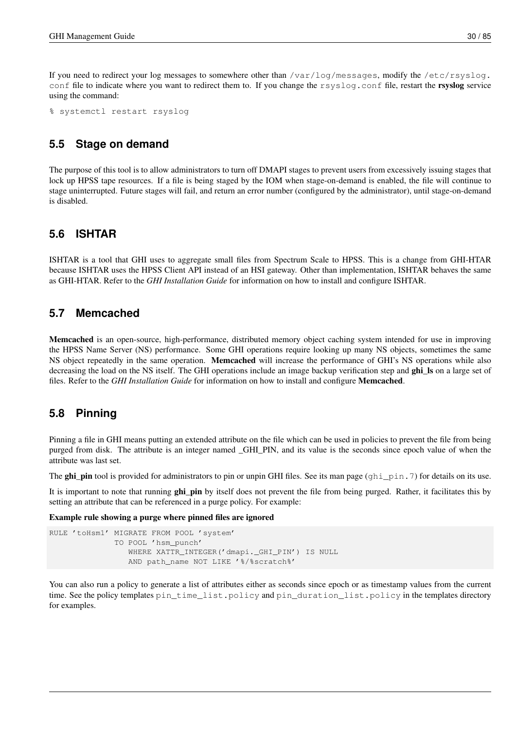If you need to redirect your log messages to somewhere other than `/var/log/messages`, modify the `/etc/rsyslog.conf` file to indicate where you want to redirect them to. If you change the `rsyslog.conf` file, restart the **rsyslog** service using the command:

```
% systemctl restart rsyslog
```

## 5.5 Stage on demand

The purpose of this tool is to allow administrators to turn off DMAPI stages to prevent users from excessively issuing stages that lock up HPSS tape resources. If a file is being staged by the IOM when stage-on-demand is enabled, the file will continue to stage uninterrupted. Future stages will fail, and return an error number (configured by the administrator), until stage-on-demand is disabled.

## 5.6 ISHTAR

ISHTAR is a tool that GHI uses to aggregate small files from Spectrum Scale to HPSS. This is a change from GHI-HTAR because ISHTAR uses the HPSS Client API instead of an HSI gateway. Other than implementation, ISHTAR behaves the same as GHI-HTAR. Refer to the *GHI Installation Guide* for information on how to install and configure ISHTAR.

## 5.7 Memcached

**Memcached** is an open-source, high-performance, distributed memory object caching system intended for use in improving the HPSS Name Server (NS) performance. Some GHI operations require looking up many NS objects, sometimes the same NS object repeatedly in the same operation. **Memcached** will increase the performance of GHI's NS operations while also decreasing the load on the NS itself. The GHI operations include an image backup verification step and **ghi_ls** on a large set of files. Refer to the *GHI Installation Guide* for information on how to install and configure **Memcached**.

## 5.8 Pinning

Pinning a file in GHI means putting an extended attribute on the file which can be used in policies to prevent the file from being purged from disk. The attribute is an integer named _GHI_PIN, and its value is the seconds since epoch value of when the attribute was last set.

The **ghi_pin** tool is provided for administrators to pin or unpin GHI files. See its man page (`ghi_pin.7`) for details on its use.

It is important to note that running **ghi_pin** by itself does not prevent the file from being purged. Rather, it facilitates this by setting an attribute that can be referenced in a purge policy. For example:

**Example rule showing a purge where pinned files are ignored**

```
RULE 'toHsm1' MIGRATE FROM POOL 'system'
              TO POOL 'hsm_punch'
                 WHERE XATTR_INTEGER('dmapi._GHI_PIN') IS NULL
                 AND path_name NOT LIKE '%/%scratch%'
```

You can also run a policy to generate a list of attributes either as seconds since epoch or as timestamp values from the current time. See the policy templates `pin_time_list.policy` and `pin_duration_list.policy` in the templates directory for examples.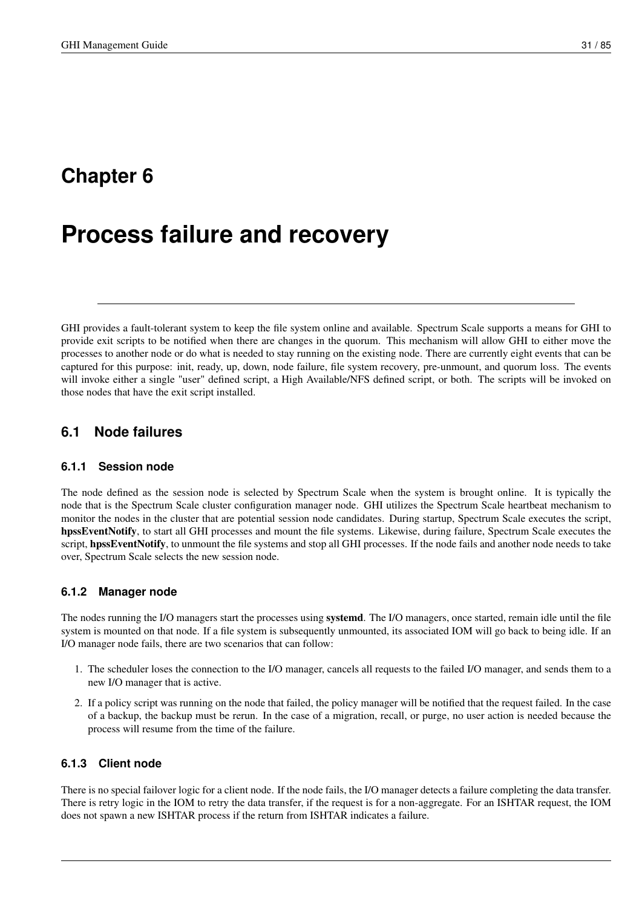# Chapter 6

# Process failure and recovery

GHI provides a fault-tolerant system to keep the file system online and available. Spectrum Scale supports a means for GHI to provide exit scripts to be notified when there are changes in the quorum. This mechanism will allow GHI to either move the processes to another node or do what is needed to stay running on the existing node. There are currently eight events that can be captured for this purpose: init, ready, up, down, node failure, file system recovery, pre-unmount, and quorum loss. The events will invoke either a single "user" defined script, a High Available/NFS defined script, or both. The scripts will be invoked on those nodes that have the exit script installed.

## 6.1 Node failures

### 6.1.1 Session node

The node defined as the session node is selected by Spectrum Scale when the system is brought online. It is typically the node that is the Spectrum Scale cluster configuration manager node. GHI utilizes the Spectrum Scale heartbeat mechanism to monitor the nodes in the cluster that are potential session node candidates. During startup, Spectrum Scale executes the script, **hpssEventNotify**, to start all GHI processes and mount the file systems. Likewise, during failure, Spectrum Scale executes the script, **hpssEventNotify**, to unmount the file systems and stop all GHI processes. If the node fails and another node needs to take over, Spectrum Scale selects the new session node.

### 6.1.2 Manager node

The nodes running the I/O managers start the processes using **systemd**. The I/O managers, once started, remain idle until the file system is mounted on that node. If a file system is subsequently unmounted, its associated IOM will go back to being idle. If an I/O manager node fails, there are two scenarios that can follow:

1. The scheduler loses the connection to the I/O manager, cancels all requests to the failed I/O manager, and sends them to a new I/O manager that is active.
2. If a policy script was running on the node that failed, the policy manager will be notified that the request failed. In the case of a backup, the backup must be rerun. In the case of a migration, recall, or purge, no user action is needed because the process will resume from the time of the failure.

### 6.1.3 Client node

There is no special failover logic for a client node. If the node fails, the I/O manager detects a failure completing the data transfer. There is retry logic in the IOM to retry the data transfer, if the request is for a non-aggregate. For an ISHTAR request, the IOM does not spawn a new ISHTAR process if the return from ISHTAR indicates a failure.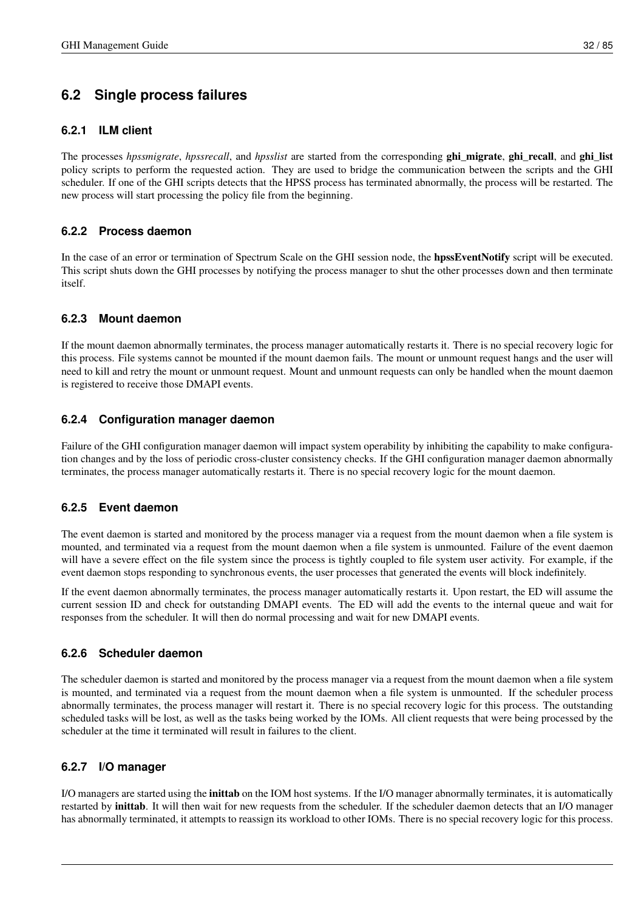## 6.2 Single process failures

### 6.2.1 ILM client

The processes *hpssmigrate*, *hpssrecall*, and *hpsslist* are started from the corresponding **ghi_migrate**, **ghi_recall**, and **ghi_list** policy scripts to perform the requested action. They are used to bridge the communication between the scripts and the GHI scheduler. If one of the GHI scripts detects that the HPSS process has terminated abnormally, the process will be restarted. The new process will start processing the policy file from the beginning.

### 6.2.2 Process daemon

In the case of an error or termination of Spectrum Scale on the GHI session node, the **hpssEventNotify** script will be executed. This script shuts down the GHI processes by notifying the process manager to shut the other processes down and then terminate itself.

### 6.2.3 Mount daemon

If the mount daemon abnormally terminates, the process manager automatically restarts it. There is no special recovery logic for this process. File systems cannot be mounted if the mount daemon fails. The mount or unmount request hangs and the user will need to kill and retry the mount or unmount request. Mount and unmount requests can only be handled when the mount daemon is registered to receive those DMAPI events.

### 6.2.4 Configuration manager daemon

Failure of the GHI configuration manager daemon will impact system operability by inhibiting the capability to make configuration changes and by the loss of periodic cross-cluster consistency checks. If the GHI configuration manager daemon abnormally terminates, the process manager automatically restarts it. There is no special recovery logic for the mount daemon.

### 6.2.5 Event daemon

The event daemon is started and monitored by the process manager via a request from the mount daemon when a file system is mounted, and terminated via a request from the mount daemon when a file system is unmounted. Failure of the event daemon will have a severe effect on the file system since the process is tightly coupled to file system user activity. For example, if the event daemon stops responding to synchronous events, the user processes that generated the events will block indefinitely.

If the event daemon abnormally terminates, the process manager automatically restarts it. Upon restart, the ED will assume the current session ID and check for outstanding DMAPI events. The ED will add the events to the internal queue and wait for responses from the scheduler. It will then do normal processing and wait for new DMAPI events.

### 6.2.6 Scheduler daemon

The scheduler daemon is started and monitored by the process manager via a request from the mount daemon when a file system is mounted, and terminated via a request from the mount daemon when a file system is unmounted. If the scheduler process abnormally terminates, the process manager will restart it. There is no special recovery logic for this process. The outstanding scheduled tasks will be lost, as well as the tasks being worked by the IOMs. All client requests that were being processed by the scheduler at the time it terminated will result in failures to the client.

### 6.2.7 I/O manager

I/O managers are started using the **inittab** on the IOM host systems. If the I/O manager abnormally terminates, it is automatically restarted by **inittab**. It will then wait for new requests from the scheduler. If the scheduler daemon detects that an I/O manager has abnormally terminated, it attempts to reassign its workload to other IOMs. There is no special recovery logic for this process.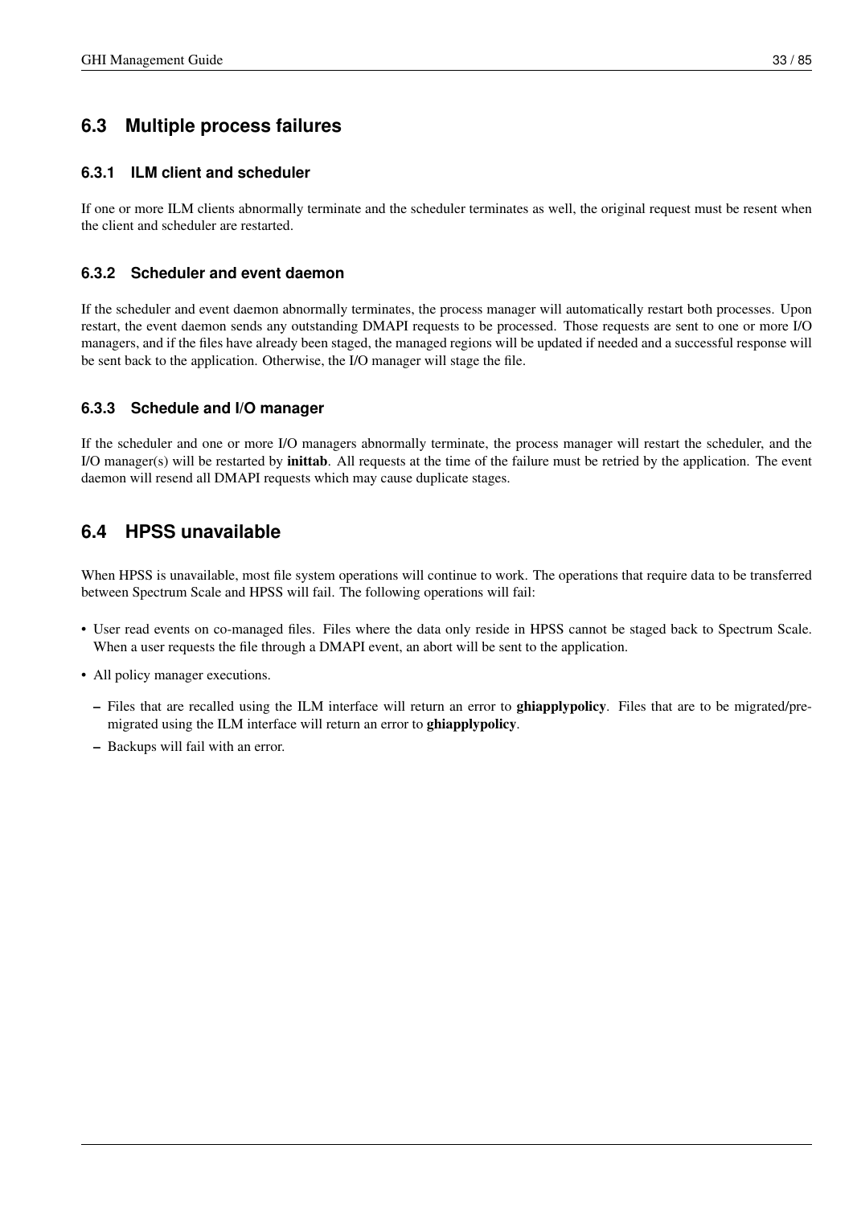## 6.3 Multiple process failures

### 6.3.1 ILM client and scheduler

If one or more ILM clients abnormally terminate and the scheduler terminates as well, the original request must be resent when the client and scheduler are restarted.

### 6.3.2 Scheduler and event daemon

If the scheduler and event daemon abnormally terminates, the process manager will automatically restart both processes. Upon restart, the event daemon sends any outstanding DMAPI requests to be processed. Those requests are sent to one or more I/O managers, and if the files have already been staged, the managed regions will be updated if needed and a successful response will be sent back to the application. Otherwise, the I/O manager will stage the file.

### 6.3.3 Schedule and I/O manager

If the scheduler and one or more I/O managers abnormally terminate, the process manager will restart the scheduler, and the I/O manager(s) will be restarted by **inittab**. All requests at the time of the failure must be retried by the application. The event daemon will resend all DMAPI requests which may cause duplicate stages.

## 6.4 HPSS unavailable

When HPSS is unavailable, most file system operations will continue to work. The operations that require data to be transferred between Spectrum Scale and HPSS will fail. The following operations will fail:

- User read events on co-managed files. Files where the data only reside in HPSS cannot be staged back to Spectrum Scale. When a user requests the file through a DMAPI event, an abort will be sent to the application.
- All policy manager executions.
  - Files that are recalled using the ILM interface will return an error to **ghiapplypolicy**. Files that are to be migrated/pre-migrated using the ILM interface will return an error to **ghiapplypolicy**.
  - Backups will fail with an error.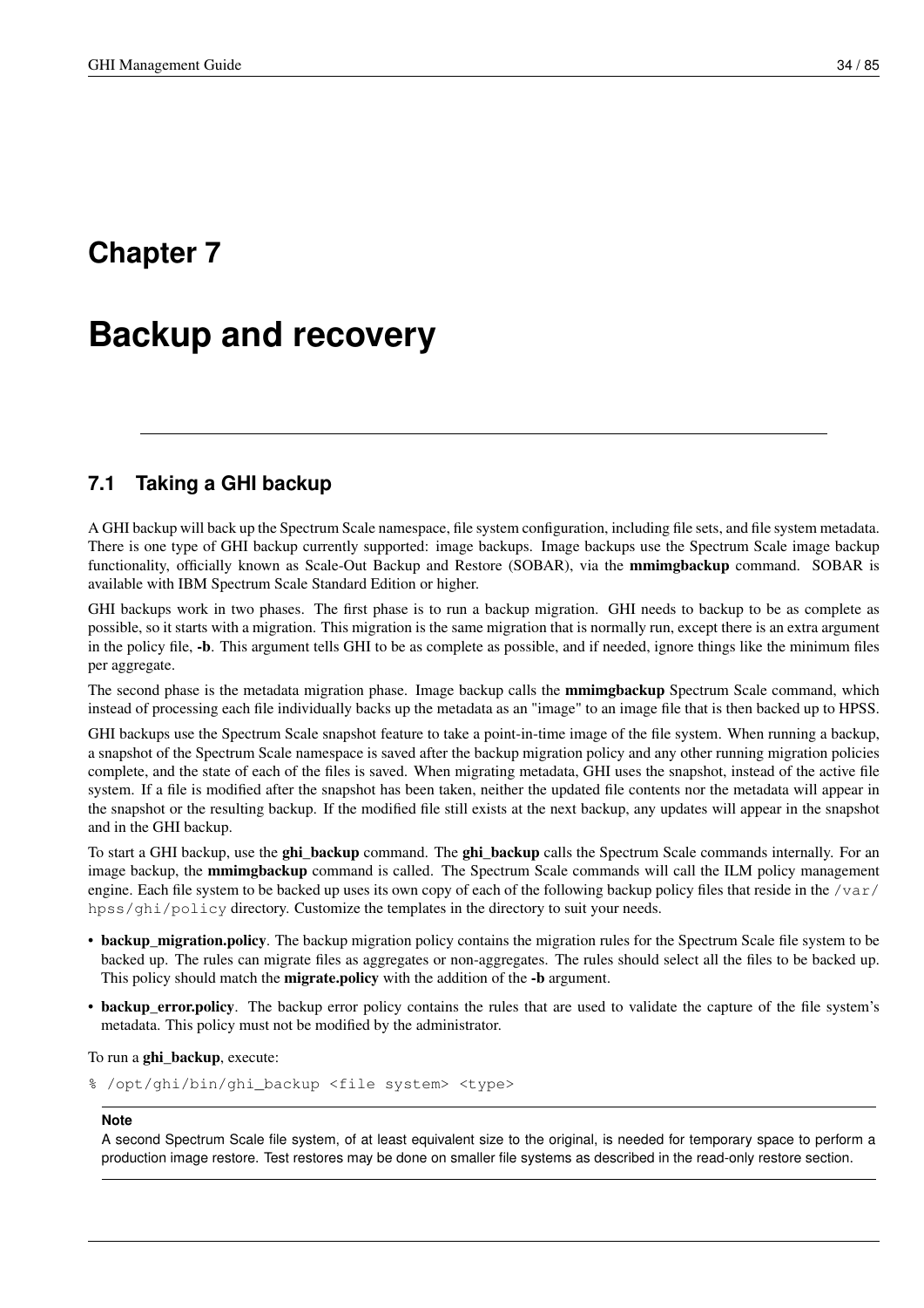# Chapter 7

# Backup and recovery

## 7.1 Taking a GHI backup

A GHI backup will back up the Spectrum Scale namespace, file system configuration, including file sets, and file system metadata. There is one type of GHI backup currently supported: image backups. Image backups use the Spectrum Scale image backup functionality, officially known as Scale-Out Backup and Restore (SOBAR), via the **mmimgbackup** command. SOBAR is available with IBM Spectrum Scale Standard Edition or higher.

GHI backups work in two phases. The first phase is to run a backup migration. GHI needs to backup to be as complete as possible, so it starts with a migration. This migration is the same migration that is normally run, except there is an extra argument in the policy file, **-b**. This argument tells GHI to be as complete as possible, and if needed, ignore things like the minimum files per aggregate.

The second phase is the metadata migration phase. Image backup calls the **mmimgbackup** Spectrum Scale command, which instead of processing each file individually backs up the metadata as an "image" to an image file that is then backed up to HPSS.

GHI backups use the Spectrum Scale snapshot feature to take a point-in-time image of the file system. When running a backup, a snapshot of the Spectrum Scale namespace is saved after the backup migration policy and any other running migration policies complete, and the state of each of the files is saved. When migrating metadata, GHI uses the snapshot, instead of the active file system. If a file is modified after the snapshot has been taken, neither the updated file contents nor the metadata will appear in the snapshot or the resulting backup. If the modified file still exists at the next backup, any updates will appear in the snapshot and in the GHI backup.

To start a GHI backup, use the **ghi_backup** command. The **ghi_backup** calls the Spectrum Scale commands internally. For an image backup, the **mmimgbackup** command is called. The Spectrum Scale commands will call the ILM policy management engine. Each file system to be backed up uses its own copy of each of the following backup policy files that reside in the `/var/hpss/ghi/policy` directory. Customize the templates in the directory to suit your needs.

- **backup_migration.policy**. The backup migration policy contains the migration rules for the Spectrum Scale file system to be backed up. The rules can migrate files as aggregates or non-aggregates. The rules should select all the files to be backed up. This policy should match the **migrate.policy** with the addition of the **-b** argument.
- **backup_error.policy**. The backup error policy contains the rules that are used to validate the capture of the file system's metadata. This policy must not be modified by the administrator.

To run a **ghi_backup**, execute:

```
% /opt/ghi/bin/ghi_backup <file system> <type>
```

> **Note**
>
> A second Spectrum Scale file system, of at least equivalent size to the original, is needed for temporary space to perform a production image restore. Test restores may be done on smaller file systems as described in the read-only restore section.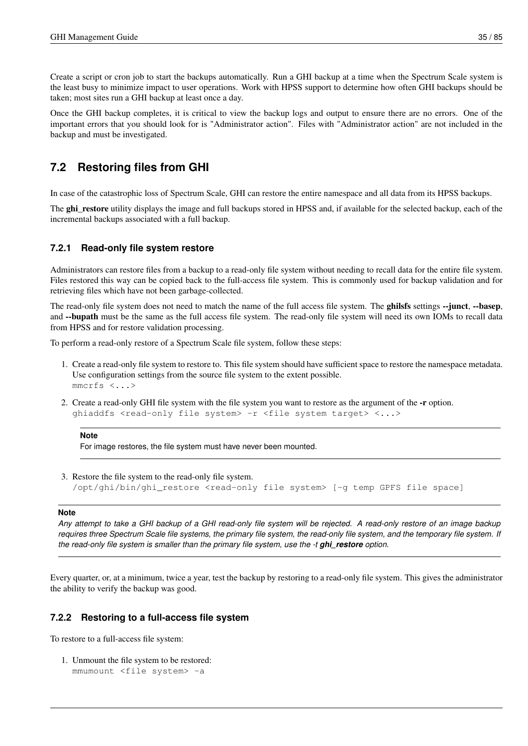Create a script or cron job to start the backups automatically. Run a GHI backup at a time when the Spectrum Scale system is the least busy to minimize impact to user operations. Work with HPSS support to determine how often GHI backups should be taken; most sites run a GHI backup at least once a day.

Once the GHI backup completes, it is critical to view the backup logs and output to ensure there are no errors. One of the important errors that you should look for is "Administrator action". Files with "Administrator action" are not included in the backup and must be investigated.

## 7.2 Restoring files from GHI

In case of the catastrophic loss of Spectrum Scale, GHI can restore the entire namespace and all data from its HPSS backups.

The **ghi_restore** utility displays the image and full backups stored in HPSS and, if available for the selected backup, each of the incremental backups associated with a full backup.

### 7.2.1 Read-only file system restore

Administrators can restore files from a backup to a read-only file system without needing to recall data for the entire file system. Files restored this way can be copied back to the full-access file system. This is commonly used for backup validation and for retrieving files which have not been garbage-collected.

The read-only file system does not need to match the name of the full access file system. The **ghilsfs** settings **--junct**, **--basep**, and **--bupath** must be the same as the full access file system. The read-only file system will need its own IOMs to recall data from HPSS and for restore validation processing.

To perform a read-only restore of a Spectrum Scale file system, follow these steps:

1. Create a read-only file system to restore to. This file system should have sufficient space to restore the namespace metadata. Use configuration settings from the source file system to the extent possible.
   `mmcrfs <...>`
2. Create a read-only GHI file system with the file system you want to restore as the argument of the **-r** option.
   `ghiaddfs <read-only file system> -r <file system target> <...>`

   > **Note**
   > For image restores, the file system must have never been mounted.

3. Restore the file system to the read-only file system.
   `/opt/ghi/bin/ghi_restore <read-only file system> [-g temp GPFS file space]`

> **Note**
> *Any attempt to take a GHI backup of a GHI read-only file system will be rejected. A read-only restore of an image backup requires three Spectrum Scale file systems, the primary file system, the read-only file system, and the temporary file system. If the read-only file system is smaller than the primary file system, use the -t **ghi_restore** option.*

Every quarter, or, at a minimum, twice a year, test the backup by restoring to a read-only file system. This gives the administrator the ability to verify the backup was good.

### 7.2.2 Restoring to a full-access file system

To restore to a full-access file system:

1. Unmount the file system to be restored:
   `mmumount <file system> -a`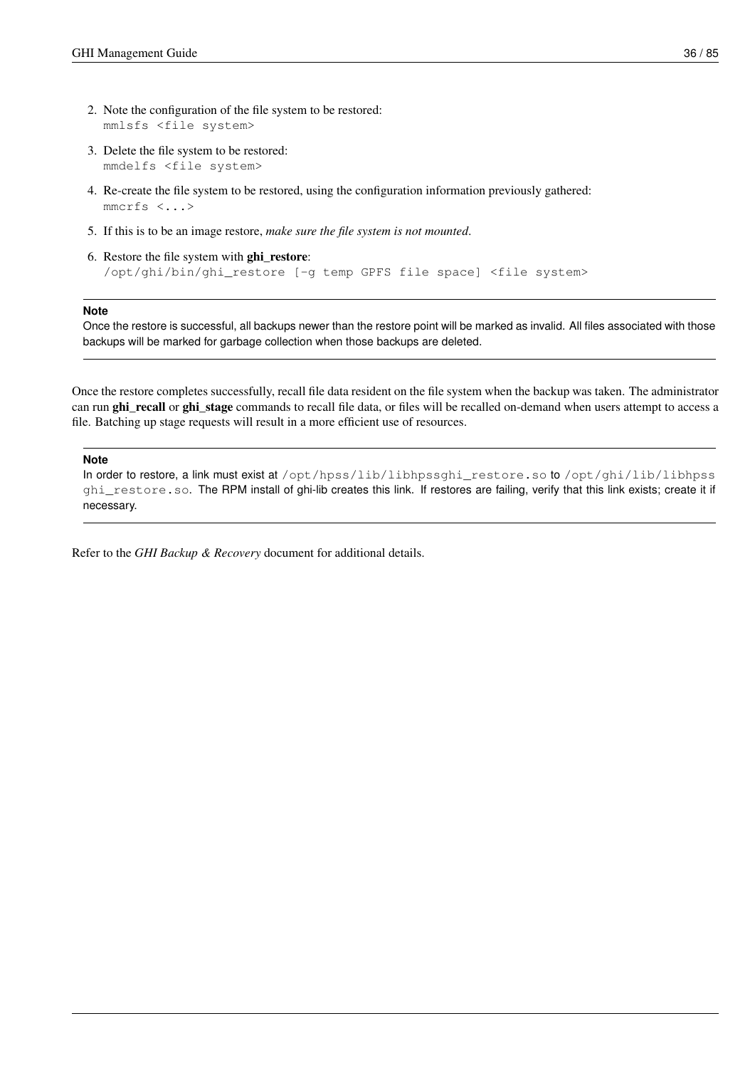2. Note the configuration of the file system to be restored:
   `mmlsfs <file system>`
3. Delete the file system to be restored:
   `mmdelfs <file system>`
4. Re-create the file system to be restored, using the configuration information previously gathered:
   `mmcrfs <...>`
5. If this is to be an image restore, *make sure the file system is not mounted*.
6. Restore the file system with **ghi_restore**:
   `/opt/ghi/bin/ghi_restore [-g temp GPFS file space] <file system>`

> **Note**
>
> Once the restore is successful, all backups newer than the restore point will be marked as invalid. All files associated with those backups will be marked for garbage collection when those backups are deleted.

Once the restore completes successfully, recall file data resident on the file system when the backup was taken. The administrator can run **ghi_recall** or **ghi_stage** commands to recall file data, or files will be recalled on-demand when users attempt to access a file. Batching up stage requests will result in a more efficient use of resources.

> **Note**
>
> In order to restore, a link must exist at `/opt/hpss/lib/libhpssghi_restore.so` to `/opt/ghi/lib/libhpssghi_restore.so`. The RPM install of ghi-lib creates this link. If restores are failing, verify that this link exists; create it if necessary.

Refer to the *GHI Backup & Recovery* document for additional details.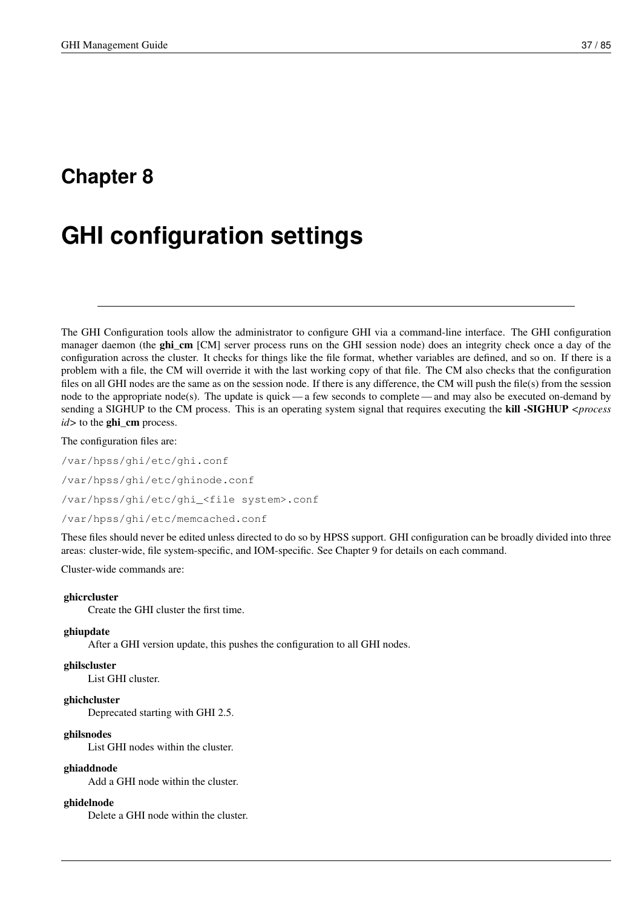# Chapter 8

# GHI configuration settings

The GHI Configuration tools allow the administrator to configure GHI via a command-line interface. The GHI configuration manager daemon (the **ghi_cm** [CM] server process runs on the GHI session node) does an integrity check once a day of the configuration across the cluster. It checks for things like the file format, whether variables are defined, and so on. If there is a problem with a file, the CM will override it with the last working copy of that file. The CM also checks that the configuration files on all GHI nodes are the same as on the session node. If there is any difference, the CM will push the file(s) from the session node to the appropriate node(s). The update is quick — a few seconds to complete — and may also be executed on-demand by sending a SIGHUP to the CM process. This is an operating system signal that requires executing the **kill -SIGHUP** <*process id*> to the **ghi_cm** process.

The configuration files are:

`/var/hpss/ghi/etc/ghi.conf`

`/var/hpss/ghi/etc/ghinode.conf`

`/var/hpss/ghi/etc/ghi_<file system>.conf`

`/var/hpss/ghi/etc/memcached.conf`

These files should never be edited unless directed to do so by HPSS support. GHI configuration can be broadly divided into three areas: cluster-wide, file system-specific, and IOM-specific. See Chapter 9 for details on each command.

Cluster-wide commands are:

**ghicrcluster**
: Create the GHI cluster the first time.

**ghiupdate**
: After a GHI version update, this pushes the configuration to all GHI nodes.

**ghilscluster**
: List GHI cluster.

**ghichcluster**
: Deprecated starting with GHI 2.5.

**ghilsnodes**
: List GHI nodes within the cluster.

**ghiaddnode**
: Add a GHI node within the cluster.

**ghidelnode**
: Delete a GHI node within the cluster.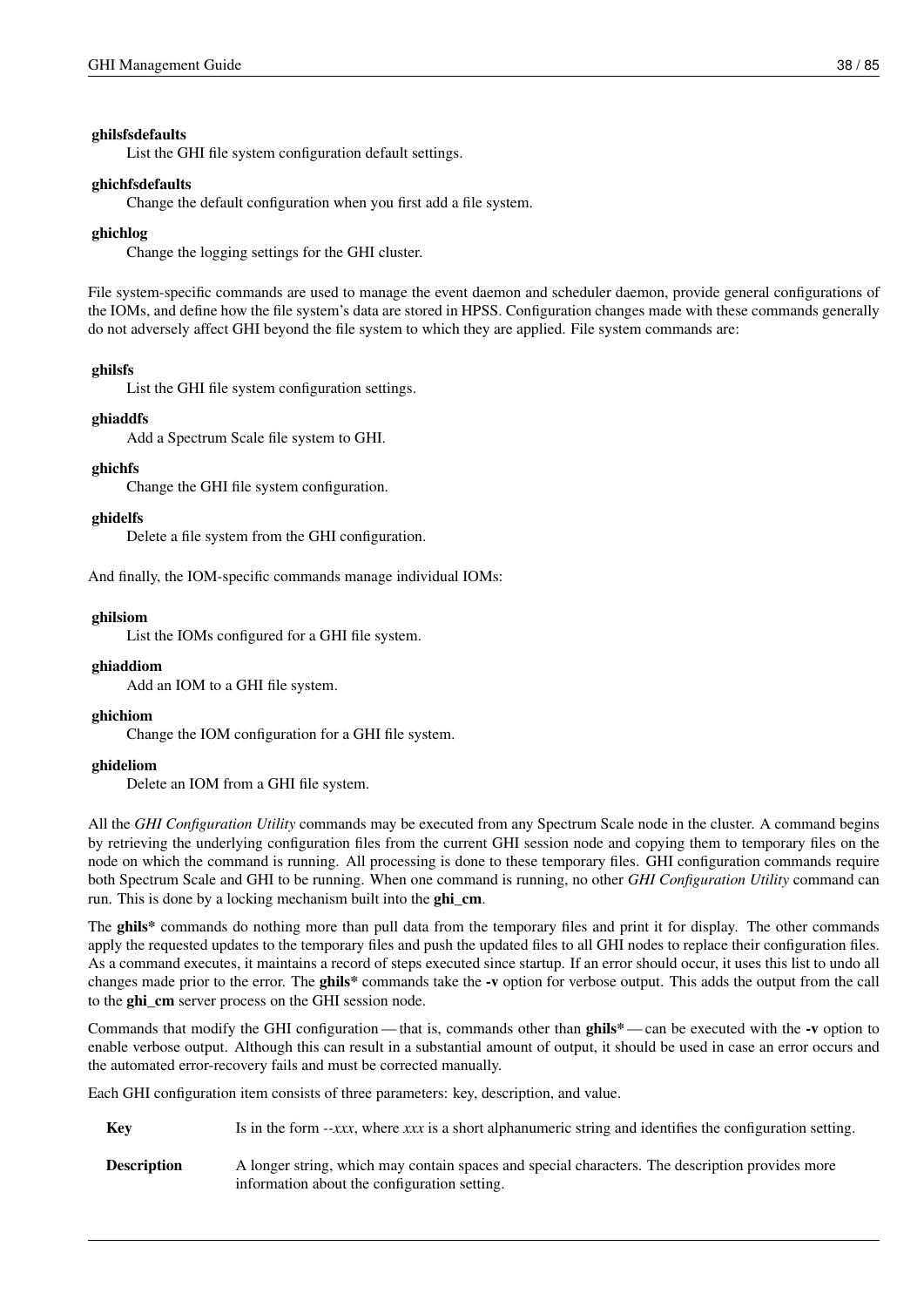**ghilsfsdefaults**
: List the GHI file system configuration default settings.

**ghichfsdefaults**
: Change the default configuration when you first add a file system.

**ghichlog**
: Change the logging settings for the GHI cluster.

File system-specific commands are used to manage the event daemon and scheduler daemon, provide general configurations of the IOMs, and define how the file system's data are stored in HPSS. Configuration changes made with these commands generally do not adversely affect GHI beyond the file system to which they are applied. File system commands are:

**ghilsfs**
: List the GHI file system configuration settings.

**ghiaddfs**
: Add a Spectrum Scale file system to GHI.

**ghichfs**
: Change the GHI file system configuration.

**ghidelfs**
: Delete a file system from the GHI configuration.

And finally, the IOM-specific commands manage individual IOMs:

**ghilsiom**
: List the IOMs configured for a GHI file system.

**ghiaddiom**
: Add an IOM to a GHI file system.

**ghichiom**
: Change the IOM configuration for a GHI file system.

**ghideliom**
: Delete an IOM from a GHI file system.

All the *GHI Configuration Utility* commands may be executed from any Spectrum Scale node in the cluster. A command begins by retrieving the underlying configuration files from the current GHI session node and copying them to temporary files on the node on which the command is running. All processing is done to these temporary files. GHI configuration commands require both Spectrum Scale and GHI to be running. When one command is running, no other *GHI Configuration Utility* command can run. This is done by a locking mechanism built into the **ghi_cm**.

The **ghils*** commands do nothing more than pull data from the temporary files and print it for display. The other commands apply the requested updates to the temporary files and push the updated files to all GHI nodes to replace their configuration files. As a command executes, it maintains a record of steps executed since startup. If an error should occur, it uses this list to undo all changes made prior to the error. The **ghils*** commands take the **-v** option for verbose output. This adds the output from the call to the **ghi_cm** server process on the GHI session node.

Commands that modify the GHI configuration — that is, commands other than **ghils*** — can be executed with the **-v** option to enable verbose output. Although this can result in a substantial amount of output, it should be used in case an error occurs and the automated error-recovery fails and must be corrected manually.

Each GHI configuration item consists of three parameters: key, description, and value.

| | |
|---|---|
| **Key** | Is in the form *--xxx*, where *xxx* is a short alphanumeric string and identifies the configuration setting. |
| **Description** | A longer string, which may contain spaces and special characters. The description provides more information about the configuration setting. |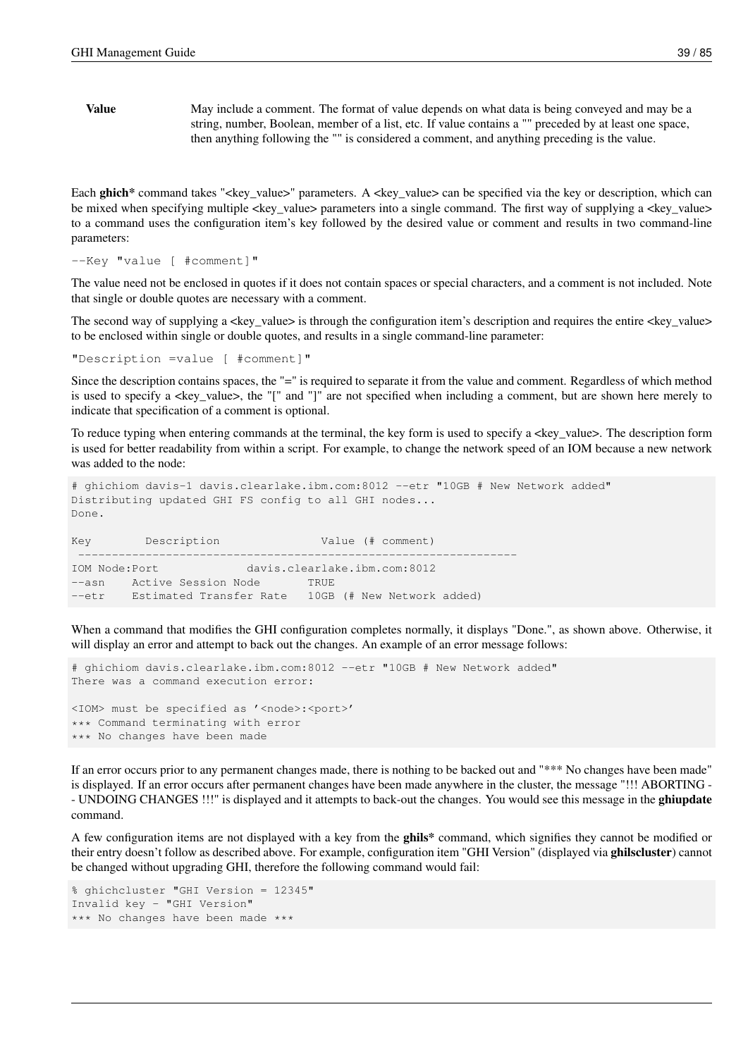**Value** May include a comment. The format of value depends on what data is being conveyed and may be a string, number, Boolean, member of a list, etc. If value contains a "" preceded by at least one space, then anything following the "" is considered a comment, and anything preceding is the value.

Each **ghich*** command takes "<key_value>" parameters. A <key_value> can be specified via the key or description, which can be mixed when specifying multiple <key_value> parameters into a single command. The first way of supplying a <key_value> to a command uses the configuration item's key followed by the desired value or comment and results in two command-line parameters:

```
--Key "value [ #comment]"
```

The value need not be enclosed in quotes if it does not contain spaces or special characters, and a comment is not included. Note that single or double quotes are necessary with a comment.

The second way of supplying a <key_value> is through the configuration item's description and requires the entire <key_value> to be enclosed within single or double quotes, and results in a single command-line parameter:

```
"Description =value [ #comment]"
```

Since the description contains spaces, the "=" is required to separate it from the value and comment. Regardless of which method is used to specify a <key_value>, the "[" and "]" are not specified when including a comment, but are shown here merely to indicate that specification of a comment is optional.

To reduce typing when entering commands at the terminal, the key form is used to specify a <key_value>. The description form is used for better readability from within a script. For example, to change the network speed of an IOM because a new network was added to the node:

```
# ghichiom davis-1 davis.clearlake.ibm.com:8012 --etr "10GB # New Network added"
Distributing updated GHI FS config to all GHI nodes...
Done.

Key        Description               Value (# comment)
 ----------------------------------------------------------------
IOM Node:Port             davis.clearlake.ibm.com:8012
--asn    Active Session Node       TRUE
--etr    Estimated Transfer Rate   10GB (# New Network added)
```

When a command that modifies the GHI configuration completes normally, it displays "Done.", as shown above. Otherwise, it will display an error and attempt to back out the changes. An example of an error message follows:

```
# ghichiom davis.clearlake.ibm.com:8012 --etr "10GB # New Network added"
There was a command execution error:

<IOM> must be specified as '<node>:<port>'
*** Command terminating with error
*** No changes have been made
```

If an error occurs prior to any permanent changes made, there is nothing to be backed out and "*** No changes have been made" is displayed. If an error occurs after permanent changes have been made anywhere in the cluster, the message "!!! ABORTING - - UNDOING CHANGES !!!" is displayed and it attempts to back-out the changes. You would see this message in the **ghiupdate** command.

A few configuration items are not displayed with a key from the **ghils*** command, which signifies they cannot be modified or their entry doesn't follow as described above. For example, configuration item "GHI Version" (displayed via **ghilscluster**) cannot be changed without upgrading GHI, therefore the following command would fail:

```
% ghichcluster "GHI Version = 12345"
Invalid key - "GHI Version"
*** No changes have been made ***
```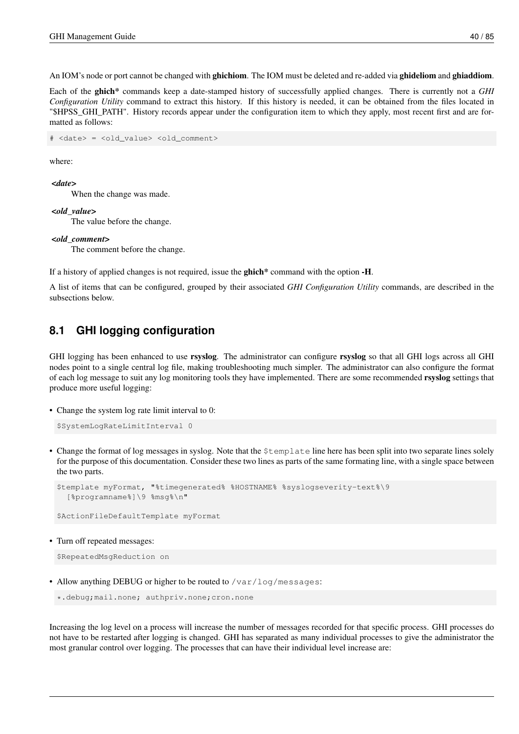An IOM's node or port cannot be changed with **ghichiom**. The IOM must be deleted and re-added via **ghideliom** and **ghiaddiom**.

Each of the **ghich*** commands keep a date-stamped history of successfully applied changes. There is currently not a *GHI Configuration Utility* command to extract this history. If this history is needed, it can be obtained from the files located in "$HPSS_GHI_PATH". History records appear under the configuration item to which they apply, most recent first and are formatted as follows:

```
# <date> = <old_value> <old_comment>
```

where:

***<date>***
When the change was made.

***<old_value>***
The value before the change.

***<old_comment>***
The comment before the change.

If a history of applied changes is not required, issue the **ghich*** command with the option **-H**.

A list of items that can be configured, grouped by their associated *GHI Configuration Utility* commands, are described in the subsections below.

## 8.1 GHI logging configuration

GHI logging has been enhanced to use **rsyslog**. The administrator can configure **rsyslog** so that all GHI logs across all GHI nodes point to a single central log file, making troubleshooting much simpler. The administrator can also configure the format of each log message to suit any log monitoring tools they have implemented. There are some recommended **rsyslog** settings that produce more useful logging:

- Change the system log rate limit interval to 0:

```
$SystemLogRateLimitInterval 0
```

- Change the format of log messages in syslog. Note that the `$template` line here has been split into two separate lines solely for the purpose of this documentation. Consider these two lines as parts of the same formating line, with a single space between the two parts.

```
$template myFormat, "%timegenerated% %HOSTNAME% %syslogseverity-text%\9
  [%programname%]\9 %msg%\n"

$ActionFileDefaultTemplate myFormat
```

- Turn off repeated messages:

```
$RepeatedMsgReduction on
```

- Allow anything DEBUG or higher to be routed to `/var/log/messages`:

```
*.debug;mail.none; authpriv.none;cron.none
```

Increasing the log level on a process will increase the number of messages recorded for that specific process. GHI processes do not have to be restarted after logging is changed. GHI has separated as many individual processes to give the administrator the most granular control over logging. The processes that can have their individual level increase are: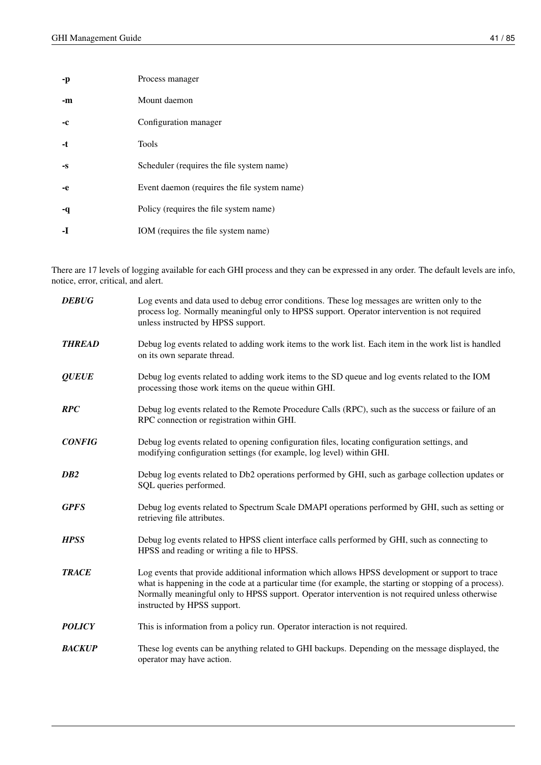**-p** Process manager

**-m** Mount daemon

**-c** Configuration manager

**-t** Tools

**-s** Scheduler (requires the file system name)

**-e** Event daemon (requires the file system name)

**-q** Policy (requires the file system name)

**-I** IOM (requires the file system name)

There are 17 levels of logging available for each GHI process and they can be expressed in any order. The default levels are info, notice, error, critical, and alert.

***DEBUG*** Log events and data used to debug error conditions. These log messages are written only to the process log. Normally meaningful only to HPSS support. Operator intervention is not required unless instructed by HPSS support.

***THREAD*** Debug log events related to adding work items to the work list. Each item in the work list is handled on its own separate thread.

***QUEUE*** Debug log events related to adding work items to the SD queue and log events related to the IOM processing those work items on the queue within GHI.

***RPC*** Debug log events related to the Remote Procedure Calls (RPC), such as the success or failure of an RPC connection or registration within GHI.

***CONFIG*** Debug log events related to opening configuration files, locating configuration settings, and modifying configuration settings (for example, log level) within GHI.

***DB2*** Debug log events related to Db2 operations performed by GHI, such as garbage collection updates or SQL queries performed.

***GPFS*** Debug log events related to Spectrum Scale DMAPI operations performed by GHI, such as setting or retrieving file attributes.

***HPSS*** Debug log events related to HPSS client interface calls performed by GHI, such as connecting to HPSS and reading or writing a file to HPSS.

***TRACE*** Log events that provide additional information which allows HPSS development or support to trace what is happening in the code at a particular time (for example, the starting or stopping of a process). Normally meaningful only to HPSS support. Operator intervention is not required unless otherwise instructed by HPSS support.

***POLICY*** This is information from a policy run. Operator interaction is not required.

***BACKUP*** These log events can be anything related to GHI backups. Depending on the message displayed, the operator may have action.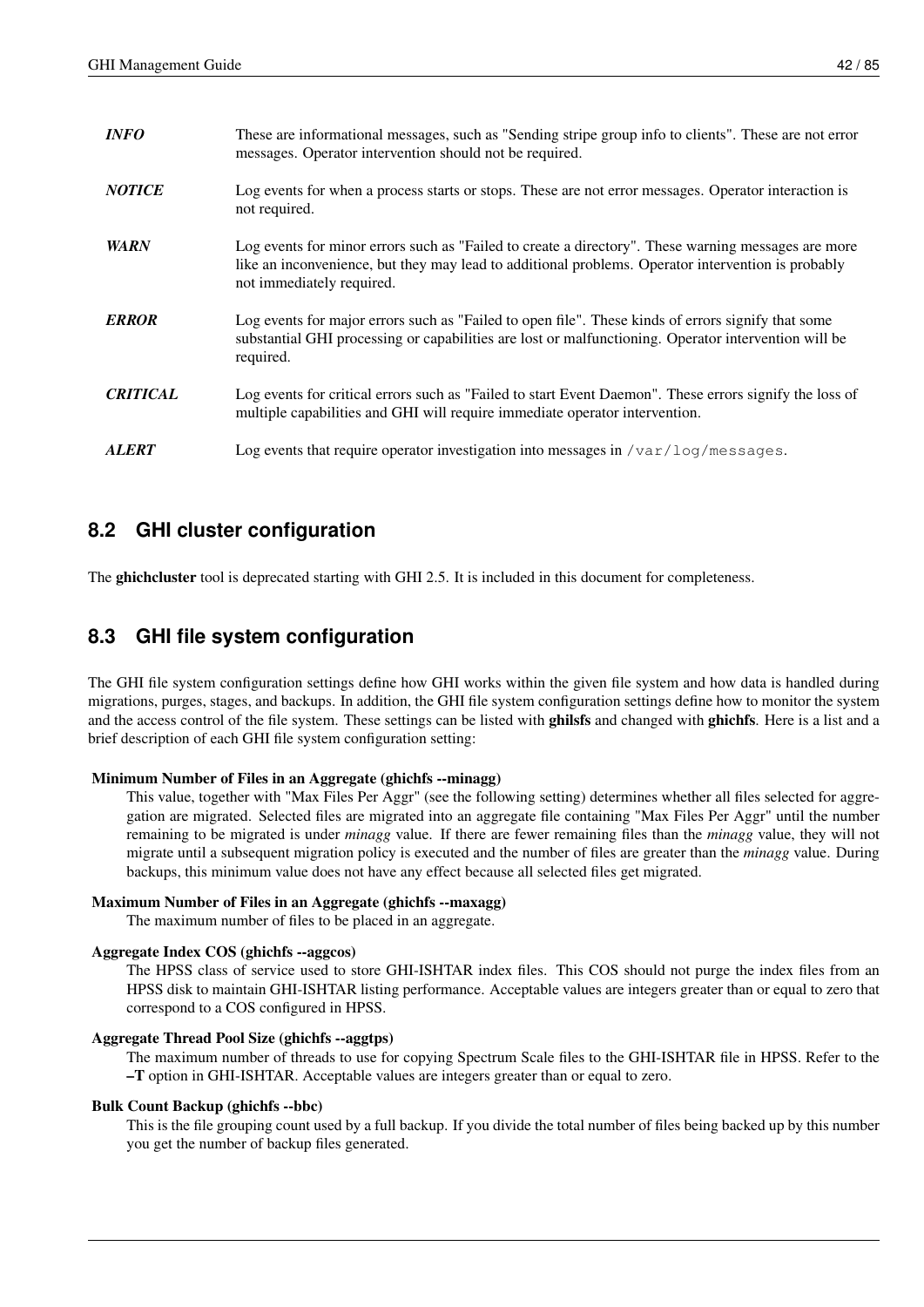***INFO*** These are informational messages, such as "Sending stripe group info to clients". These are not error messages. Operator intervention should not be required.

***NOTICE*** Log events for when a process starts or stops. These are not error messages. Operator interaction is not required.

***WARN*** Log events for minor errors such as "Failed to create a directory". These warning messages are more like an inconvenience, but they may lead to additional problems. Operator intervention is probably not immediately required.

***ERROR*** Log events for major errors such as "Failed to open file". These kinds of errors signify that some substantial GHI processing or capabilities are lost or malfunctioning. Operator intervention will be required.

***CRITICAL*** Log events for critical errors such as "Failed to start Event Daemon". These errors signify the loss of multiple capabilities and GHI will require immediate operator intervention.

***ALERT*** Log events that require operator investigation into messages in `/var/log/messages`.

## 8.2 GHI cluster configuration

The **ghichcluster** tool is deprecated starting with GHI 2.5. It is included in this document for completeness.

## 8.3 GHI file system configuration

The GHI file system configuration settings define how GHI works within the given file system and how data is handled during migrations, purges, stages, and backups. In addition, the GHI file system configuration settings define how to monitor the system and the access control of the file system. These settings can be listed with **ghilsfs** and changed with **ghichfs**. Here is a list and a brief description of each GHI file system configuration setting:

**Minimum Number of Files in an Aggregate (ghichfs --minagg)**
This value, together with "Max Files Per Aggr" (see the following setting) determines whether all files selected for aggregation are migrated. Selected files are migrated into an aggregate file containing "Max Files Per Aggr" until the number remaining to be migrated is under *minagg* value. If there are fewer remaining files than the *minagg* value, they will not migrate until a subsequent migration policy is executed and the number of files are greater than the *minagg* value. During backups, this minimum value does not have any effect because all selected files get migrated.

**Maximum Number of Files in an Aggregate (ghichfs --maxagg)**
The maximum number of files to be placed in an aggregate.

**Aggregate Index COS (ghichfs --aggcos)**
The HPSS class of service used to store GHI-ISHTAR index files. This COS should not purge the index files from an HPSS disk to maintain GHI-ISHTAR listing performance. Acceptable values are integers greater than or equal to zero that correspond to a COS configured in HPSS.

**Aggregate Thread Pool Size (ghichfs --aggtps)**
The maximum number of threads to use for copying Spectrum Scale files to the GHI-ISHTAR file in HPSS. Refer to the **–T** option in GHI-ISHTAR. Acceptable values are integers greater than or equal to zero.

**Bulk Count Backup (ghichfs --bbc)**
This is the file grouping count used by a full backup. If you divide the total number of files being backed up by this number you get the number of backup files generated.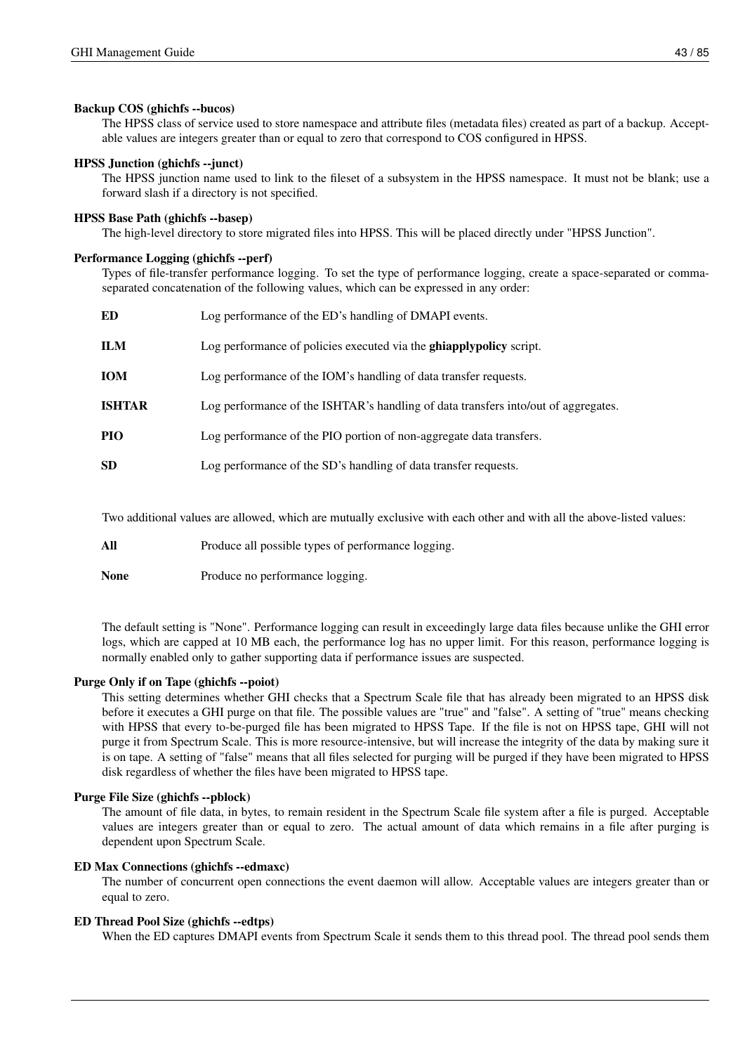**Backup COS (ghichfs --bucos)**

The HPSS class of service used to store namespace and attribute files (metadata files) created as part of a backup. Acceptable values are integers greater than or equal to zero that correspond to COS configured in HPSS.

**HPSS Junction (ghichfs --junct)**

The HPSS junction name used to link to the fileset of a subsystem in the HPSS namespace. It must not be blank; use a forward slash if a directory is not specified.

**HPSS Base Path (ghichfs --basep)**

The high-level directory to store migrated files into HPSS. This will be placed directly under "HPSS Junction".

**Performance Logging (ghichfs --perf)**

Types of file-transfer performance logging. To set the type of performance logging, create a space-separated or comma-separated concatenation of the following values, which can be expressed in any order:

| | |
|---|---|
| **ED** | Log performance of the ED's handling of DMAPI events. |
| **ILM** | Log performance of policies executed via the **ghiapplypolicy** script. |
| **IOM** | Log performance of the IOM's handling of data transfer requests. |
| **ISHTAR** | Log performance of the ISHTAR's handling of data transfers into/out of aggregates. |
| **PIO** | Log performance of the PIO portion of non-aggregate data transfers. |
| **SD** | Log performance of the SD's handling of data transfer requests. |

Two additional values are allowed, which are mutually exclusive with each other and with all the above-listed values:

| | |
|---|---|
| **All** | Produce all possible types of performance logging. |
| **None** | Produce no performance logging. |

The default setting is "None". Performance logging can result in exceedingly large data files because unlike the GHI error logs, which are capped at 10 MB each, the performance log has no upper limit. For this reason, performance logging is normally enabled only to gather supporting data if performance issues are suspected.

**Purge Only if on Tape (ghichfs --poiot)**

This setting determines whether GHI checks that a Spectrum Scale file that has already been migrated to an HPSS disk before it executes a GHI purge on that file. The possible values are "true" and "false". A setting of "true" means checking with HPSS that every to-be-purged file has been migrated to HPSS Tape. If the file is not on HPSS tape, GHI will not purge it from Spectrum Scale. This is more resource-intensive, but will increase the integrity of the data by making sure it is on tape. A setting of "false" means that all files selected for purging will be purged if they have been migrated to HPSS disk regardless of whether the files have been migrated to HPSS tape.

**Purge File Size (ghichfs --pblock)**

The amount of file data, in bytes, to remain resident in the Spectrum Scale file system after a file is purged. Acceptable values are integers greater than or equal to zero. The actual amount of data which remains in a file after purging is dependent upon Spectrum Scale.

**ED Max Connections (ghichfs --edmaxc)**

The number of concurrent open connections the event daemon will allow. Acceptable values are integers greater than or equal to zero.

**ED Thread Pool Size (ghichfs --edtps)**

When the ED captures DMAPI events from Spectrum Scale it sends them to this thread pool. The thread pool sends them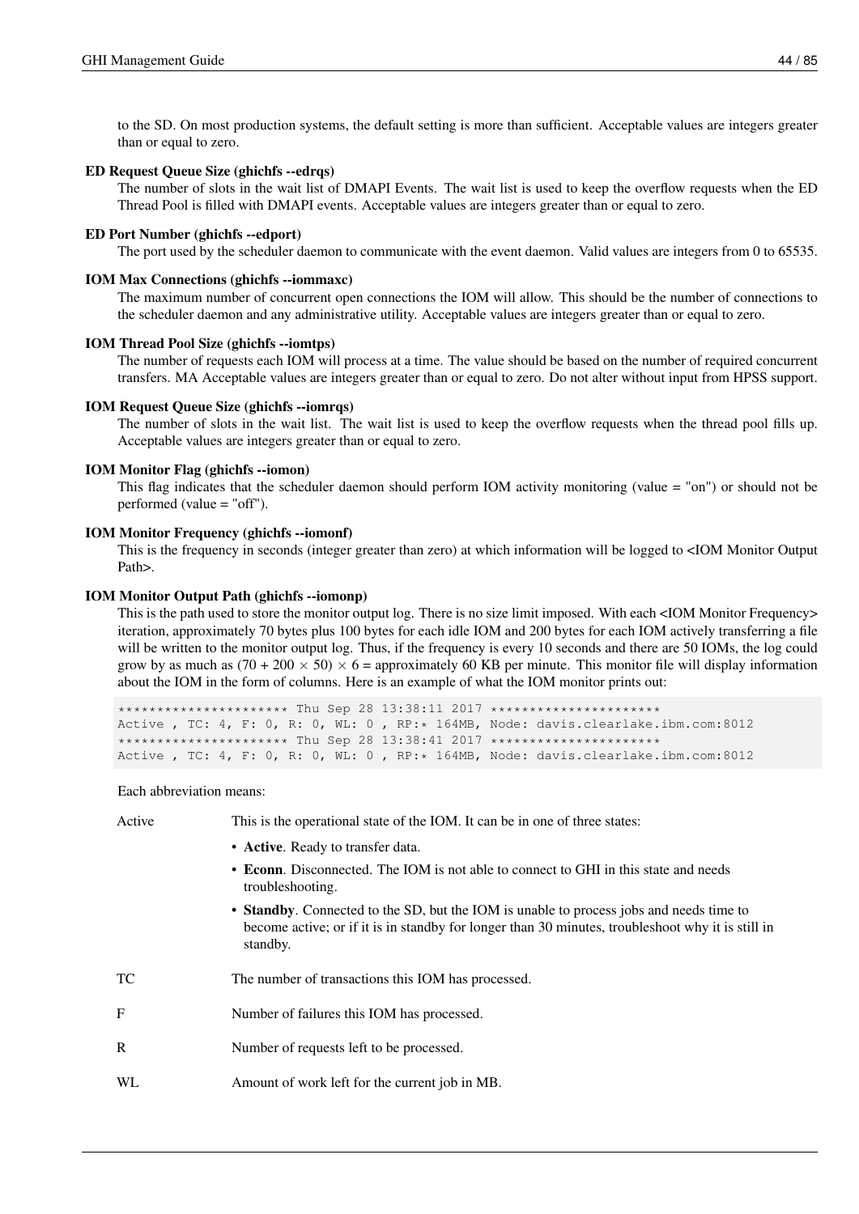to the SD. On most production systems, the default setting is more than sufficient. Acceptable values are integers greater than or equal to zero.

**ED Request Queue Size (ghichfs --edrqs)**
The number of slots in the wait list of DMAPI Events. The wait list is used to keep the overflow requests when the ED Thread Pool is filled with DMAPI events. Acceptable values are integers greater than or equal to zero.

**ED Port Number (ghichfs --edport)**
The port used by the scheduler daemon to communicate with the event daemon. Valid values are integers from 0 to 65535.

**IOM Max Connections (ghichfs --iommaxc)**
The maximum number of concurrent open connections the IOM will allow. This should be the number of connections to the scheduler daemon and any administrative utility. Acceptable values are integers greater than or equal to zero.

**IOM Thread Pool Size (ghichfs --iomtps)**
The number of requests each IOM will process at a time. The value should be based on the number of required concurrent transfers. MA Acceptable values are integers greater than or equal to zero. Do not alter without input from HPSS support.

**IOM Request Queue Size (ghichfs --iomrqs)**
The number of slots in the wait list. The wait list is used to keep the overflow requests when the thread pool fills up. Acceptable values are integers greater than or equal to zero.

**IOM Monitor Flag (ghichfs --iomon)**
This flag indicates that the scheduler daemon should perform IOM activity monitoring (value = "on") or should not be performed (value = "off").

**IOM Monitor Frequency (ghichfs --iomonf)**
This is the frequency in seconds (integer greater than zero) at which information will be logged to <IOM Monitor Output Path>.

**IOM Monitor Output Path (ghichfs --iomonp)**
This is the path used to store the monitor output log. There is no size limit imposed. With each <IOM Monitor Frequency> iteration, approximately 70 bytes plus 100 bytes for each idle IOM and 200 bytes for each IOM actively transferring a file will be written to the monitor output log. Thus, if the frequency is every 10 seconds and there are 50 IOMs, the log could grow by as much as $(70 + 200 \times 50) \times 6$ = approximately 60 KB per minute. This monitor file will display information about the IOM in the form of columns. Here is an example of what the IOM monitor prints out:

```
********************** Thu Sep 28 13:38:11 2017 **********************
Active , TC: 4, F: 0, R: 0, WL: 0 , RP:* 164MB, Node: davis.clearlake.ibm.com:8012
********************** Thu Sep 28 13:38:41 2017 **********************
Active , TC: 4, F: 0, R: 0, WL: 0 , RP:* 164MB, Node: davis.clearlake.ibm.com:8012
```

Each abbreviation means:

| | |
|---|---|
| Active | This is the operational state of the IOM. It can be in one of three states:<br>• **Active**. Ready to transfer data.<br>• **Econn**. Disconnected. The IOM is not able to connect to GHI in this state and needs troubleshooting.<br>• **Standby**. Connected to the SD, but the IOM is unable to process jobs and needs time to become active; or if it is in standby for longer than 30 minutes, troubleshoot why it is still in standby. |
| TC | The number of transactions this IOM has processed. |
| F | Number of failures this IOM has processed. |
| R | Number of requests left to be processed. |
| WL | Amount of work left for the current job in MB. |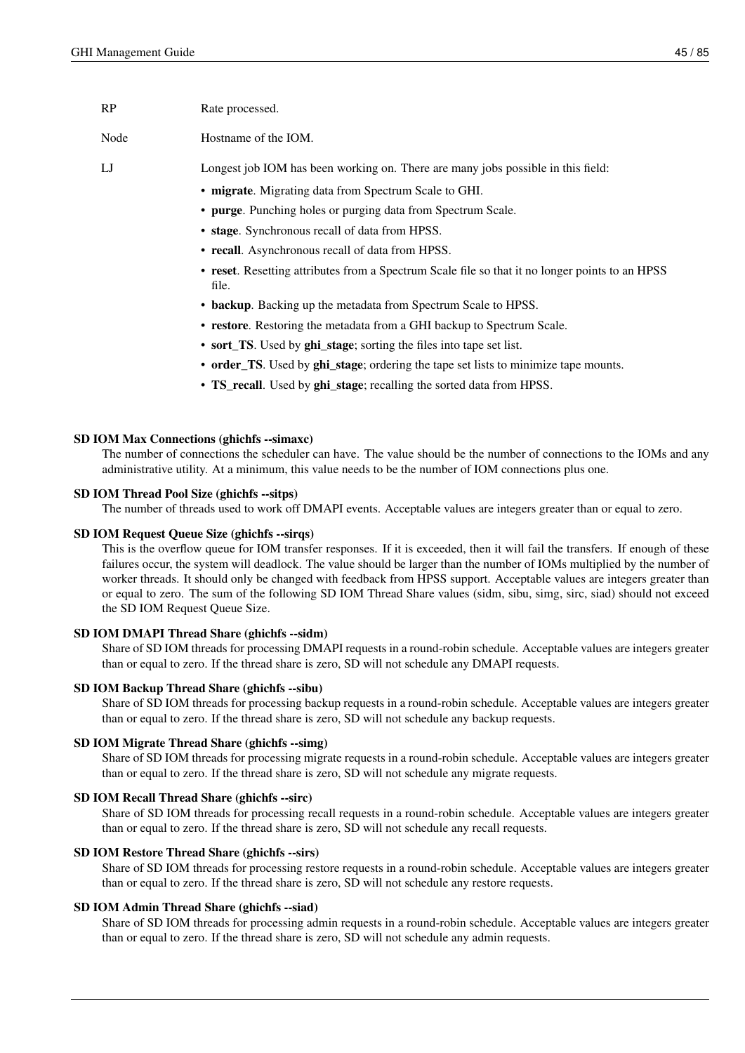| | |
|---|---|
| RP | Rate processed. |
| Node | Hostname of the IOM. |
| LJ | Longest job IOM has been working on. There are many jobs possible in this field: |

- **migrate**. Migrating data from Spectrum Scale to GHI.
- **purge**. Punching holes or purging data from Spectrum Scale.
- **stage**. Synchronous recall of data from HPSS.
- **recall**. Asynchronous recall of data from HPSS.
- **reset**. Resetting attributes from a Spectrum Scale file so that it no longer points to an HPSS file.
- **backup**. Backing up the metadata from Spectrum Scale to HPSS.
- **restore**. Restoring the metadata from a GHI backup to Spectrum Scale.
- **sort_TS**. Used by **ghi_stage**; sorting the files into tape set list.
- **order_TS**. Used by **ghi_stage**; ordering the tape set lists to minimize tape mounts.
- **TS_recall**. Used by **ghi_stage**; recalling the sorted data from HPSS.

**SD IOM Max Connections (ghichfs --simaxc)**
The number of connections the scheduler can have. The value should be the number of connections to the IOMs and any administrative utility. At a minimum, this value needs to be the number of IOM connections plus one.

**SD IOM Thread Pool Size (ghichfs --sitps)**
The number of threads used to work off DMAPI events. Acceptable values are integers greater than or equal to zero.

**SD IOM Request Queue Size (ghichfs --sirqs)**
This is the overflow queue for IOM transfer responses. If it is exceeded, then it will fail the transfers. If enough of these failures occur, the system will deadlock. The value should be larger than the number of IOMs multiplied by the number of worker threads. It should only be changed with feedback from HPSS support. Acceptable values are integers greater than or equal to zero. The sum of the following SD IOM Thread Share values (sidm, sibu, simg, sirc, siad) should not exceed the SD IOM Request Queue Size.

**SD IOM DMAPI Thread Share (ghichfs --sidm)**
Share of SD IOM threads for processing DMAPI requests in a round-robin schedule. Acceptable values are integers greater than or equal to zero. If the thread share is zero, SD will not schedule any DMAPI requests.

**SD IOM Backup Thread Share (ghichfs --sibu)**
Share of SD IOM threads for processing backup requests in a round-robin schedule. Acceptable values are integers greater than or equal to zero. If the thread share is zero, SD will not schedule any backup requests.

**SD IOM Migrate Thread Share (ghichfs --simg)**
Share of SD IOM threads for processing migrate requests in a round-robin schedule. Acceptable values are integers greater than or equal to zero. If the thread share is zero, SD will not schedule any migrate requests.

**SD IOM Recall Thread Share (ghichfs --sirc)**
Share of SD IOM threads for processing recall requests in a round-robin schedule. Acceptable values are integers greater than or equal to zero. If the thread share is zero, SD will not schedule any recall requests.

**SD IOM Restore Thread Share (ghichfs --sirs)**
Share of SD IOM threads for processing restore requests in a round-robin schedule. Acceptable values are integers greater than or equal to zero. If the thread share is zero, SD will not schedule any restore requests.

**SD IOM Admin Thread Share (ghichfs --siad)**
Share of SD IOM threads for processing admin requests in a round-robin schedule. Acceptable values are integers greater than or equal to zero. If the thread share is zero, SD will not schedule any admin requests.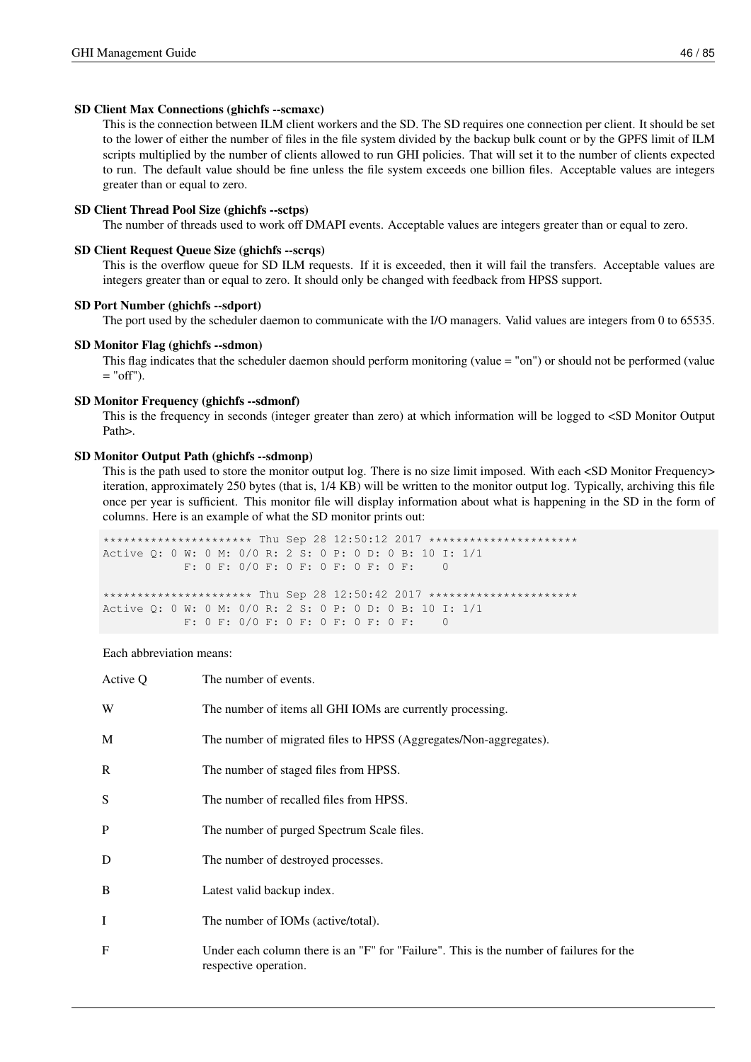**SD Client Max Connections (ghichfs --scmaxc)**

This is the connection between ILM client workers and the SD. The SD requires one connection per client. It should be set to the lower of either the number of files in the file system divided by the backup bulk count or by the GPFS limit of ILM scripts multiplied by the number of clients allowed to run GHI policies. That will set it to the number of clients expected to run. The default value should be fine unless the file system exceeds one billion files. Acceptable values are integers greater than or equal to zero.

**SD Client Thread Pool Size (ghichfs --sctps)**

The number of threads used to work off DMAPI events. Acceptable values are integers greater than or equal to zero.

**SD Client Request Queue Size (ghichfs --scrqs)**

This is the overflow queue for SD ILM requests. If it is exceeded, then it will fail the transfers. Acceptable values are integers greater than or equal to zero. It should only be changed with feedback from HPSS support.

**SD Port Number (ghichfs --sdport)**

The port used by the scheduler daemon to communicate with the I/O managers. Valid values are integers from 0 to 65535.

**SD Monitor Flag (ghichfs --sdmon)**

This flag indicates that the scheduler daemon should perform monitoring (value = "on") or should not be performed (value = "off").

**SD Monitor Frequency (ghichfs --sdmonf)**

This is the frequency in seconds (integer greater than zero) at which information will be logged to <SD Monitor Output Path>.

**SD Monitor Output Path (ghichfs --sdmonp)**

This is the path used to store the monitor output log. There is no size limit imposed. With each <SD Monitor Frequency> iteration, approximately 250 bytes (that is, 1/4 KB) will be written to the monitor output log. Typically, archiving this file once per year is sufficient. This monitor file will display information about what is happening in the SD in the form of columns. Here is an example of what the SD monitor prints out:

```
********************** Thu Sep 28 12:50:12 2017 **********************
Active Q: 0 W: 0 M: 0/0 R: 2 S: 0 P: 0 D: 0 B: 10 I: 1/1
            F: 0 F: 0/0 F: 0 F: 0 F: 0 F: 0 F:    0

********************** Thu Sep 28 12:50:42 2017 **********************
Active Q: 0 W: 0 M: 0/0 R: 2 S: 0 P: 0 D: 0 B: 10 I: 1/1
            F: 0 F: 0/0 F: 0 F: 0 F: 0 F: 0 F:    0
```

Each abbreviation means:

| | |
|---|---|
| Active Q | The number of events. |
| W | The number of items all GHI IOMs are currently processing. |
| M | The number of migrated files to HPSS (Aggregates/Non-aggregates). |
| R | The number of staged files from HPSS. |
| S | The number of recalled files from HPSS. |
| P | The number of purged Spectrum Scale files. |
| D | The number of destroyed processes. |
| B | Latest valid backup index. |
| I | The number of IOMs (active/total). |
| F | Under each column there is an "F" for "Failure". This is the number of failures for the respective operation. |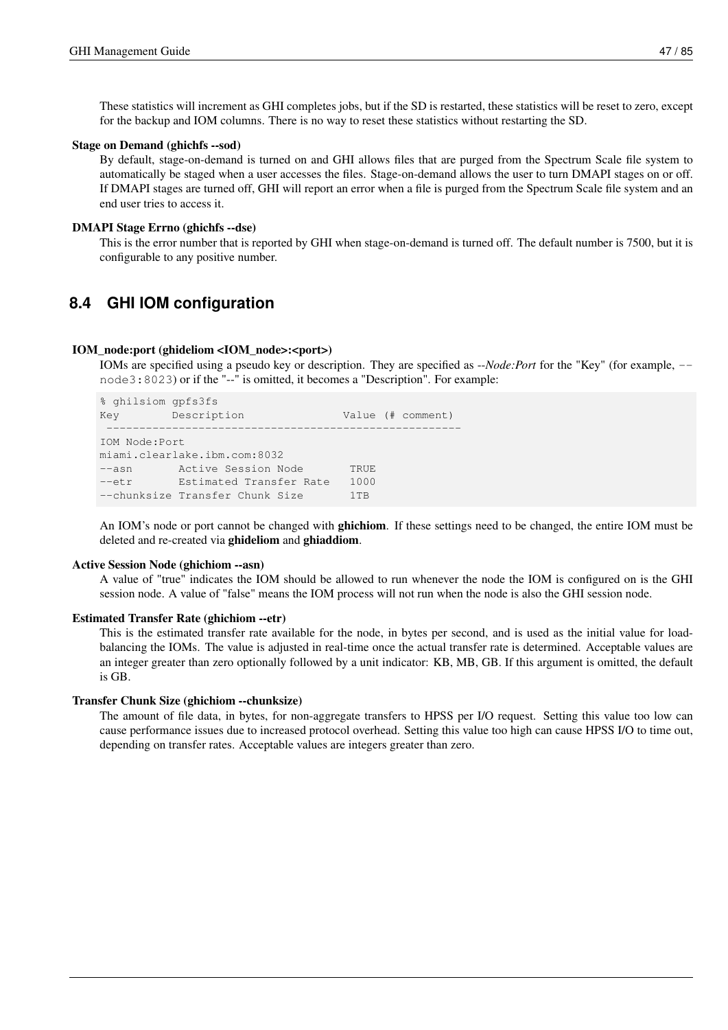These statistics will increment as GHI completes jobs, but if the SD is restarted, these statistics will be reset to zero, except for the backup and IOM columns. There is no way to reset these statistics without restarting the SD.

**Stage on Demand (ghichfs --sod)**

By default, stage-on-demand is turned on and GHI allows files that are purged from the Spectrum Scale file system to automatically be staged when a user accesses the files. Stage-on-demand allows the user to turn DMAPI stages on or off. If DMAPI stages are turned off, GHI will report an error when a file is purged from the Spectrum Scale file system and an end user tries to access it.

**DMAPI Stage Errno (ghichfs --dse)**

This is the error number that is reported by GHI when stage-on-demand is turned off. The default number is 7500, but it is configurable to any positive number.

## 8.4 GHI IOM configuration

**IOM_node:port (ghideliom <IOM_node>:<port>)**

IOMs are specified using a pseudo key or description. They are specified as *--Node:Port* for the "Key" (for example, `--node3:8023`) or if the "--" is omitted, it becomes a "Description". For example:

```
% ghilsiom gpfs3fs
Key         Description                Value (# comment)
 ----------------------------------------------------
IOM Node:Port
miami.clearlake.ibm.com:8032
--asn       Active Session Node        TRUE
--etr       Estimated Transfer Rate    1000
--chunksize Transfer Chunk Size        1TB
```

An IOM's node or port cannot be changed with **ghichiom**. If these settings need to be changed, the entire IOM must be deleted and re-created via **ghideliom** and **ghiaddiom**.

**Active Session Node (ghichiom --asn)**

A value of "true" indicates the IOM should be allowed to run whenever the node the IOM is configured on is the GHI session node. A value of "false" means the IOM process will not run when the node is also the GHI session node.

**Estimated Transfer Rate (ghichiom --etr)**

This is the estimated transfer rate available for the node, in bytes per second, and is used as the initial value for load-balancing the IOMs. The value is adjusted in real-time once the actual transfer rate is determined. Acceptable values are an integer greater than zero optionally followed by a unit indicator: KB, MB, GB. If this argument is omitted, the default is GB.

**Transfer Chunk Size (ghichiom --chunksize)**

The amount of file data, in bytes, for non-aggregate transfers to HPSS per I/O request. Setting this value too low can cause performance issues due to increased protocol overhead. Setting this value too high can cause HPSS I/O to time out, depending on transfer rates. Acceptable values are integers greater than zero.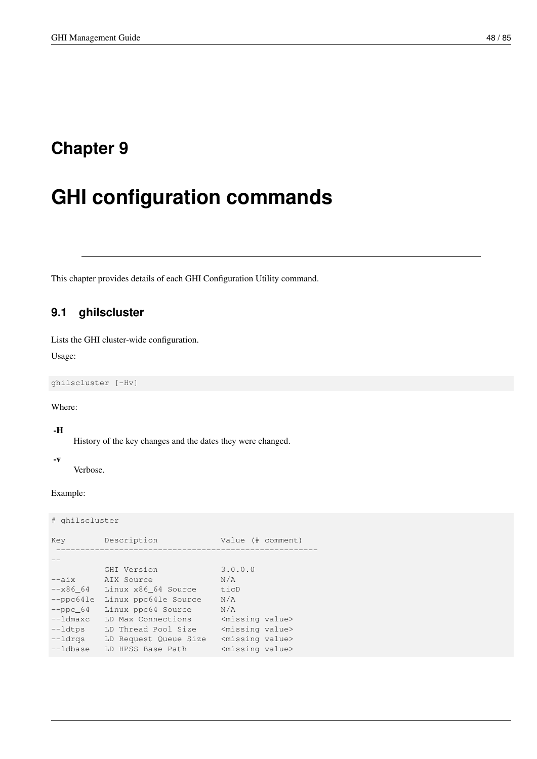# Chapter 9

# GHI configuration commands

This chapter provides details of each GHI Configuration Utility command.

## 9.1 ghilscluster

Lists the GHI cluster-wide configuration.

Usage:

```
ghilscluster [-Hv]
```

Where:

**-H**
History of the key changes and the dates they were changed.

**-v**
Verbose.

Example:

```
# ghilscluster

Key        Description             Value (# comment)
 ------------------------------------------------------
--
           GHI Version             3.0.0.0
--aix      AIX Source              N/A
--x86_64   Linux x86_64 Source     ticD
--ppc64le  Linux ppc64le Source    N/A
--ppc_64   Linux ppc64 Source      N/A
--ldmaxc   LD Max Connections      <missing value>
--ldtps    LD Thread Pool Size     <missing value>
--ldrqs    LD Request Queue Size   <missing value>
--ldbase   LD HPSS Base Path       <missing value>
```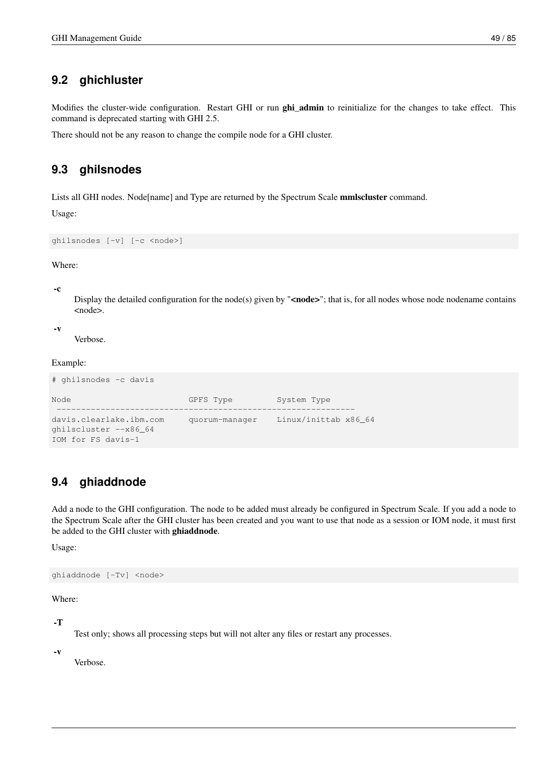## 9.2 ghichluster

Modifies the cluster-wide configuration. Restart GHI or run **ghi_admin** to reinitialize for the changes to take effect. This command is deprecated starting with GHI 2.5.

There should not be any reason to change the compile node for a GHI cluster.

## 9.3 ghilsnodes

Lists all GHI nodes. Node[name] and Type are returned by the Spectrum Scale **mmlscluster** command.

Usage:

```
ghilsnodes [-v] [-c <node>]
```

Where:

**-c**
: Display the detailed configuration for the node(s) given by "**<node>**"; that is, for all nodes whose node nodename contains <node>.

**-v**
: Verbose.

Example:

```
# ghilsnodes -c davis

Node                         GPFS Type         System Type
 ------------------------------------------------------------
davis.clearlake.ibm.com     quorum-manager    Linux/inittab x86_64
ghilscluster --x86_64
IOM for FS davis-1
```

## 9.4 ghiaddnode

Add a node to the GHI configuration. The node to be added must already be configured in Spectrum Scale. If you add a node to the Spectrum Scale after the GHI cluster has been created and you want to use that node as a session or IOM node, it must first be added to the GHI cluster with **ghiaddnode**.

Usage:

```
ghiaddnode [-Tv] <node>
```

Where:

**-T**
: Test only; shows all processing steps but will not alter any files or restart any processes.

**-v**
: Verbose.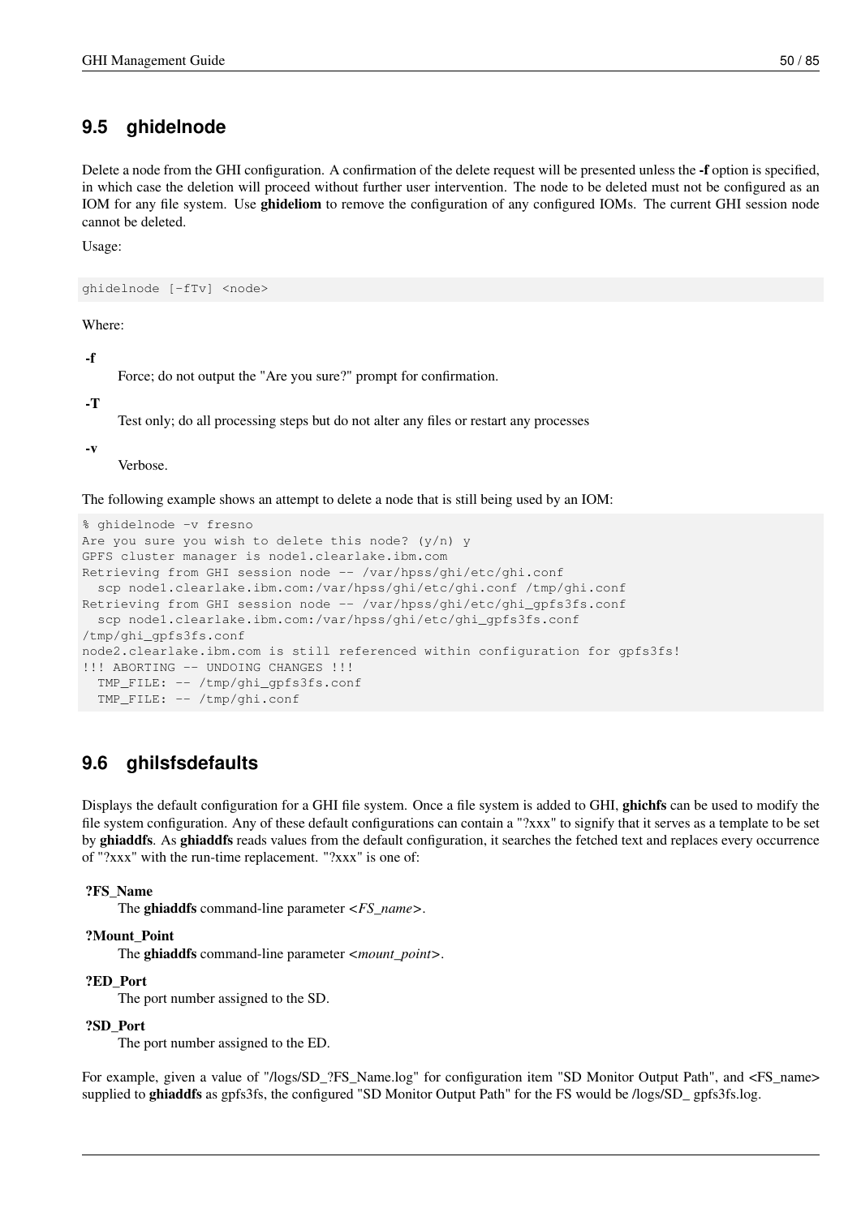## 9.5 ghidelnode

Delete a node from the GHI configuration. A confirmation of the delete request will be presented unless the **-f** option is specified, in which case the deletion will proceed without further user intervention. The node to be deleted must not be configured as an IOM for any file system. Use **ghideliom** to remove the configuration of any configured IOMs. The current GHI session node cannot be deleted.

Usage:

```
ghidelnode [-fTv] <node>
```

Where:

**-f**
: Force; do not output the "Are you sure?" prompt for confirmation.

**-T**
: Test only; do all processing steps but do not alter any files or restart any processes

**-v**
: Verbose.

The following example shows an attempt to delete a node that is still being used by an IOM:

```
% ghidelnode -v fresno
Are you sure you wish to delete this node? (y/n) y
GPFS cluster manager is node1.clearlake.ibm.com
Retrieving from GHI session node -- /var/hpss/ghi/etc/ghi.conf
  scp node1.clearlake.ibm.com:/var/hpss/ghi/etc/ghi.conf /tmp/ghi.conf
Retrieving from GHI session node -- /var/hpss/ghi/etc/ghi_gpfs3fs.conf
  scp node1.clearlake.ibm.com:/var/hpss/ghi/etc/ghi_gpfs3fs.conf
/tmp/ghi_gpfs3fs.conf
node2.clearlake.ibm.com is still referenced within configuration for gpfs3fs!
!!! ABORTING -- UNDOING CHANGES !!!
  TMP_FILE: -- /tmp/ghi_gpfs3fs.conf
  TMP_FILE: -- /tmp/ghi.conf
```

## 9.6 ghilsfsdefaults

Displays the default configuration for a GHI file system. Once a file system is added to GHI, **ghichfs** can be used to modify the file system configuration. Any of these default configurations can contain a "?xxx" to signify that it serves as a template to be set by **ghiaddfs**. As **ghiaddfs** reads values from the default configuration, it searches the fetched text and replaces every occurrence of "?xxx" with the run-time replacement. "?xxx" is one of:

**?FS_Name**
: The **ghiaddfs** command-line parameter <*FS_name*>.

**?Mount_Point**
: The **ghiaddfs** command-line parameter <*mount_point*>.

**?ED_Port**
: The port number assigned to the SD.

**?SD_Port**
: The port number assigned to the ED.

For example, given a value of "/logs/SD_?FS_Name.log" for configuration item "SD Monitor Output Path", and <FS_name> supplied to **ghiaddfs** as gpfs3fs, the configured "SD Monitor Output Path" for the FS would be /logs/SD_ gpfs3fs.log.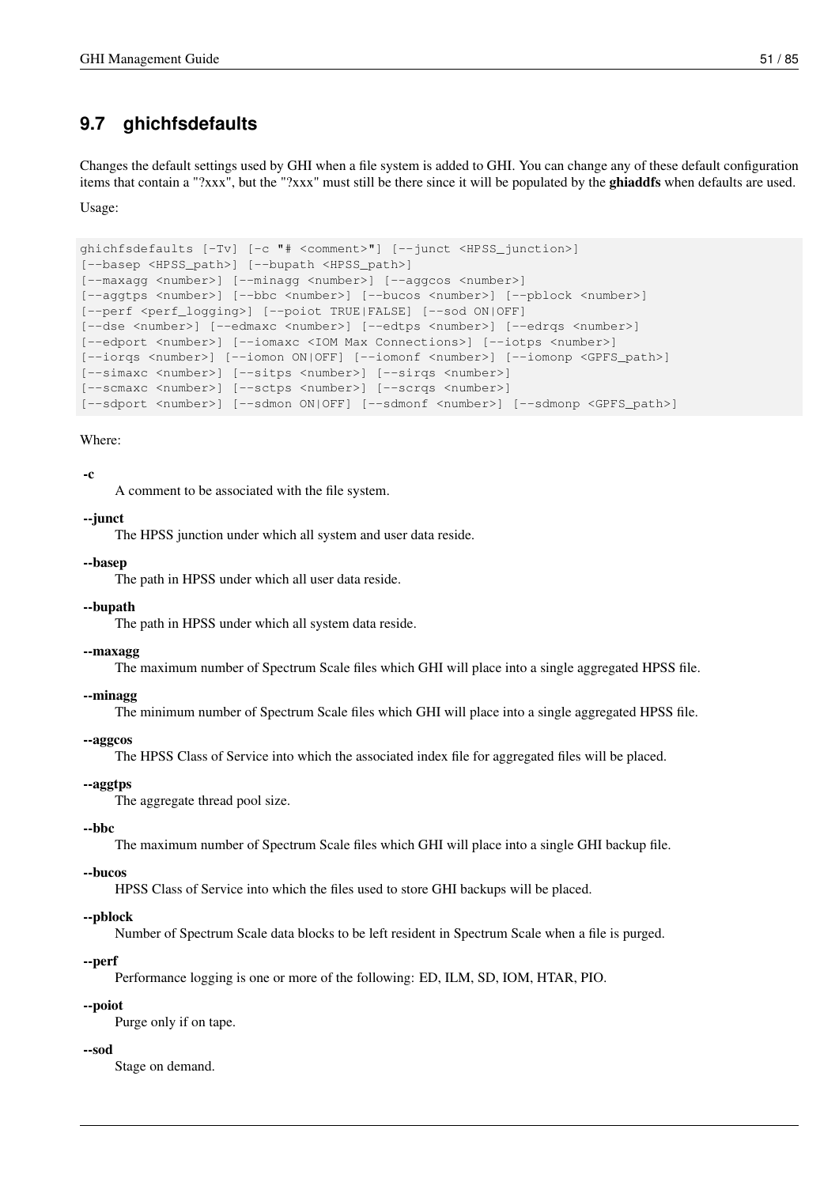## 9.7 ghichfsdefaults

Changes the default settings used by GHI when a file system is added to GHI. You can change any of these default configuration items that contain a "?xxx", but the "?xxx" must still be there since it will be populated by the **ghiaddfs** when defaults are used.

Usage:

```
ghichfsdefaults [-Tv] [-c "# <comment>"] [--junct <HPSS_junction>]
[--basep <HPSS_path>] [--bupath <HPSS_path>]
[--maxagg <number>] [--minagg <number>] [--aggcos <number>]
[--aggtps <number>] [--bbc <number>] [--bucos <number>] [--pblock <number>]
[--perf <perf_logging>] [--poiot TRUE|FALSE] [--sod ON|OFF]
[--dse <number>] [--edmaxc <number>] [--edtps <number>] [--edrqs <number>]
[--edport <number>] [--iomaxc <IOM Max Connections>] [--iotps <number>]
[--iorqs <number>] [--iomon ON|OFF] [--iomonf <number>] [--iomonp <GPFS_path>]
[--simaxc <number>] [--sitps <number>] [--sirqs <number>]
[--scmaxc <number>] [--sctps <number>] [--scrqs <number>]
[--sdport <number>] [--sdmon ON|OFF] [--sdmonf <number>] [--sdmonp <GPFS_path>]
```

Where:

**-c**
A comment to be associated with the file system.

**--junct**
The HPSS junction under which all system and user data reside.

**--basep**
The path in HPSS under which all user data reside.

**--bupath**
The path in HPSS under which all system data reside.

**--maxagg**
The maximum number of Spectrum Scale files which GHI will place into a single aggregated HPSS file.

**--minagg**
The minimum number of Spectrum Scale files which GHI will place into a single aggregated HPSS file.

**--aggcos**
The HPSS Class of Service into which the associated index file for aggregated files will be placed.

**--aggtps**
The aggregate thread pool size.

**--bbc**
The maximum number of Spectrum Scale files which GHI will place into a single GHI backup file.

**--bucos**
HPSS Class of Service into which the files used to store GHI backups will be placed.

**--pblock**
Number of Spectrum Scale data blocks to be left resident in Spectrum Scale when a file is purged.

**--perf**
Performance logging is one or more of the following: ED, ILM, SD, IOM, HTAR, PIO.

**--poiot**
Purge only if on tape.

**--sod**
Stage on demand.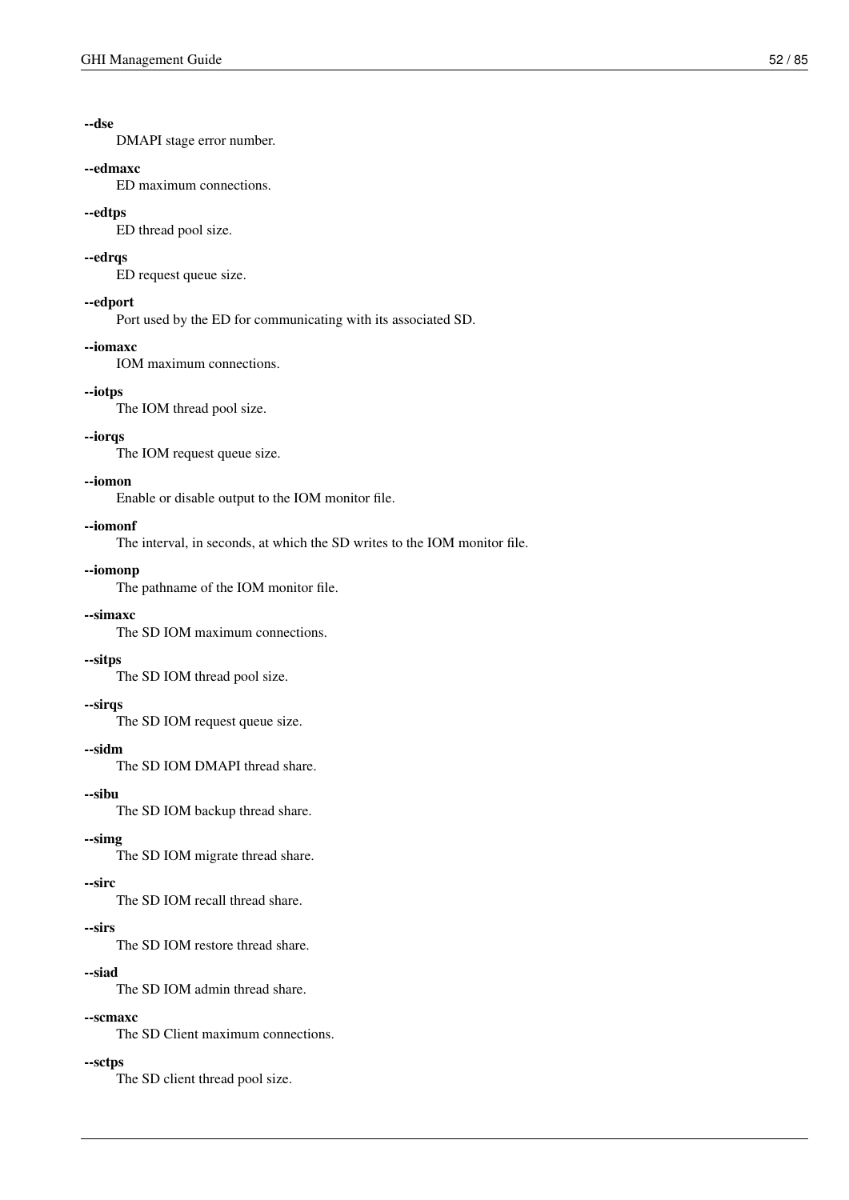**--dse**
DMAPI stage error number.

**--edmaxc**
ED maximum connections.

**--edtps**
ED thread pool size.

**--edrqs**
ED request queue size.

**--edport**
Port used by the ED for communicating with its associated SD.

**--iomaxc**
IOM maximum connections.

**--iotps**
The IOM thread pool size.

**--iorqs**
The IOM request queue size.

**--iomon**
Enable or disable output to the IOM monitor file.

**--iomonf**
The interval, in seconds, at which the SD writes to the IOM monitor file.

**--iomonp**
The pathname of the IOM monitor file.

**--simaxc**
The SD IOM maximum connections.

**--sitps**
The SD IOM thread pool size.

**--sirqs**
The SD IOM request queue size.

**--sidm**
The SD IOM DMAPI thread share.

**--sibu**
The SD IOM backup thread share.

**--simg**
The SD IOM migrate thread share.

**--sirc**
The SD IOM recall thread share.

**--sirs**
The SD IOM restore thread share.

**--siad**
The SD IOM admin thread share.

**--scmaxc**
The SD Client maximum connections.

**--sctps**
The SD client thread pool size.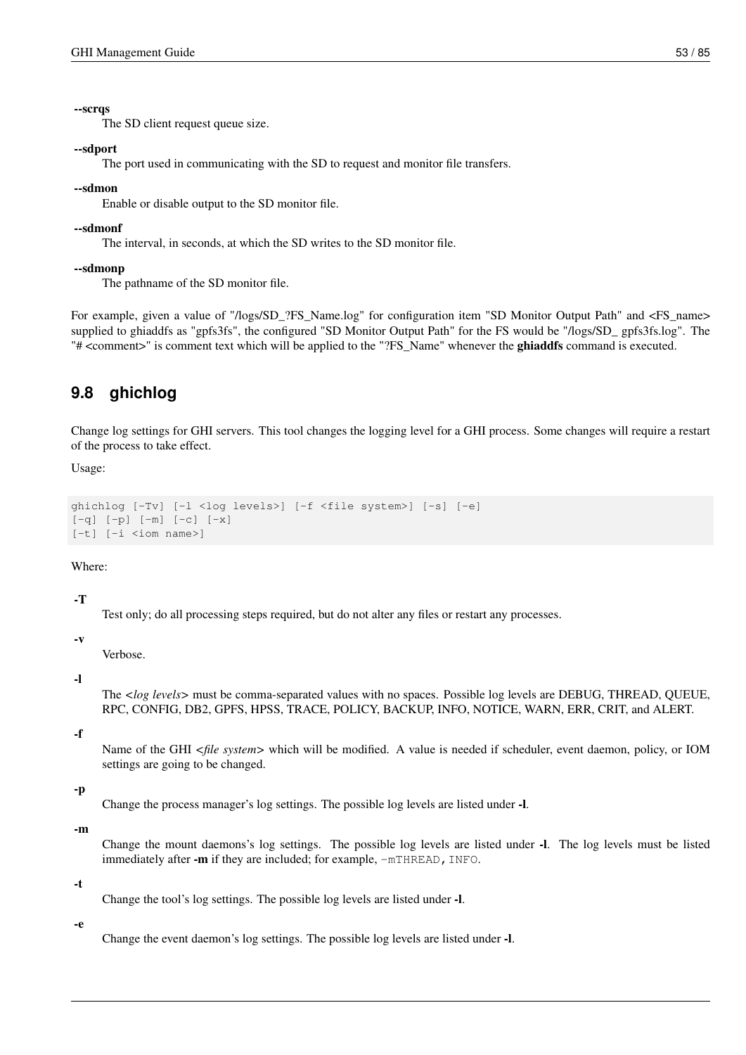**--scrqs**
The SD client request queue size.

**--sdport**
The port used in communicating with the SD to request and monitor file transfers.

**--sdmon**
Enable or disable output to the SD monitor file.

**--sdmonf**
The interval, in seconds, at which the SD writes to the SD monitor file.

**--sdmonp**
The pathname of the SD monitor file.

For example, given a value of "/logs/SD_?FS_Name.log" for configuration item "SD Monitor Output Path" and <FS_name> supplied to ghiaddfs as "gpfs3fs", the configured "SD Monitor Output Path" for the FS would be "/logs/SD_ gpfs3fs.log". The "# <comment>" is comment text which will be applied to the "?FS_Name" whenever the **ghiaddfs** command is executed.

## 9.8 ghichlog

Change log settings for GHI servers. This tool changes the logging level for a GHI process. Some changes will require a restart of the process to take effect.

Usage:

```
ghichlog [-Tv] [-l <log levels>] [-f <file system>] [-s] [-e]
[-q] [-p] [-m] [-c] [-x]
[-t] [-i <iom name>]
```

Where:

**-T**
Test only; do all processing steps required, but do not alter any files or restart any processes.

**-v**
Verbose.

**-l**
The <*log levels*> must be comma-separated values with no spaces. Possible log levels are DEBUG, THREAD, QUEUE, RPC, CONFIG, DB2, GPFS, HPSS, TRACE, POLICY, BACKUP, INFO, NOTICE, WARN, ERR, CRIT, and ALERT.

**-f**
Name of the GHI <*file system*> which will be modified. A value is needed if scheduler, event daemon, policy, or IOM settings are going to be changed.

**-p**
Change the process manager's log settings. The possible log levels are listed under **-l**.

**-m**
Change the mount daemons's log settings. The possible log levels are listed under **-l**. The log levels must be listed immediately after **-m** if they are included; for example, `-mTHREAD,INFO`.

**-t**
Change the tool's log settings. The possible log levels are listed under **-l**.

**-e**
Change the event daemon's log settings. The possible log levels are listed under **-l**.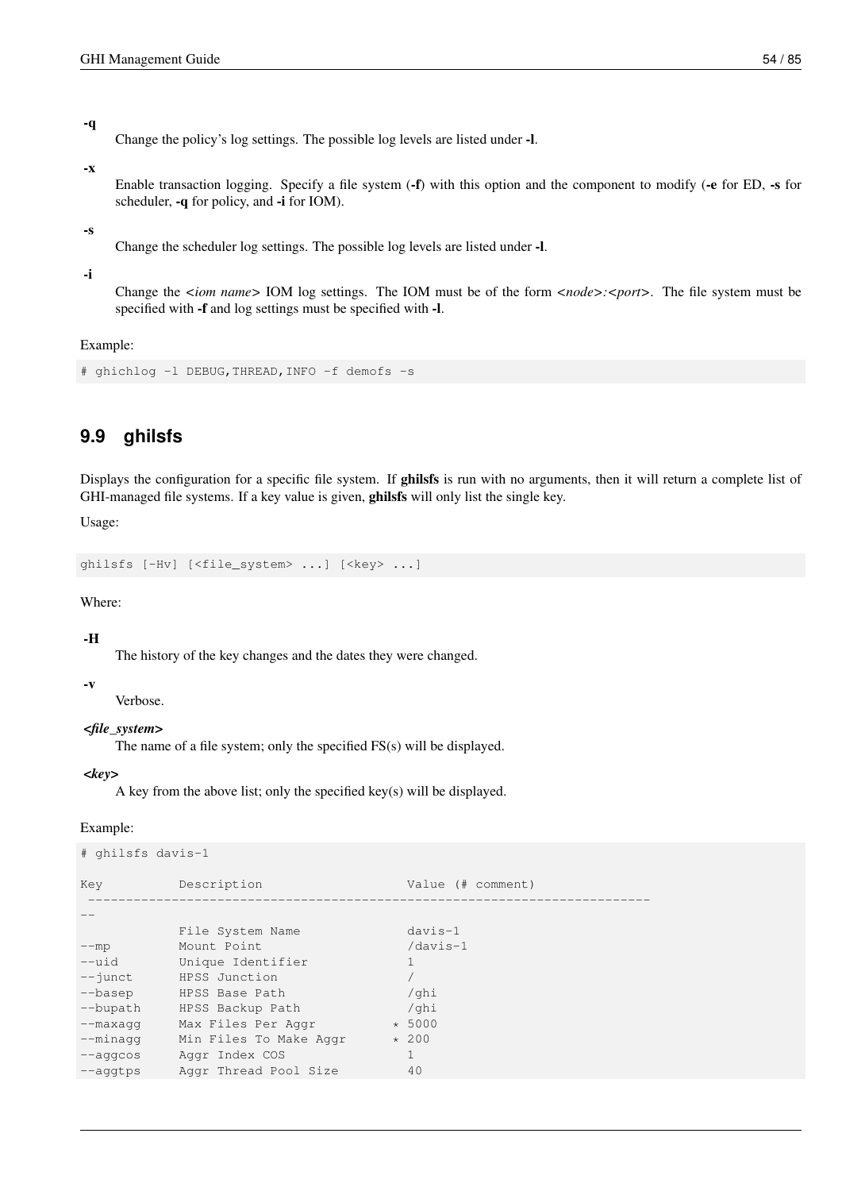**-q**
: Change the policy's log settings. The possible log levels are listed under **-l**.

**-x**
: Enable transaction logging. Specify a file system (**-f**) with this option and the component to modify (**-e** for ED, **-s** for scheduler, **-q** for policy, and **-i** for IOM).

**-s**
: Change the scheduler log settings. The possible log levels are listed under **-l**.

**-i**
: Change the <*iom name*> IOM log settings. The IOM must be of the form <*node*>*:*<*port*>. The file system must be specified with **-f** and log settings must be specified with **-l**.

Example:

```
# ghichlog -l DEBUG,THREAD,INFO -f demofs -s
```

## 9.9 ghilsfs

Displays the configuration for a specific file system. If **ghilsfs** is run with no arguments, then it will return a complete list of GHI-managed file systems. If a key value is given, **ghilsfs** will only list the single key.

Usage:

```
ghilsfs [-Hv] [<file_system> ...] [<key> ...]
```

Where:

**-H**
: The history of the key changes and the dates they were changed.

**-v**
: Verbose.

***<file_system>***
: The name of a file system; only the specified FS(s) will be displayed.

***<key>***
: A key from the above list; only the specified key(s) will be displayed.

Example:

```
# ghilsfs davis-1

Key          Description                  Value (# comment)
 -------------------------------------------------------------------------
--
             File System Name             davis-1
--mp         Mount Point                  /davis-1
--uid        Unique Identifier            1
--junct      HPSS Junction                /
--basep      HPSS Base Path               /ghi
--bupath     HPSS Backup Path             /ghi
--maxagg     Max Files Per Aggr         * 5000
--minagg     Min Files To Make Aggr     * 200
--aggcos     Aggr Index COS               1
--aggtps     Aggr Thread Pool Size        40
```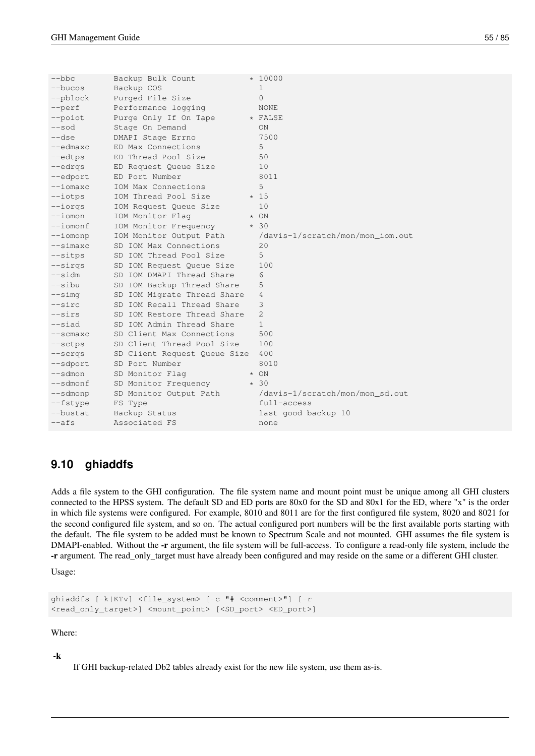```
--bbc        Backup Bulk Count           * 10000
--bucos      Backup COS                    1
--pblock     Purged File Size              0
--perf       Performance logging           NONE
--poiot      Purge Only If On Tape       * FALSE
--sod        Stage On Demand               ON
--dse        DMAPI Stage Errno             7500
--edmaxc     ED Max Connections            5
--edtps      ED Thread Pool Size           50
--edrqs      ED Request Queue Size         10
--edport     ED Port Number                8011
--iomaxc     IOM Max Connections           5
--iotps      IOM Thread Pool Size        * 15
--iorqs      IOM Request Queue Size        10
--iomon      IOM Monitor Flag            * ON
--iomonf     IOM Monitor Frequency       * 30
--iomonp     IOM Monitor Output Path       /davis-1/scratch/mon/mon_iom.out
--simaxc     SD IOM Max Connections        20
--sitps      SD IOM Thread Pool Size       5
--sirqs      SD IOM Request Queue Size     100
--sidm       SD IOM DMAPI Thread Share     6
--sibu       SD IOM Backup Thread Share    5
--simg       SD IOM Migrate Thread Share   4
--sirc       SD IOM Recall Thread Share    3
--sirs       SD IOM Restore Thread Share   2
--siad       SD IOM Admin Thread Share     1
--scmaxc     SD Client Max Connections     500
--sctps      SD Client Thread Pool Size    100
--scrqs      SD Client Request Queue Size  400
--sdport     SD Port Number                8010
--sdmon      SD Monitor Flag             * ON
--sdmonf     SD Monitor Frequency        * 30
--sdmonp     SD Monitor Output Path        /davis-1/scratch/mon/mon_sd.out
--fstype     FS Type                       full-access
--bustat     Backup Status                 last good backup 10
--afs        Associated FS                 none
```

## 9.10 ghiaddfs

Adds a file system to the GHI configuration. The file system name and mount point must be unique among all GHI clusters connected to the HPSS system. The default SD and ED ports are 80x0 for the SD and 80x1 for the ED, where "x" is the order in which file systems were configured. For example, 8010 and 8011 are for the first configured file system, 8020 and 8021 for the second configured file system, and so on. The actual configured port numbers will be the first available ports starting with the default. The file system to be added must be known to Spectrum Scale and not mounted. GHI assumes the file system is DMAPI-enabled. Without the **-r** argument, the file system will be full-access. To configure a read-only file system, include the **-r** argument. The read_only_target must have already been configured and may reside on the same or a different GHI cluster.

Usage:

```
ghiaddfs [-k|KTv] <file_system> [-c "# <comment>"] [-r
<read_only_target>] <mount_point> [<SD_port> <ED_port>]
```

Where:

**-k**

If GHI backup-related Db2 tables already exist for the new file system, use them as-is.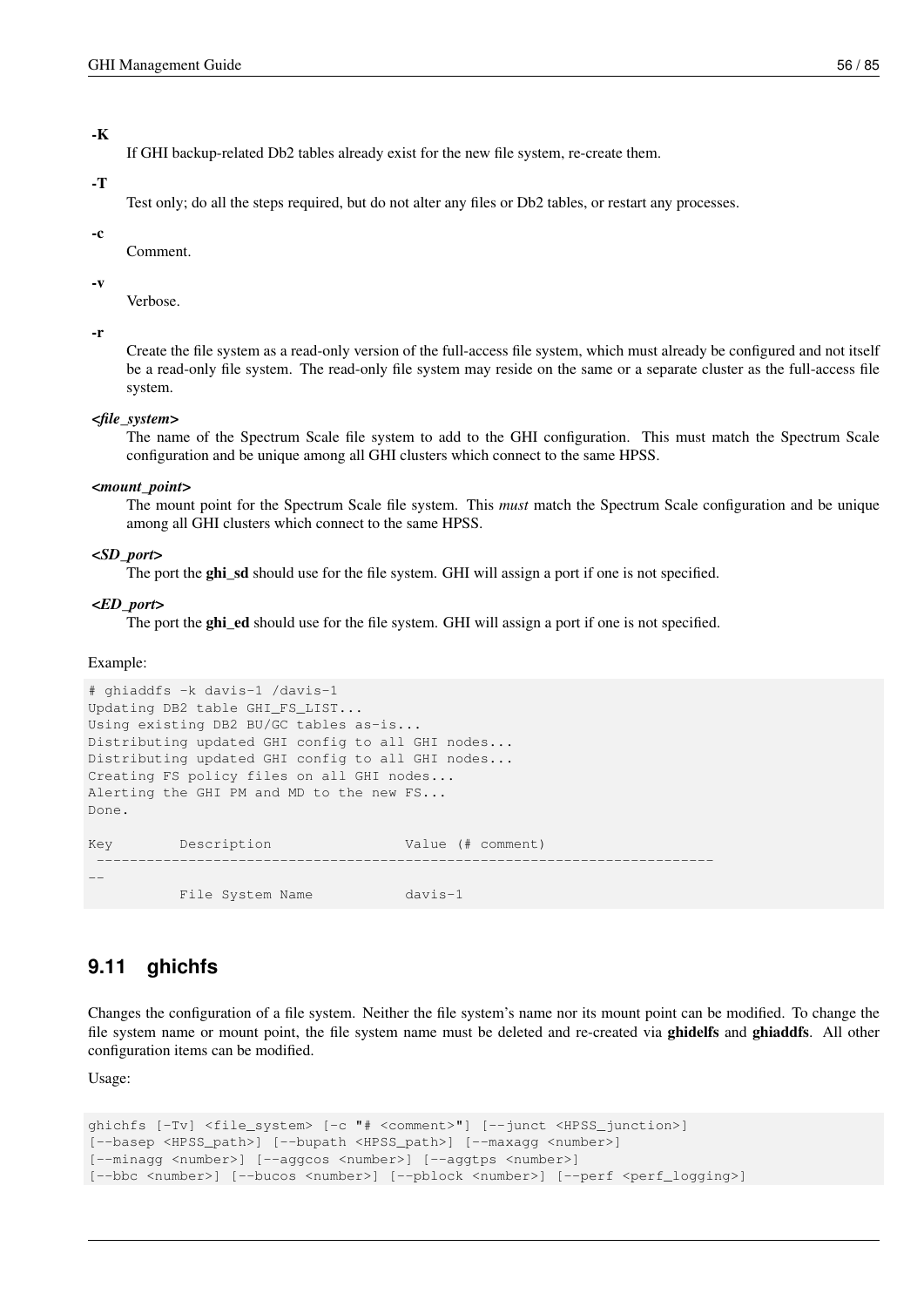**-K**
: If GHI backup-related Db2 tables already exist for the new file system, re-create them.

**-T**
: Test only; do all the steps required, but do not alter any files or Db2 tables, or restart any processes.

**-c**
: Comment.

**-v**
: Verbose.

**-r**
: Create the file system as a read-only version of the full-access file system, which must already be configured and not itself be a read-only file system. The read-only file system may reside on the same or a separate cluster as the full-access file system.

***<file_system>***
: The name of the Spectrum Scale file system to add to the GHI configuration. This must match the Spectrum Scale configuration and be unique among all GHI clusters which connect to the same HPSS.

***<mount_point>***
: The mount point for the Spectrum Scale file system. This *must* match the Spectrum Scale configuration and be unique among all GHI clusters which connect to the same HPSS.

***<SD_port>***
: The port the **ghi_sd** should use for the file system. GHI will assign a port if one is not specified.

***<ED_port>***
: The port the **ghi_ed** should use for the file system. GHI will assign a port if one is not specified.

Example:

```
# ghiaddfs -k davis-1 /davis-1
Updating DB2 table GHI_FS_LIST...
Using existing DB2 BU/GC tables as-is...
Distributing updated GHI config to all GHI nodes...
Distributing updated GHI config to all GHI nodes...
Creating FS policy files on all GHI nodes...
Alerting the GHI PM and MD to the new FS...
Done.

Key        Description                Value (# comment)
 ---------------------------------------------------------------------------
--
           File System Name           davis-1
```

## 9.11 ghichfs

Changes the configuration of a file system. Neither the file system's name nor its mount point can be modified. To change the file system name or mount point, the file system name must be deleted and re-created via **ghidelfs** and **ghiaddfs**. All other configuration items can be modified.

Usage:

```
ghichfs [-Tv] <file_system> [-c "# <comment>"] [--junct <HPSS_junction>]
[--basep <HPSS_path>] [--bupath <HPSS_path>] [--maxagg <number>]
[--minagg <number>] [--aggcos <number>] [--aggtps <number>]
[--bbc <number>] [--bucos <number>] [--pblock <number>] [--perf <perf_logging>]
```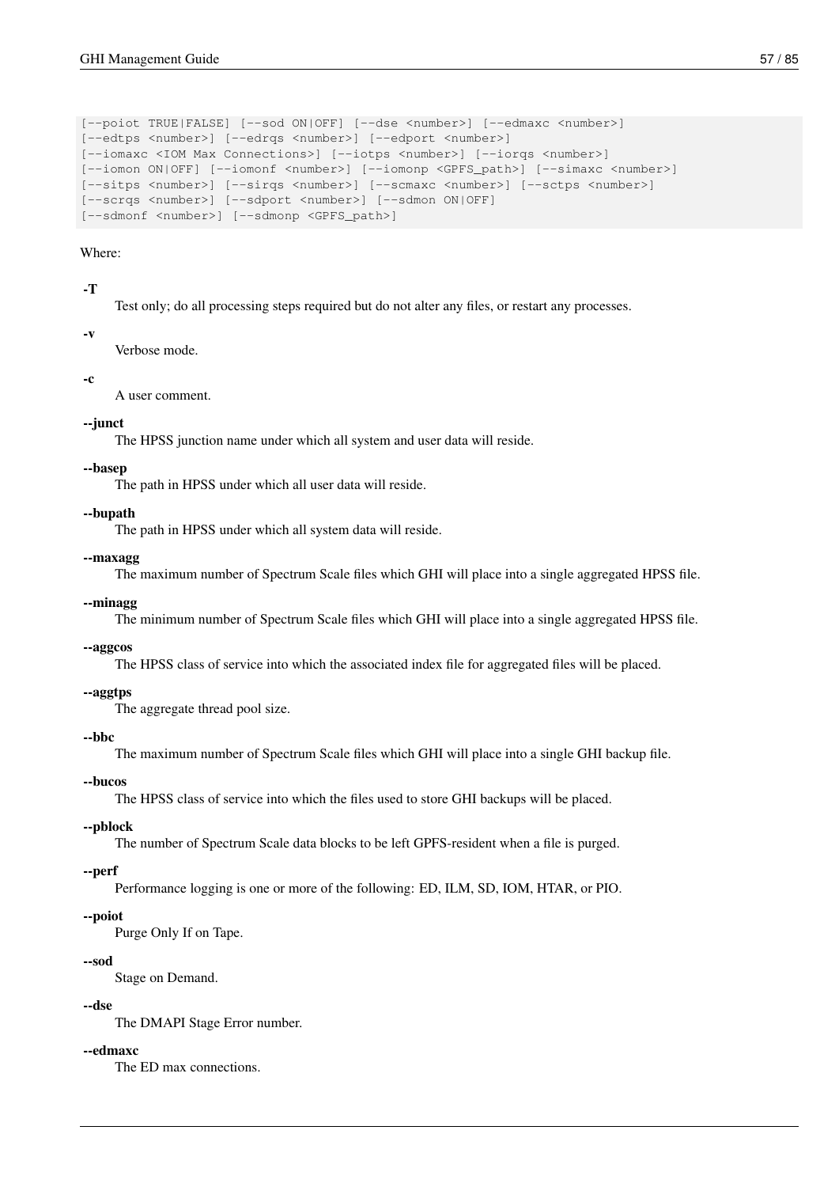```
[--poiot TRUE|FALSE] [--sod ON|OFF] [--dse <number>] [--edmaxc <number>]
[--edtps <number>] [--edrqs <number>] [--edport <number>]
[--iomaxc <IOM Max Connections>] [--iotps <number>] [--iorqs <number>]
[--iomon ON|OFF] [--iomonf <number>] [--iomonp <GPFS_path>] [--simaxc <number>]
[--sitps <number>] [--sirqs <number>] [--scmaxc <number>] [--sctps <number>]
[--scrqs <number>] [--sdport <number>] [--sdmon ON|OFF]
[--sdmonf <number>] [--sdmonp <GPFS_path>]
```

Where:

**-T**
: Test only; do all processing steps required but do not alter any files, or restart any processes.

**-v**
: Verbose mode.

**-c**
: A user comment.

**--junct**
: The HPSS junction name under which all system and user data will reside.

**--basep**
: The path in HPSS under which all user data will reside.

**--bupath**
: The path in HPSS under which all system data will reside.

**--maxagg**
: The maximum number of Spectrum Scale files which GHI will place into a single aggregated HPSS file.

**--minagg**
: The minimum number of Spectrum Scale files which GHI will place into a single aggregated HPSS file.

**--aggcos**
: The HPSS class of service into which the associated index file for aggregated files will be placed.

**--aggtps**
: The aggregate thread pool size.

**--bbc**
: The maximum number of Spectrum Scale files which GHI will place into a single GHI backup file.

**--bucos**
: The HPSS class of service into which the files used to store GHI backups will be placed.

**--pblock**
: The number of Spectrum Scale data blocks to be left GPFS-resident when a file is purged.

**--perf**
: Performance logging is one or more of the following: ED, ILM, SD, IOM, HTAR, or PIO.

**--poiot**
: Purge Only If on Tape.

**--sod**
: Stage on Demand.

**--dse**
: The DMAPI Stage Error number.

**--edmaxc**
: The ED max connections.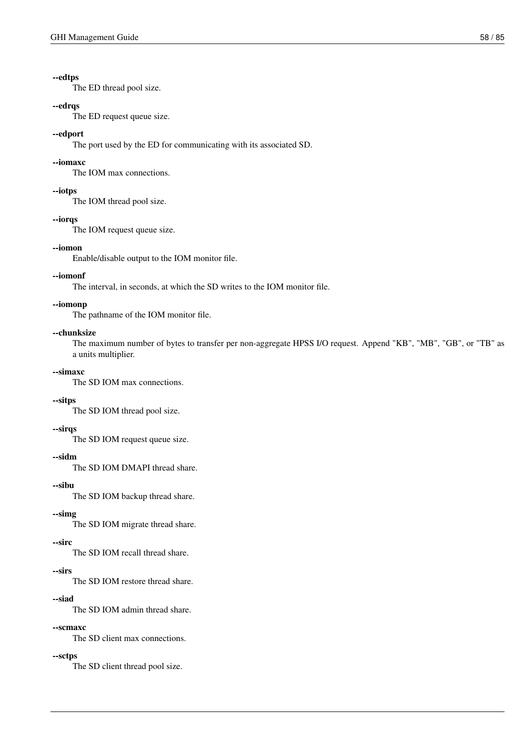**--edtps**
: The ED thread pool size.

**--edrqs**
: The ED request queue size.

**--edport**
: The port used by the ED for communicating with its associated SD.

**--iomaxc**
: The IOM max connections.

**--iotps**
: The IOM thread pool size.

**--iorqs**
: The IOM request queue size.

**--iomon**
: Enable/disable output to the IOM monitor file.

**--iomonf**
: The interval, in seconds, at which the SD writes to the IOM monitor file.

**--iomonp**
: The pathname of the IOM monitor file.

**--chunksize**
: The maximum number of bytes to transfer per non-aggregate HPSS I/O request. Append "KB", "MB", "GB", or "TB" as a units multiplier.

**--simaxc**
: The SD IOM max connections.

**--sitps**
: The SD IOM thread pool size.

**--sirqs**
: The SD IOM request queue size.

**--sidm**
: The SD IOM DMAPI thread share.

**--sibu**
: The SD IOM backup thread share.

**--simg**
: The SD IOM migrate thread share.

**--sirc**
: The SD IOM recall thread share.

**--sirs**
: The SD IOM restore thread share.

**--siad**
: The SD IOM admin thread share.

**--scmaxc**
: The SD client max connections.

**--sctps**
: The SD client thread pool size.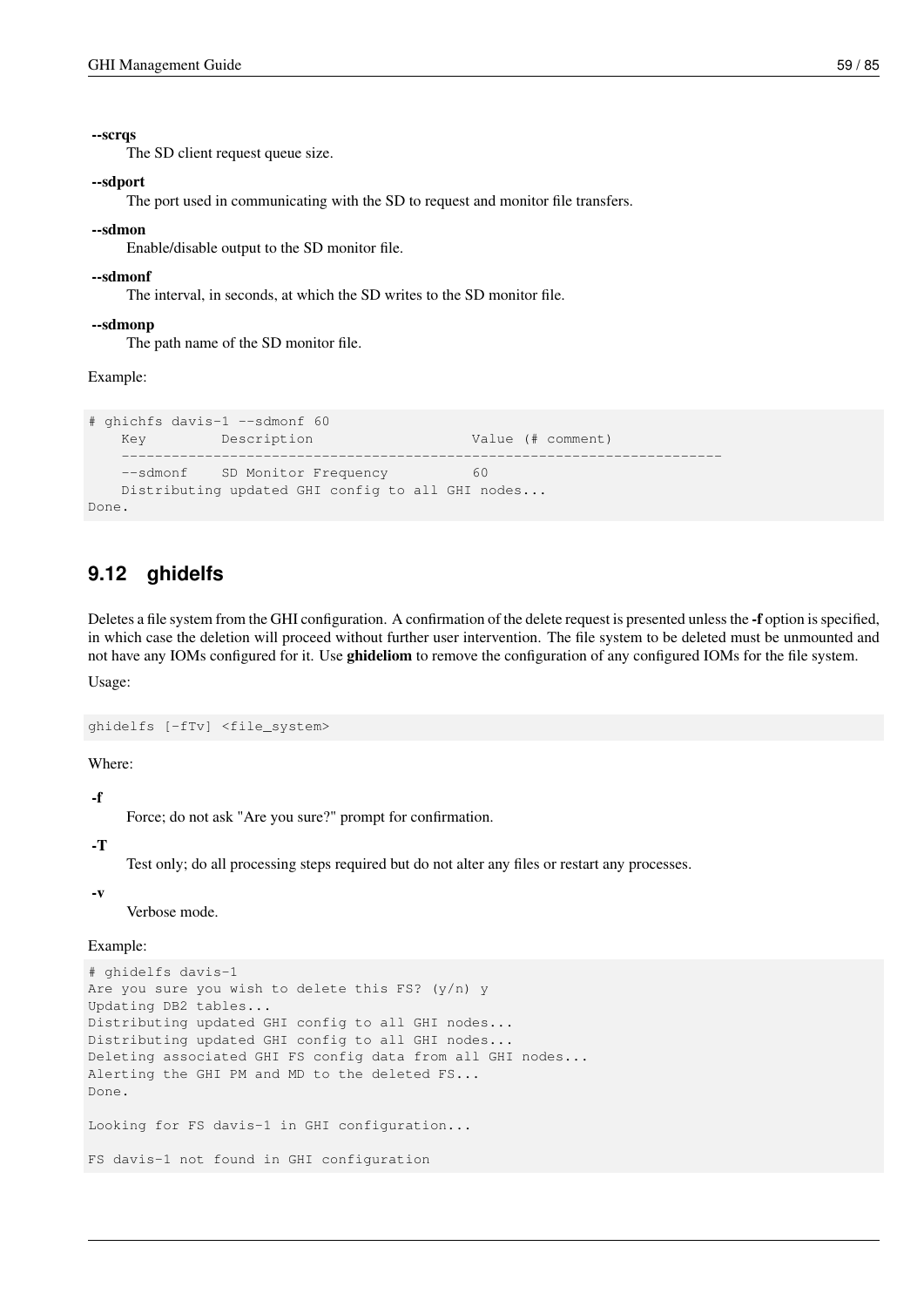**--scrqs**
: The SD client request queue size.

**--sdport**
: The port used in communicating with the SD to request and monitor file transfers.

**--sdmon**
: Enable/disable output to the SD monitor file.

**--sdmonf**
: The interval, in seconds, at which the SD writes to the SD monitor file.

**--sdmonp**
: The path name of the SD monitor file.

Example:

```
# ghichfs davis-1 --sdmonf 60
    Key         Description                    Value (# comment)
    ------------------------------------------------------------------------
    --sdmonf    SD Monitor Frequency          60
    Distributing updated GHI config to all GHI nodes...
Done.
```

## 9.12 ghidelfs

Deletes a file system from the GHI configuration. A confirmation of the delete request is presented unless the **-f** option is specified, in which case the deletion will proceed without further user intervention. The file system to be deleted must be unmounted and not have any IOMs configured for it. Use **ghideliom** to remove the configuration of any configured IOMs for the file system.

Usage:

```
ghidelfs [-fTv] <file_system>
```

Where:

**-f**
: Force; do not ask "Are you sure?" prompt for confirmation.

**-T**
: Test only; do all processing steps required but do not alter any files or restart any processes.

**-v**
: Verbose mode.

Example:

```
# ghidelfs davis-1
Are you sure you wish to delete this FS? (y/n) y
Updating DB2 tables...
Distributing updated GHI config to all GHI nodes...
Distributing updated GHI config to all GHI nodes...
Deleting associated GHI FS config data from all GHI nodes...
Alerting the GHI PM and MD to the deleted FS...
Done.

Looking for FS davis-1 in GHI configuration...

FS davis-1 not found in GHI configuration
```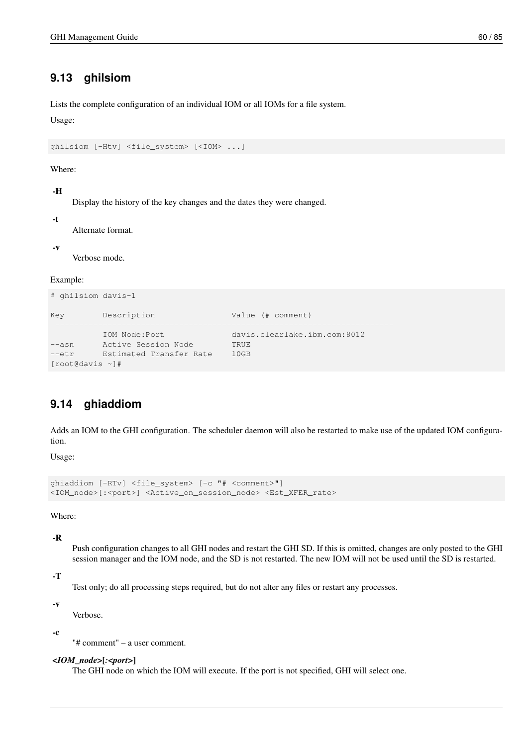## 9.13 ghilsiom

Lists the complete configuration of an individual IOM or all IOMs for a file system.

Usage:

```
ghilsiom [-Htv] <file_system> [<IOM> ...]
```

Where:

**-H**
: Display the history of the key changes and the dates they were changed.

**-t**
: Alternate format.

**-v**
: Verbose mode.

Example:

```
# ghilsiom davis-1

Key        Description                Value (# comment)
 ----------------------------------------------------------------------
           IOM Node:Port              davis.clearlake.ibm.com:8012
--asn      Active Session Node        TRUE
--etr      Estimated Transfer Rate    10GB
[root@davis ~]#
```

## 9.14 ghiaddiom

Adds an IOM to the GHI configuration. The scheduler daemon will also be restarted to make use of the updated IOM configuration.

Usage:

```
ghiaddiom [-RTv] <file_system> [-c "# <comment>"]
<IOM_node>[:<port>] <Active_on_session_node> <Est_XFER_rate>
```

Where:

**-R**
: Push configuration changes to all GHI nodes and restart the GHI SD. If this is omitted, changes are only posted to the GHI session manager and the IOM node, and the SD is not restarted. The new IOM will not be used until the SD is restarted.

**-T**
: Test only; do all processing steps required, but do not alter any files or restart any processes.

**-v**
: Verbose.

**-c**
: "# comment" – a user comment.

***<IOM_node>*[:*<port>*]**
: The GHI node on which the IOM will execute. If the port is not specified, GHI will select one.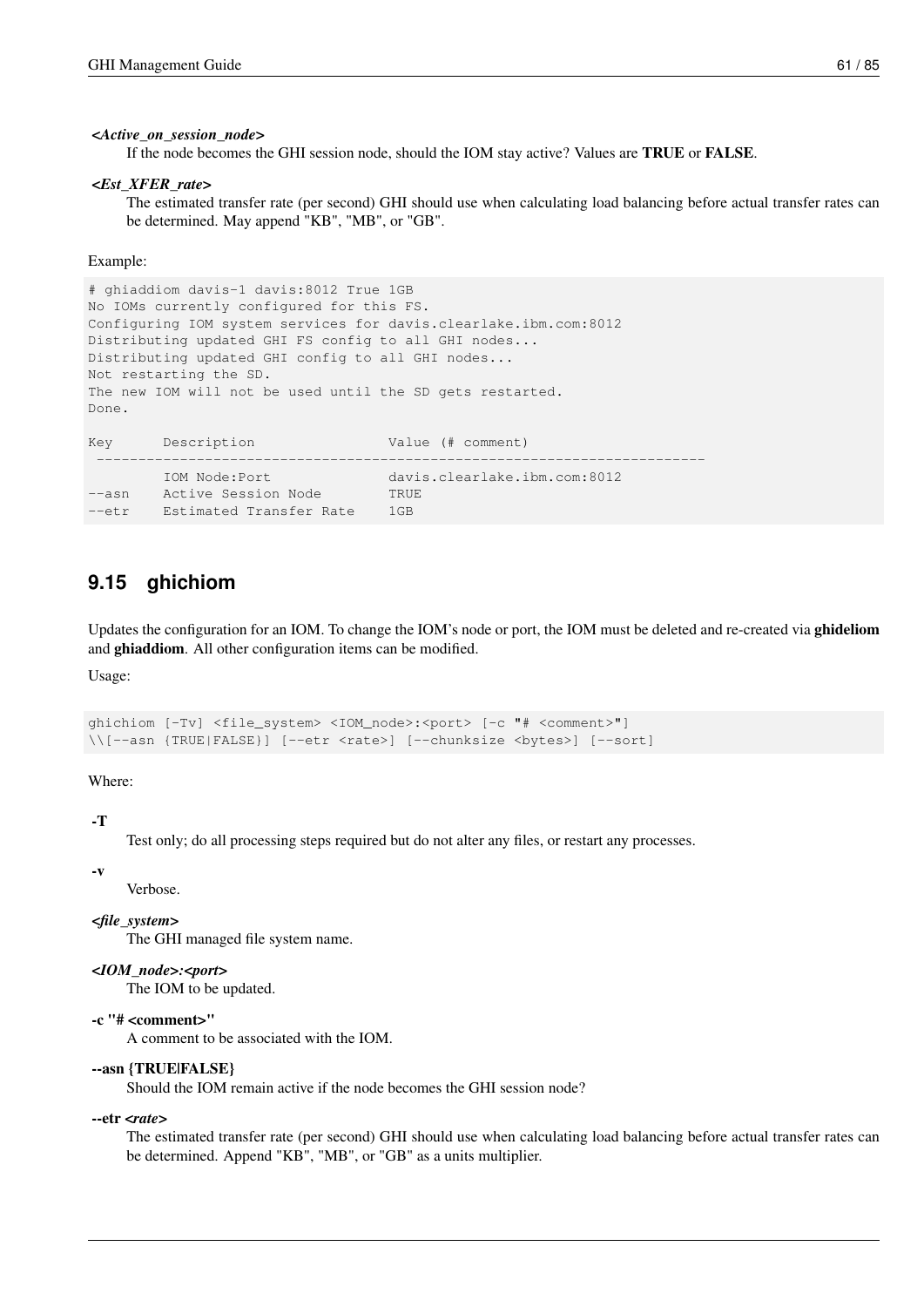***<Active_on_session_node>***
If the node becomes the GHI session node, should the IOM stay active? Values are **TRUE** or **FALSE**.

***<Est_XFER_rate>***
The estimated transfer rate (per second) GHI should use when calculating load balancing before actual transfer rates can be determined. May append "KB", "MB", or "GB".

Example:

```
# ghiaddiom davis-1 davis:8012 True 1GB
No IOMs currently configured for this FS.
Configuring IOM system services for davis.clearlake.ibm.com:8012
Distributing updated GHI FS config to all GHI nodes...
Distributing updated GHI config to all GHI nodes...
Not restarting the SD.
The new IOM will not be used until the SD gets restarted.
Done.

Key      Description                Value (# comment)
 ------------------------------------------------------------------------
         IOM Node:Port              davis.clearlake.ibm.com:8012
--asn    Active Session Node        TRUE
--etr    Estimated Transfer Rate    1GB
```

## 9.15 ghichiom

Updates the configuration for an IOM. To change the IOM's node or port, the IOM must be deleted and re-created via **ghideliom** and **ghiaddiom**. All other configuration items can be modified.

Usage:

```
ghichiom [-Tv] <file_system> <IOM_node>:<port> [-c "# <comment>"]
\\[--asn {TRUE|FALSE}] [--etr <rate>] [--chunksize <bytes>] [--sort]
```

Where:

**-T**
Test only; do all processing steps required but do not alter any files, or restart any processes.

**-v**
Verbose.

***<file_system>***
The GHI managed file system name.

***<IOM_node>:<port>***
The IOM to be updated.

**-c "# <comment>"**
A comment to be associated with the IOM.

**--asn {TRUE|FALSE}**
Should the IOM remain active if the node becomes the GHI session node?

**--etr *<rate>***
The estimated transfer rate (per second) GHI should use when calculating load balancing before actual transfer rates can be determined. Append "KB", "MB", or "GB" as a units multiplier.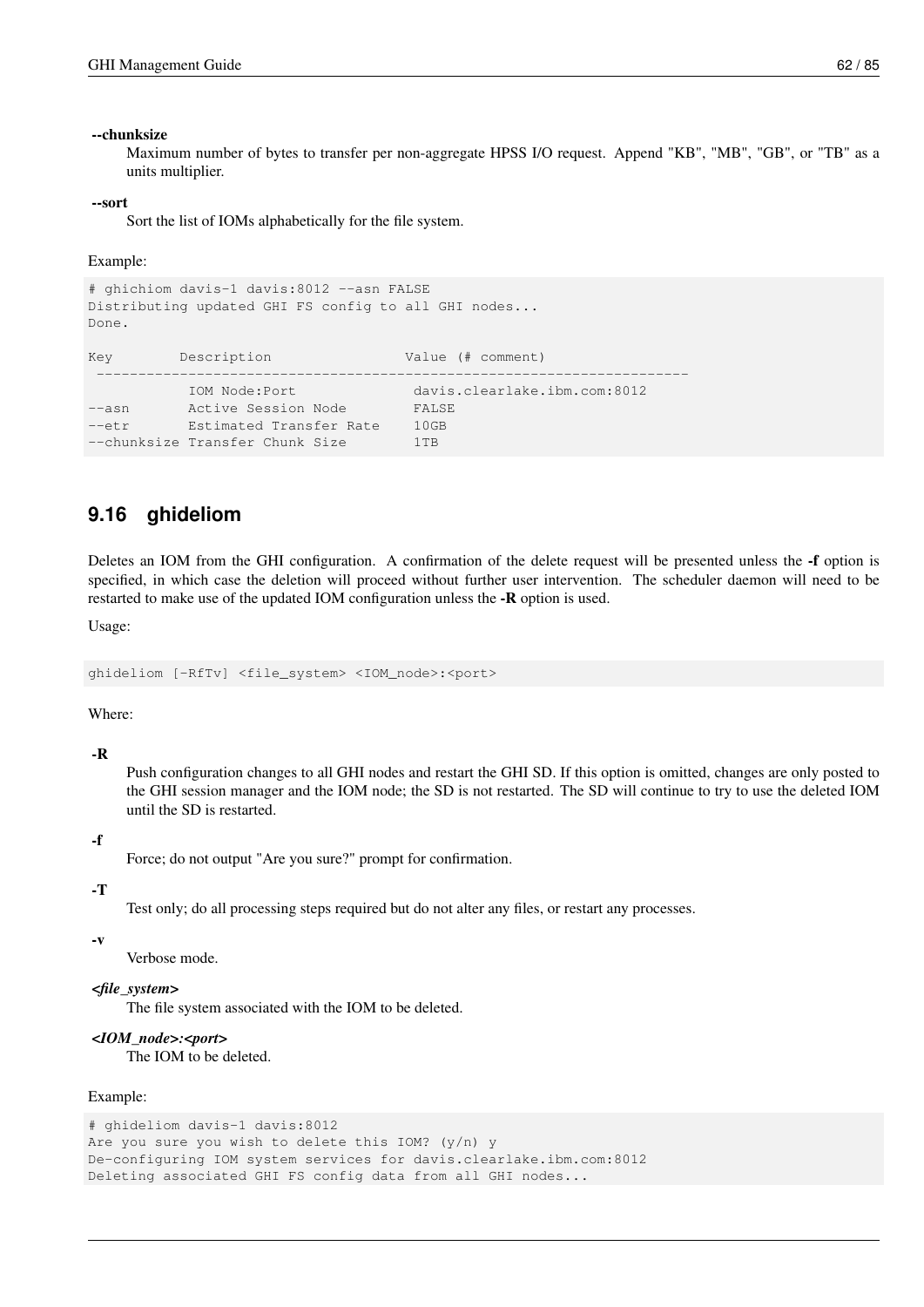**--chunksize**

Maximum number of bytes to transfer per non-aggregate HPSS I/O request. Append "KB", "MB", "GB", or "TB" as a units multiplier.

**--sort**

Sort the list of IOMs alphabetically for the file system.

Example:

```
# ghichiom davis-1 davis:8012 --asn FALSE
Distributing updated GHI FS config to all GHI nodes...
Done.

Key        Description                Value (# comment)
 ----------------------------------------------------------------------
            IOM Node:Port              davis.clearlake.ibm.com:8012
--asn       Active Session Node        FALSE
--etr       Estimated Transfer Rate    10GB
--chunksize Transfer Chunk Size        1TB
```

## 9.16 ghideliom

Deletes an IOM from the GHI configuration. A confirmation of the delete request will be presented unless the **-f** option is specified, in which case the deletion will proceed without further user intervention. The scheduler daemon will need to be restarted to make use of the updated IOM configuration unless the **-R** option is used.

Usage:

```
ghideliom [-RfTv] <file_system> <IOM_node>:<port>
```

Where:

**-R**

Push configuration changes to all GHI nodes and restart the GHI SD. If this option is omitted, changes are only posted to the GHI session manager and the IOM node; the SD is not restarted. The SD will continue to try to use the deleted IOM until the SD is restarted.

**-f**

Force; do not output "Are you sure?" prompt for confirmation.

**-T**

Test only; do all processing steps required but do not alter any files, or restart any processes.

**-v**

Verbose mode.

***<file_system>***

The file system associated with the IOM to be deleted.

***<IOM_node>:<port>***

The IOM to be deleted.

Example:

```
# ghideliom davis-1 davis:8012
Are you sure you wish to delete this IOM? (y/n) y
De-configuring IOM system services for davis.clearlake.ibm.com:8012
Deleting associated GHI FS config data from all GHI nodes...
```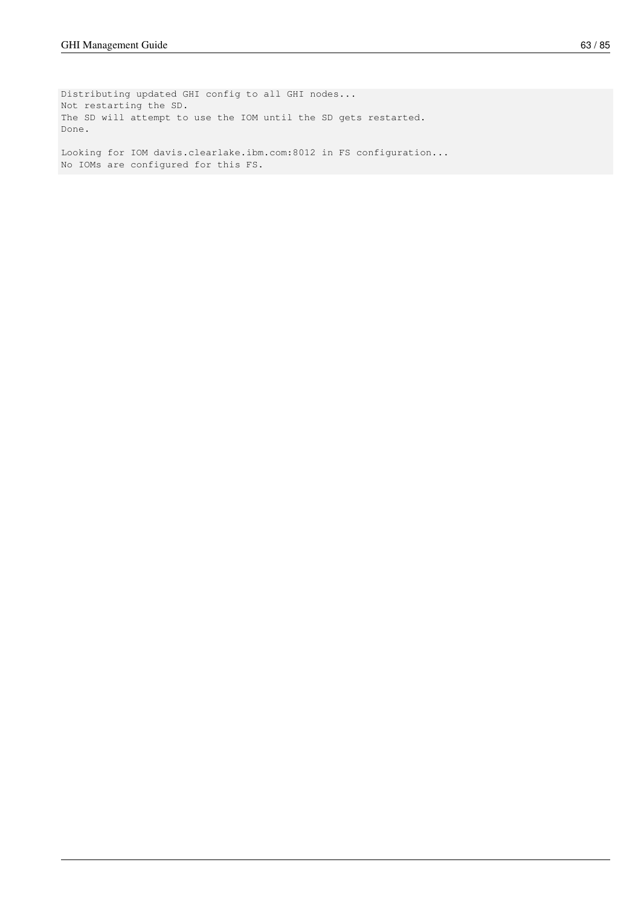```
Distributing updated GHI config to all GHI nodes...
Not restarting the SD.
The SD will attempt to use the IOM until the SD gets restarted.
Done.

Looking for IOM davis.clearlake.ibm.com:8012 in FS configuration...
No IOMs are configured for this FS.
```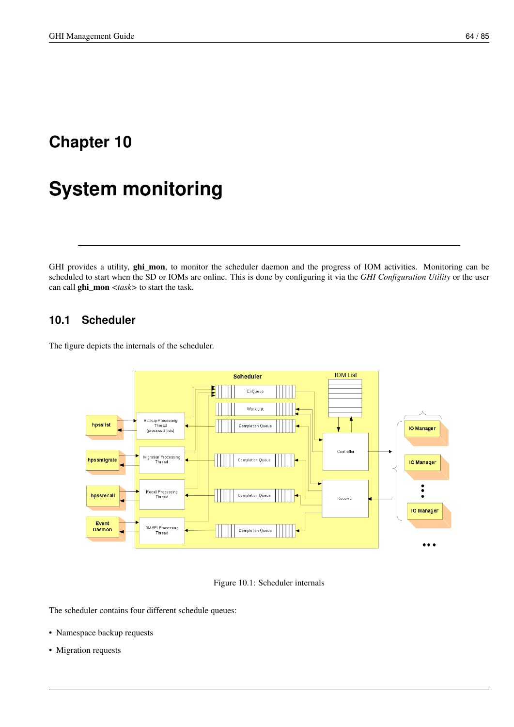# Chapter 10

# System monitoring

GHI provides a utility, **ghi_mon**, to monitor the scheduler daemon and the progress of IOM activities. Monitoring can be scheduled to start when the SD or IOMs are online. This is done by configuring it via the *GHI Configuration Utility* or the user can call **ghi_mon** <*task*> to start the task.

## 10.1 Scheduler

The figure depicts the internals of the scheduler.

Scheduler
IOM List
EnQueue
Work List
Completion Queue
Completion Queue
Completion Queue
Completion Queue
hpsslist
hpssmigrate
hpssrecall
Event Daemon
Backup Processing Thread (process 3 lists)
Migration Processing Thread
Recall Processing Thread
DMAPI Processing Thread
Controller
Receiver
IO Manager
IO Manager
IO Manager

Figure 10.1: Scheduler internals

The scheduler contains four different schedule queues:

- Namespace backup requests
- Migration requests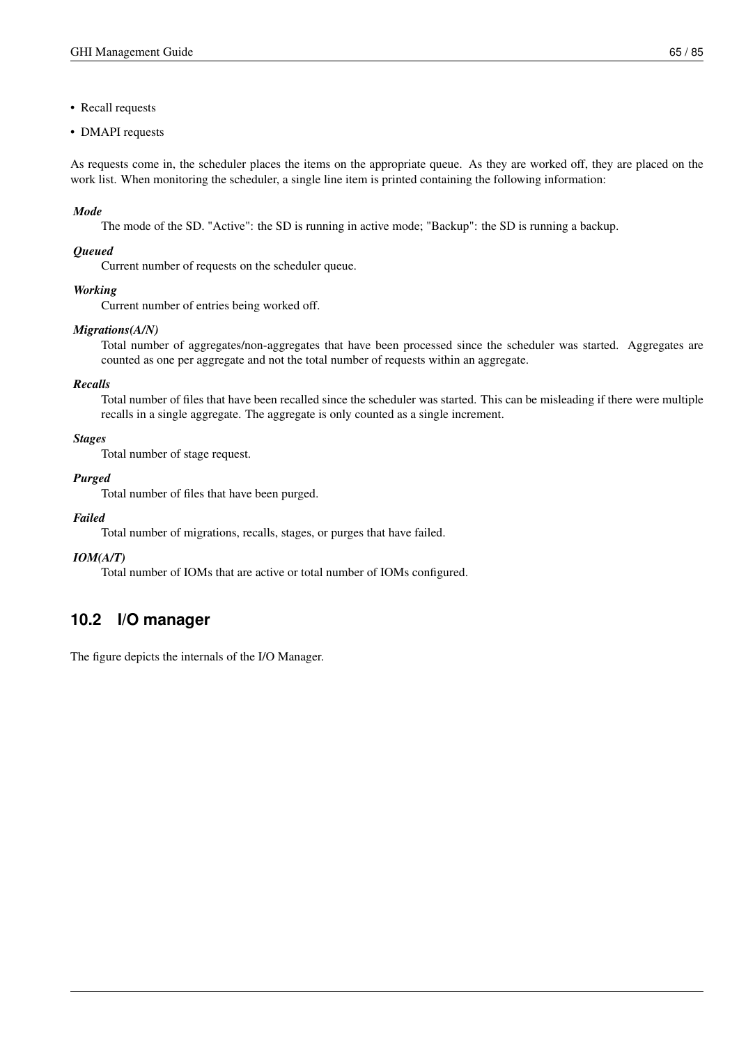- Recall requests
- DMAPI requests

As requests come in, the scheduler places the items on the appropriate queue. As they are worked off, they are placed on the work list. When monitoring the scheduler, a single line item is printed containing the following information:

***Mode***
The mode of the SD. "Active": the SD is running in active mode; "Backup": the SD is running a backup.

***Queued***
Current number of requests on the scheduler queue.

***Working***
Current number of entries being worked off.

***Migrations(A/N)***
Total number of aggregates/non-aggregates that have been processed since the scheduler was started. Aggregates are counted as one per aggregate and not the total number of requests within an aggregate.

***Recalls***
Total number of files that have been recalled since the scheduler was started. This can be misleading if there were multiple recalls in a single aggregate. The aggregate is only counted as a single increment.

***Stages***
Total number of stage request.

***Purged***
Total number of files that have been purged.

***Failed***
Total number of migrations, recalls, stages, or purges that have failed.

***IOM(A/T)***
Total number of IOMs that are active or total number of IOMs configured.

## 10.2 I/O manager

The figure depicts the internals of the I/O Manager.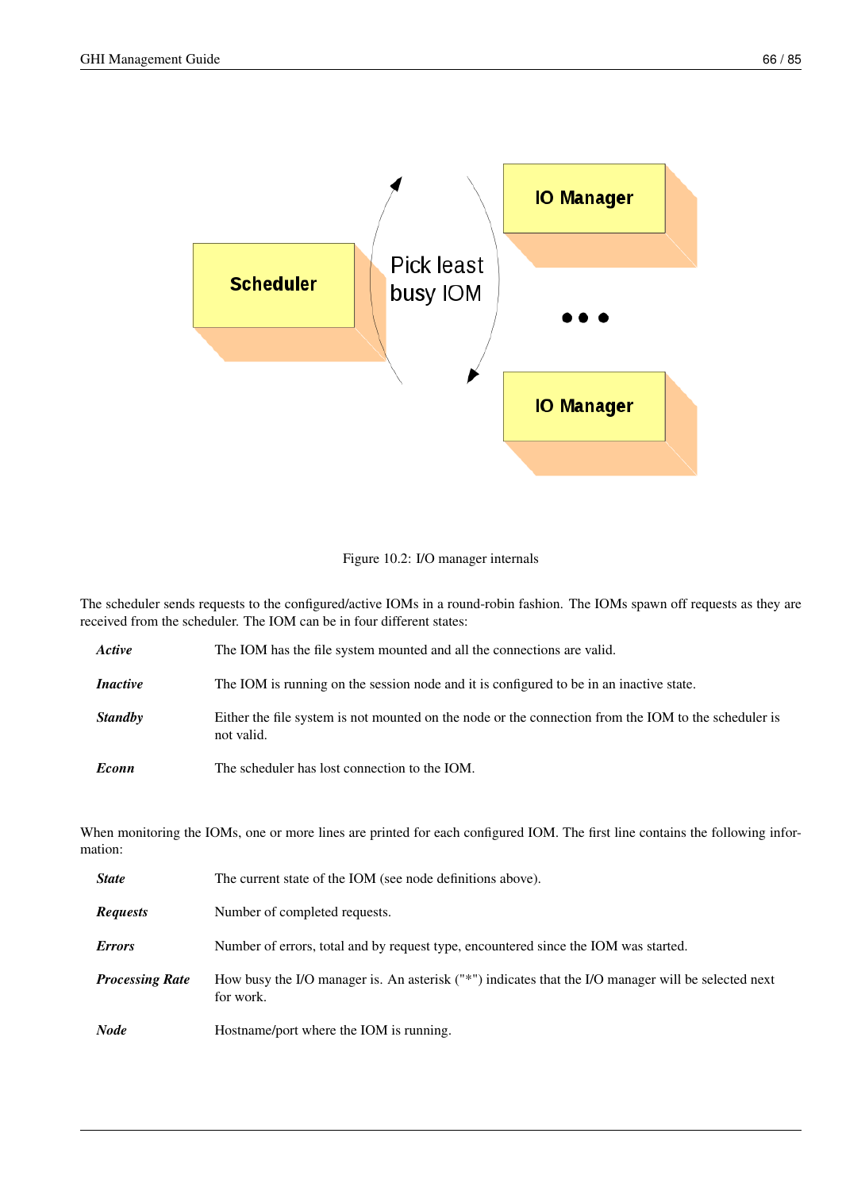Figure 10.2: I/O manager internals

The scheduler sends requests to the configured/active IOMs in a round-robin fashion. The IOMs spawn off requests as they are received from the scheduler. The IOM can be in four different states:

***Active*** The IOM has the file system mounted and all the connections are valid.

***Inactive*** The IOM is running on the session node and it is configured to be in an inactive state.

***Standby*** Either the file system is not mounted on the node or the connection from the IOM to the scheduler is not valid.

***Econn*** The scheduler has lost connection to the IOM.

When monitoring the IOMs, one or more lines are printed for each configured IOM. The first line contains the following information:

***State*** The current state of the IOM (see node definitions above).

***Requests*** Number of completed requests.

***Errors*** Number of errors, total and by request type, encountered since the IOM was started.

***Processing Rate*** How busy the I/O manager is. An asterisk ("*") indicates that the I/O manager will be selected next for work.

***Node*** Hostname/port where the IOM is running.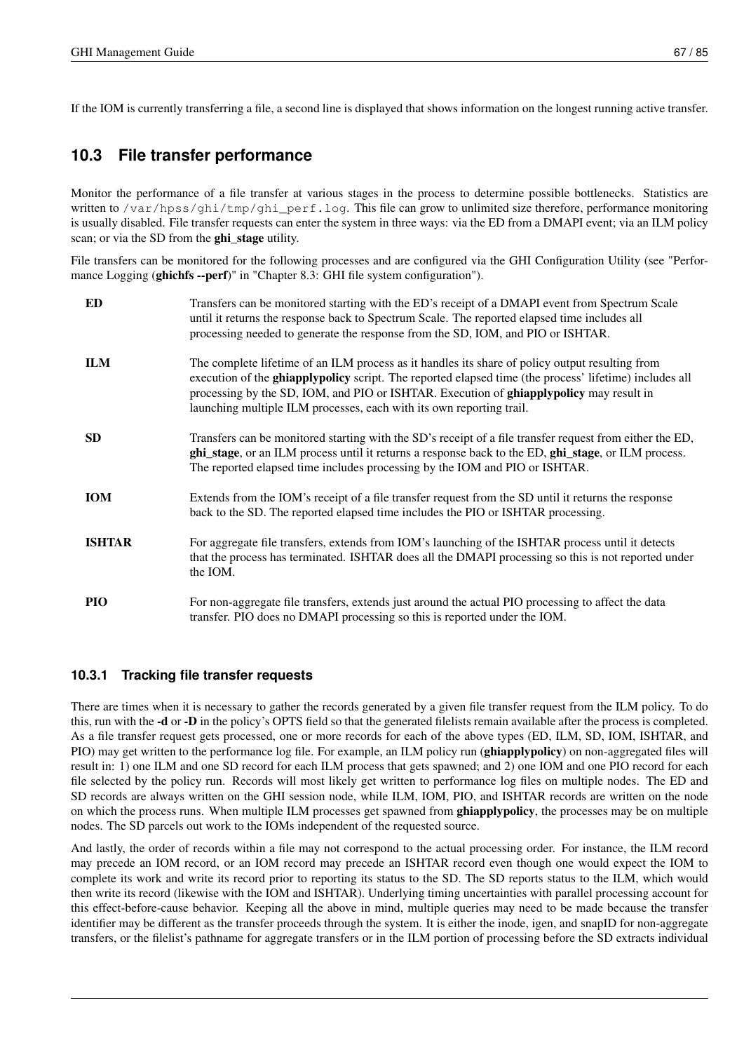If the IOM is currently transferring a file, a second line is displayed that shows information on the longest running active transfer.

## 10.3 File transfer performance

Monitor the performance of a file transfer at various stages in the process to determine possible bottlenecks. Statistics are written to `/var/hpss/ghi/tmp/ghi_perf.log`. This file can grow to unlimited size therefore, performance monitoring is usually disabled. File transfer requests can enter the system in three ways: via the ED from a DMAPI event; via an ILM policy scan; or via the SD from the **ghi_stage** utility.

File transfers can be monitored for the following processes and are configured via the GHI Configuration Utility (see "Performance Logging (**ghichfs --perf**)" in "Chapter 8.3: GHI file system configuration").

**ED**
Transfers can be monitored starting with the ED's receipt of a DMAPI event from Spectrum Scale until it returns the response back to Spectrum Scale. The reported elapsed time includes all processing needed to generate the response from the SD, IOM, and PIO or ISHTAR.

**ILM**
The complete lifetime of an ILM process as it handles its share of policy output resulting from execution of the **ghiapplypolicy** script. The reported elapsed time (the process' lifetime) includes all processing by the SD, IOM, and PIO or ISHTAR. Execution of **ghiapplypolicy** may result in launching multiple ILM processes, each with its own reporting trail.

**SD**
Transfers can be monitored starting with the SD's receipt of a file transfer request from either the ED, **ghi_stage**, or an ILM process until it returns a response back to the ED, **ghi_stage**, or ILM process. The reported elapsed time includes processing by the IOM and PIO or ISHTAR.

**IOM**
Extends from the IOM's receipt of a file transfer request from the SD until it returns the response back to the SD. The reported elapsed time includes the PIO or ISHTAR processing.

**ISHTAR**
For aggregate file transfers, extends from IOM's launching of the ISHTAR process until it detects that the process has terminated. ISHTAR does all the DMAPI processing so this is not reported under the IOM.

**PIO**
For non-aggregate file transfers, extends just around the actual PIO processing to affect the data transfer. PIO does no DMAPI processing so this is reported under the IOM.

### 10.3.1 Tracking file transfer requests

There are times when it is necessary to gather the records generated by a given file transfer request from the ILM policy. To do this, run with the **-d** or **-D** in the policy's OPTS field so that the generated filelists remain available after the process is completed. As a file transfer request gets processed, one or more records for each of the above types (ED, ILM, SD, IOM, ISHTAR, and PIO) may get written to the performance log file. For example, an ILM policy run (**ghiapplypolicy**) on non-aggregated files will result in: 1) one ILM and one SD record for each ILM process that gets spawned; and 2) one IOM and one PIO record for each file selected by the policy run. Records will most likely get written to performance log files on multiple nodes. The ED and SD records are always written on the GHI session node, while ILM, IOM, PIO, and ISHTAR records are written on the node on which the process runs. When multiple ILM processes get spawned from **ghiapplypolicy**, the processes may be on multiple nodes. The SD parcels out work to the IOMs independent of the requested source.

And lastly, the order of records within a file may not correspond to the actual processing order. For instance, the ILM record may precede an IOM record, or an IOM record may precede an ISHTAR record even though one would expect the IOM to complete its work and write its record prior to reporting its status to the SD. The SD reports status to the ILM, which would then write its record (likewise with the IOM and ISHTAR). Underlying timing uncertainties with parallel processing account for this effect-before-cause behavior. Keeping all the above in mind, multiple queries may need to be made because the transfer identifier may be different as the transfer proceeds through the system. It is either the inode, igen, and snapID for non-aggregate transfers, or the filelist's pathname for aggregate transfers or in the ILM portion of processing before the SD extracts individual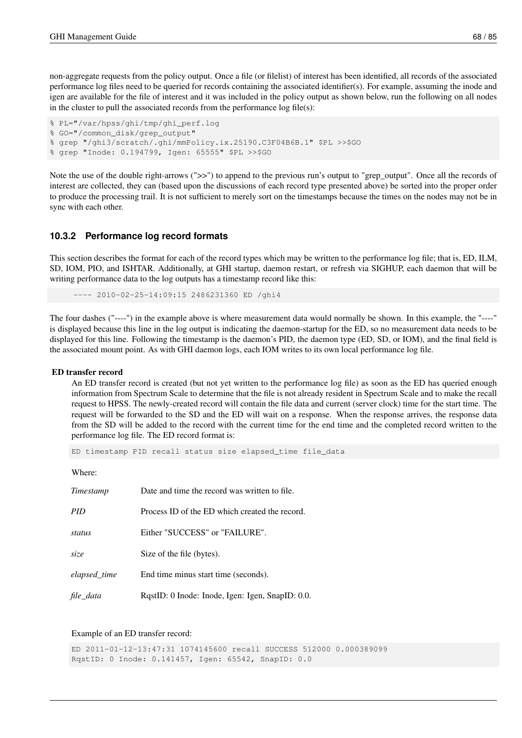non-aggregate requests from the policy output. Once a file (or filelist) of interest has been identified, all records of the associated performance log files need to be queried for records containing the associated identifier(s). For example, assuming the inode and igen are available for the file of interest and it was included in the policy output as shown below, run the following on all nodes in the cluster to pull the associated records from the performance log file(s):

```
% PL="/var/hpss/ghi/tmp/ghi_perf.log
% GO="/common_disk/grep_output"
% grep "/ghi3/scratch/.ghi/mmPolicy.ix.25190.C3F04B6B.1" $PL >>$GO
% grep "Inode: 0.194799, Igen: 65555" $PL >>$GO
```

Note the use of the double right-arrows (">>") to append to the previous run's output to "grep_output". Once all the records of interest are collected, they can (based upon the discussions of each record type presented above) be sorted into the proper order to produce the processing trail. It is not sufficient to merely sort on the timestamps because the times on the nodes may not be in sync with each other.

### 10.3.2 Performance log record formats

This section describes the format for each of the record types which may be written to the performance log file; that is, ED, ILM, SD, IOM, PIO, and ISHTAR. Additionally, at GHI startup, daemon restart, or refresh via SIGHUP, each daemon that will be writing performance data to the log outputs has a timestamp record like this:

```
---- 2010-02-25-14:09:15 2486231360 ED /ghi4
```

The four dashes ("----") in the example above is where measurement data would normally be shown. In this example, the "----" is displayed because this line in the log output is indicating the daemon-startup for the ED, so no measurement data needs to be displayed for this line. Following the timestamp is the daemon's PID, the daemon type (ED, SD, or IOM), and the final field is the associated mount point. As with GHI daemon logs, each IOM writes to its own local performance log file.

**ED transfer record**

An ED transfer record is created (but not yet written to the performance log file) as soon as the ED has queried enough information from Spectrum Scale to determine that the file is not already resident in Spectrum Scale and to make the recall request to HPSS. The newly-created record will contain the file data and current (server clock) time for the start time. The request will be forwarded to the SD and the ED will wait on a response. When the response arrives, the response data from the SD will be added to the record with the current time for the end time and the completed record written to the performance log file. The ED record format is:

```
ED timestamp PID recall status size elapsed_time file_data
```

Where:

| | |
|---|---|
| *Timestamp* | Date and time the record was written to file. |
| *PID* | Process ID of the ED which created the record. |
| *status* | Either "SUCCESS" or "FAILURE". |
| *size* | Size of the file (bytes). |
| *elapsed_time* | End time minus start time (seconds). |
| *file_data* | RqstID: 0 Inode: Inode, Igen: Igen, SnapID: 0.0. |

Example of an ED transfer record:

```
ED 2011-01-12-13:47:31 1074145600 recall SUCCESS 512000 0.000389099
RqstID: 0 Inode: 0.141457, Igen: 65542, SnapID: 0.0
```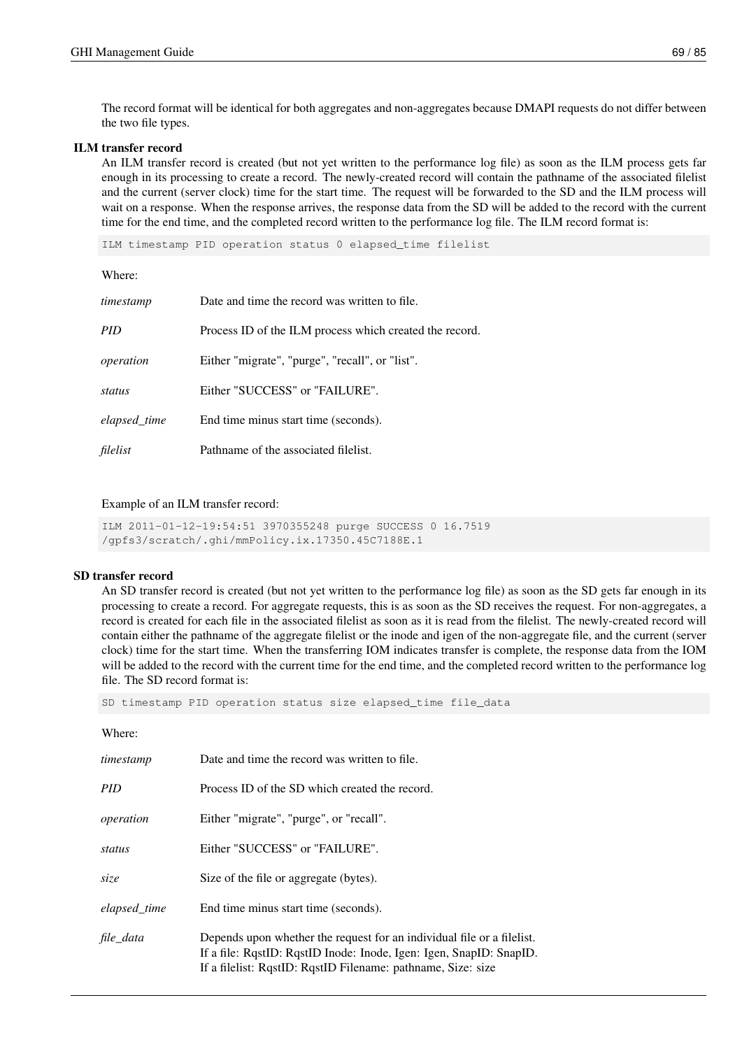The record format will be identical for both aggregates and non-aggregates because DMAPI requests do not differ between the two file types.

**ILM transfer record**

An ILM transfer record is created (but not yet written to the performance log file) as soon as the ILM process gets far enough in its processing to create a record. The newly-created record will contain the pathname of the associated filelist and the current (server clock) time for the start time. The request will be forwarded to the SD and the ILM process will wait on a response. When the response arrives, the response data from the SD will be added to the record with the current time for the end time, and the completed record written to the performance log file. The ILM record format is:

```
ILM timestamp PID operation status 0 elapsed_time filelist
```

Where:

| | |
|---|---|
| *timestamp* | Date and time the record was written to file. |
| *PID* | Process ID of the ILM process which created the record. |
| *operation* | Either "migrate", "purge", "recall", or "list". |
| *status* | Either "SUCCESS" or "FAILURE". |
| *elapsed_time* | End time minus start time (seconds). |
| *filelist* | Pathname of the associated filelist. |

Example of an ILM transfer record:

```
ILM 2011-01-12-19:54:51 3970355248 purge SUCCESS 0 16.7519
/gpfs3/scratch/.ghi/mmPolicy.ix.17350.45C7188E.1
```

**SD transfer record**

An SD transfer record is created (but not yet written to the performance log file) as soon as the SD gets far enough in its processing to create a record. For aggregate requests, this is as soon as the SD receives the request. For non-aggregates, a record is created for each file in the associated filelist as soon as it is read from the filelist. The newly-created record will contain either the pathname of the aggregate filelist or the inode and igen of the non-aggregate file, and the current (server clock) time for the start time. When the transferring IOM indicates transfer is complete, the response data from the IOM will be added to the record with the current time for the end time, and the completed record written to the performance log file. The SD record format is:

```
SD timestamp PID operation status size elapsed_time file_data
```

Where:

| | |
|---|---|
| *timestamp* | Date and time the record was written to file. |
| *PID* | Process ID of the SD which created the record. |
| *operation* | Either "migrate", "purge", or "recall". |
| *status* | Either "SUCCESS" or "FAILURE". |
| *size* | Size of the file or aggregate (bytes). |
| *elapsed_time* | End time minus start time (seconds). |
| *file_data* | Depends upon whether the request for an individual file or a filelist.<br>If a file: RqstID: RqstID Inode: Inode, Igen: Igen, SnapID: SnapID.<br>If a filelist: RqstID: RqstID Filename: pathname, Size: size |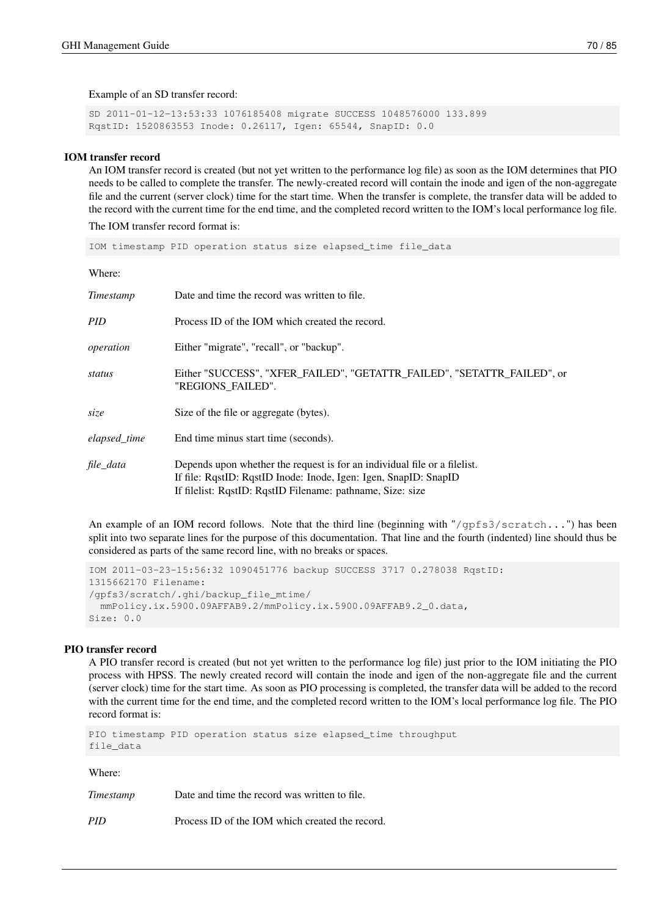Example of an SD transfer record:

```
SD 2011-01-12-13:53:33 1076185408 migrate SUCCESS 1048576000 133.899
RqstID: 1520863553 Inode: 0.26117, Igen: 65544, SnapID: 0.0
```

**IOM transfer record**

An IOM transfer record is created (but not yet written to the performance log file) as soon as the IOM determines that PIO needs to be called to complete the transfer. The newly-created record will contain the inode and igen of the non-aggregate file and the current (server clock) time for the start time. When the transfer is complete, the transfer data will be added to the record with the current time for the end time, and the completed record written to the IOM's local performance log file.

The IOM transfer record format is:

```
IOM timestamp PID operation status size elapsed_time file_data
```

Where:

| | |
|---|---|
| *Timestamp* | Date and time the record was written to file. |
| *PID* | Process ID of the IOM which created the record. |
| *operation* | Either "migrate", "recall", or "backup". |
| *status* | Either "SUCCESS", "XFER_FAILED", "GETATTR_FAILED", "SETATTR_FAILED", or "REGIONS_FAILED". |
| *size* | Size of the file or aggregate (bytes). |
| *elapsed_time* | End time minus start time (seconds). |
| *file_data* | Depends upon whether the request is for an individual file or a filelist.<br>If file: RqstID: RqstID Inode: Inode, Igen: Igen, SnapID: SnapID<br>If filelist: RqstID: RqstID Filename: pathname, Size: size |

An example of an IOM record follows. Note that the third line (beginning with "`/gpfs3/scratch...`") has been split into two separate lines for the purpose of this documentation. That line and the fourth (indented) line should thus be considered as parts of the same record line, with no breaks or spaces.

```
IOM 2011-03-23-15:56:32 1090451776 backup SUCCESS 3717 0.278038 RqstID:
1315662170 Filename:
/gpfs3/scratch/.ghi/backup_file_mtime/
  mmPolicy.ix.5900.09AFFAB9.2/mmPolicy.ix.5900.09AFFAB9.2_0.data,
Size: 0.0
```

**PIO transfer record**

A PIO transfer record is created (but not yet written to the performance log file) just prior to the IOM initiating the PIO process with HPSS. The newly created record will contain the inode and igen of the non-aggregate file and the current (server clock) time for the start time. As soon as PIO processing is completed, the transfer data will be added to the record with the current time for the end time, and the completed record written to the IOM's local performance log file. The PIO record format is:

```
PIO timestamp PID operation status size elapsed_time throughput
file_data
```

Where:

| | |
|---|---|
| *Timestamp* | Date and time the record was written to file. |
| *PID* | Process ID of the IOM which created the record. |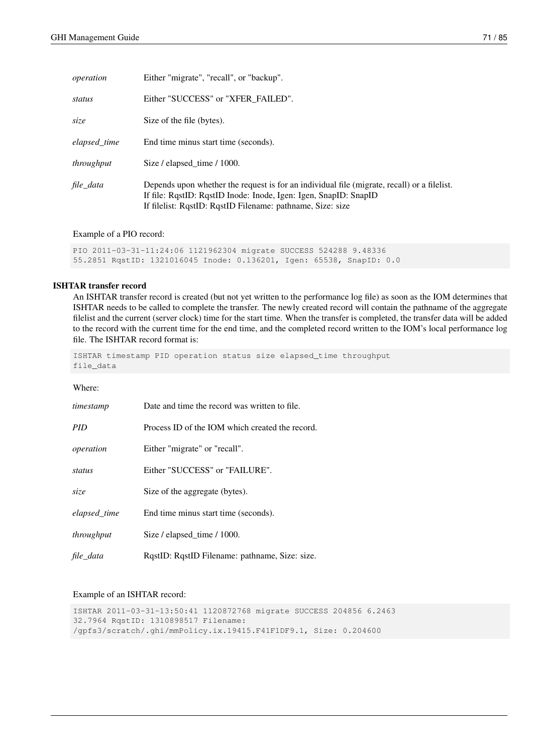| | |
|---|---|
| *operation* | Either "migrate", "recall", or "backup". |
| *status* | Either "SUCCESS" or "XFER_FAILED". |
| *size* | Size of the file (bytes). |
| *elapsed_time* | End time minus start time (seconds). |
| *throughput* | Size / elapsed_time / 1000. |
| *file_data* | Depends upon whether the request is for an individual file (migrate, recall) or a filelist.<br>If file: RqstID: RqstID Inode: Inode, Igen: Igen, SnapID: SnapID<br>If filelist: RqstID: RqstID Filename: pathname, Size: size |

Example of a PIO record:

```
PIO 2011-03-31-11:24:06 1121962304 migrate SUCCESS 524288 9.48336
55.2851 RqstID: 1321016045 Inode: 0.136201, Igen: 65538, SnapID: 0.0
```

**ISHTAR transfer record**

An ISHTAR transfer record is created (but not yet written to the performance log file) as soon as the IOM determines that ISHTAR needs to be called to complete the transfer. The newly created record will contain the pathname of the aggregate filelist and the current (server clock) time for the start time. When the transfer is completed, the transfer data will be added to the record with the current time for the end time, and the completed record written to the IOM's local performance log file. The ISHTAR record format is:

```
ISHTAR timestamp PID operation status size elapsed_time throughput
file_data
```

Where:

| | |
|---|---|
| *timestamp* | Date and time the record was written to file. |
| *PID* | Process ID of the IOM which created the record. |
| *operation* | Either "migrate" or "recall". |
| *status* | Either "SUCCESS" or "FAILURE". |
| *size* | Size of the aggregate (bytes). |
| *elapsed_time* | End time minus start time (seconds). |
| *throughput* | Size / elapsed_time / 1000. |
| *file_data* | RqstID: RqstID Filename: pathname, Size: size. |

Example of an ISHTAR record:

```
ISHTAR 2011-03-31-13:50:41 1120872768 migrate SUCCESS 204856 6.2463
32.7964 RqstID: 1310898517 Filename:
/gpfs3/scratch/.ghi/mmPolicy.ix.19415.F41F1DF9.1, Size: 0.204600
```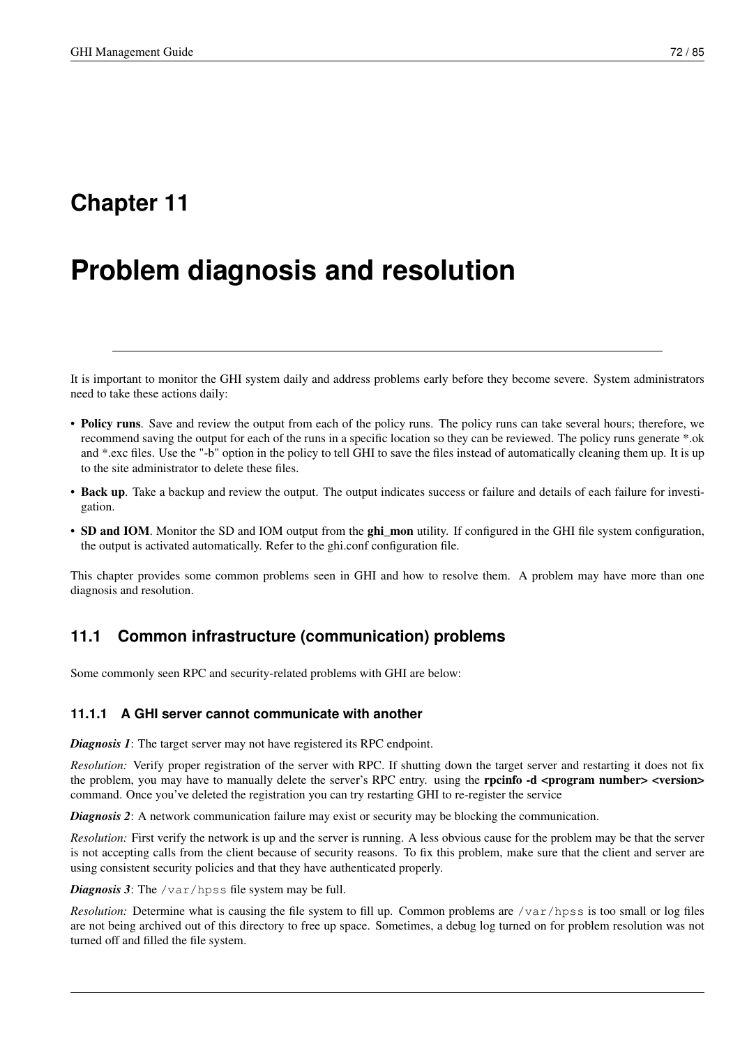# Chapter 11

# Problem diagnosis and resolution

It is important to monitor the GHI system daily and address problems early before they become severe. System administrators need to take these actions daily:

- **Policy runs**. Save and review the output from each of the policy runs. The policy runs can take several hours; therefore, we recommend saving the output for each of the runs in a specific location so they can be reviewed. The policy runs generate *.ok and *.exc files. Use the "-b" option in the policy to tell GHI to save the files instead of automatically cleaning them up. It is up to the site administrator to delete these files.
- **Back up**. Take a backup and review the output. The output indicates success or failure and details of each failure for investigation.
- **SD and IOM**. Monitor the SD and IOM output from the **ghi_mon** utility. If configured in the GHI file system configuration, the output is activated automatically. Refer to the ghi.conf configuration file.

This chapter provides some common problems seen in GHI and how to resolve them. A problem may have more than one diagnosis and resolution.

## 11.1 Common infrastructure (communication) problems

Some commonly seen RPC and security-related problems with GHI are below:

### 11.1.1 A GHI server cannot communicate with another

***Diagnosis 1***: The target server may not have registered its RPC endpoint.

*Resolution:* Verify proper registration of the server with RPC. If shutting down the target server and restarting it does not fix the problem, you may have to manually delete the server's RPC entry. using the **rpcinfo -d <program number> <version>** command. Once you've deleted the registration you can try restarting GHI to re-register the service

***Diagnosis 2***: A network communication failure may exist or security may be blocking the communication.

*Resolution:* First verify the network is up and the server is running. A less obvious cause for the problem may be that the server is not accepting calls from the client because of security reasons. To fix this problem, make sure that the client and server are using consistent security policies and that they have authenticated properly.

***Diagnosis 3***: The `/var/hpss` file system may be full.

*Resolution:* Determine what is causing the file system to fill up. Common problems are `/var/hpss` is too small or log files are not being archived out of this directory to free up space. Sometimes, a debug log turned on for problem resolution was not turned off and filled the file system.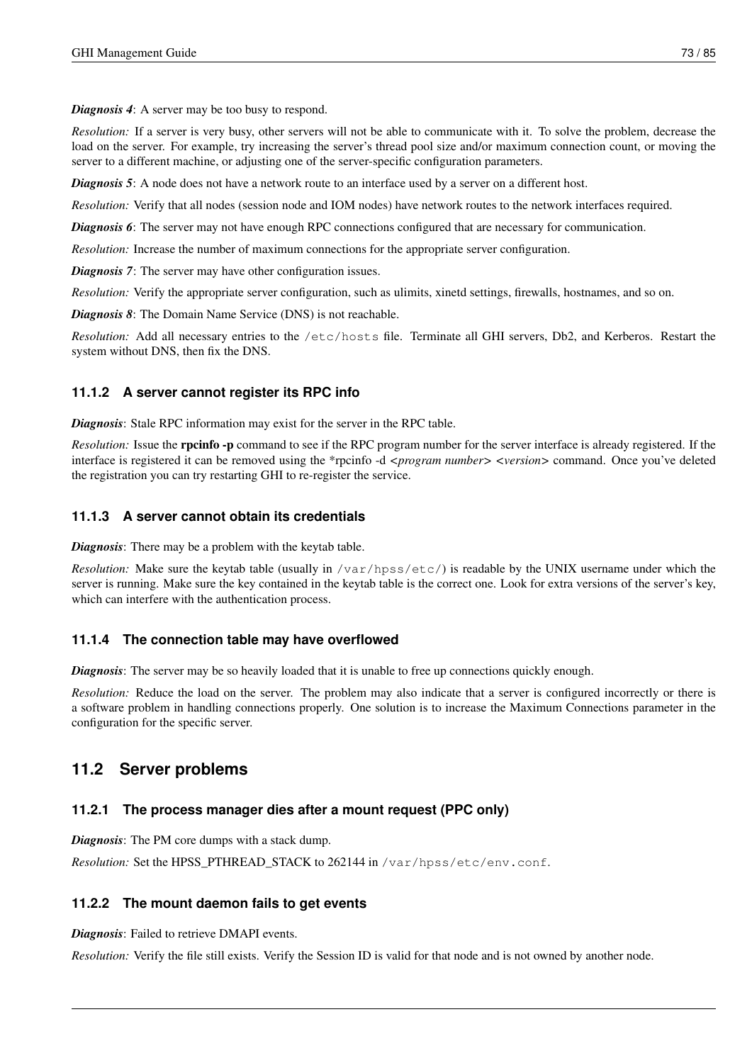***Diagnosis 4***: A server may be too busy to respond.

*Resolution:* If a server is very busy, other servers will not be able to communicate with it. To solve the problem, decrease the load on the server. For example, try increasing the server's thread pool size and/or maximum connection count, or moving the server to a different machine, or adjusting one of the server-specific configuration parameters.

***Diagnosis 5***: A node does not have a network route to an interface used by a server on a different host.

*Resolution:* Verify that all nodes (session node and IOM nodes) have network routes to the network interfaces required.

***Diagnosis 6***: The server may not have enough RPC connections configured that are necessary for communication.

*Resolution:* Increase the number of maximum connections for the appropriate server configuration.

***Diagnosis 7***: The server may have other configuration issues.

*Resolution:* Verify the appropriate server configuration, such as ulimits, xinetd settings, firewalls, hostnames, and so on.

***Diagnosis 8***: The Domain Name Service (DNS) is not reachable.

*Resolution:* Add all necessary entries to the `/etc/hosts` file. Terminate all GHI servers, Db2, and Kerberos. Restart the system without DNS, then fix the DNS.

### 11.1.2 A server cannot register its RPC info

***Diagnosis***: Stale RPC information may exist for the server in the RPC table.

*Resolution:* Issue the **rpcinfo -p** command to see if the RPC program number for the server interface is already registered. If the interface is registered it can be removed using the *rpcinfo -d <*program number*> <*version*> command. Once you've deleted the registration you can try restarting GHI to re-register the service.

### 11.1.3 A server cannot obtain its credentials

***Diagnosis***: There may be a problem with the keytab table.

*Resolution:* Make sure the keytab table (usually in `/var/hpss/etc/`) is readable by the UNIX username under which the server is running. Make sure the key contained in the keytab table is the correct one. Look for extra versions of the server's key, which can interfere with the authentication process.

### 11.1.4 The connection table may have overflowed

***Diagnosis***: The server may be so heavily loaded that it is unable to free up connections quickly enough.

*Resolution:* Reduce the load on the server. The problem may also indicate that a server is configured incorrectly or there is a software problem in handling connections properly. One solution is to increase the Maximum Connections parameter in the configuration for the specific server.

## 11.2 Server problems

### 11.2.1 The process manager dies after a mount request (PPC only)

***Diagnosis***: The PM core dumps with a stack dump.

*Resolution:* Set the HPSS_PTHREAD_STACK to 262144 in `/var/hpss/etc/env.conf`.

### 11.2.2 The mount daemon fails to get events

***Diagnosis***: Failed to retrieve DMAPI events.

*Resolution:* Verify the file still exists. Verify the Session ID is valid for that node and is not owned by another node.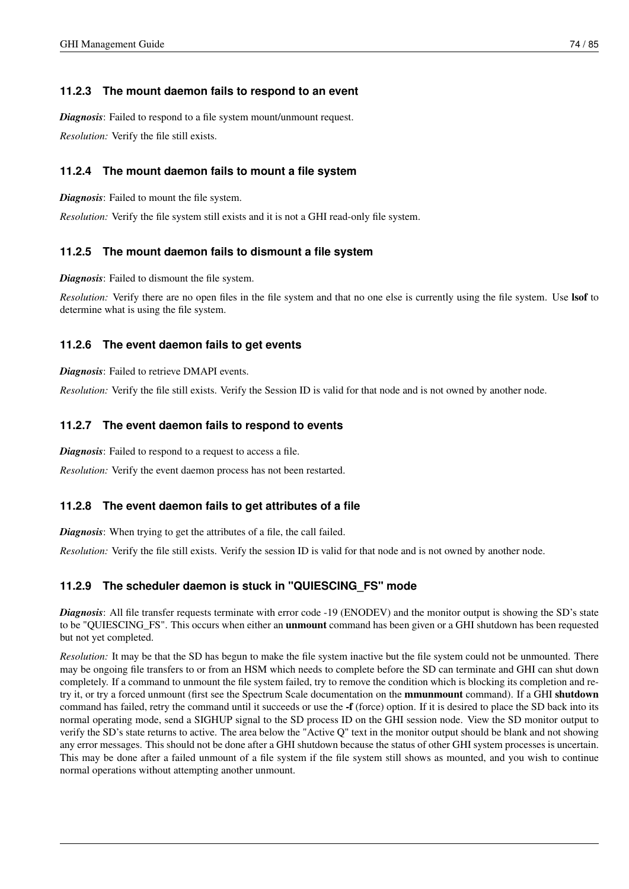### 11.2.3 The mount daemon fails to respond to an event

***Diagnosis***: Failed to respond to a file system mount/unmount request.

*Resolution:* Verify the file still exists.

### 11.2.4 The mount daemon fails to mount a file system

***Diagnosis***: Failed to mount the file system.

*Resolution:* Verify the file system still exists and it is not a GHI read-only file system.

### 11.2.5 The mount daemon fails to dismount a file system

***Diagnosis***: Failed to dismount the file system.

*Resolution:* Verify there are no open files in the file system and that no one else is currently using the file system. Use **lsof** to determine what is using the file system.

### 11.2.6 The event daemon fails to get events

***Diagnosis***: Failed to retrieve DMAPI events.

*Resolution:* Verify the file still exists. Verify the Session ID is valid for that node and is not owned by another node.

### 11.2.7 The event daemon fails to respond to events

***Diagnosis***: Failed to respond to a request to access a file.

*Resolution:* Verify the event daemon process has not been restarted.

### 11.2.8 The event daemon fails to get attributes of a file

***Diagnosis***: When trying to get the attributes of a file, the call failed.

*Resolution:* Verify the file still exists. Verify the session ID is valid for that node and is not owned by another node.

### 11.2.9 The scheduler daemon is stuck in "QUIESCING_FS" mode

***Diagnosis***: All file transfer requests terminate with error code -19 (ENODEV) and the monitor output is showing the SD's state to be "QUIESCING_FS". This occurs when either an **unmount** command has been given or a GHI shutdown has been requested but not yet completed.

*Resolution:* It may be that the SD has begun to make the file system inactive but the file system could not be unmounted. There may be ongoing file transfers to or from an HSM which needs to complete before the SD can terminate and GHI can shut down completely. If a command to unmount the file system failed, try to remove the condition which is blocking its completion and retry it, or try a forced unmount (first see the Spectrum Scale documentation on the **mmunmount** command). If a GHI **shutdown** command has failed, retry the command until it succeeds or use the **-f** (force) option. If it is desired to place the SD back into its normal operating mode, send a SIGHUP signal to the SD process ID on the GHI session node. View the SD monitor output to verify the SD's state returns to active. The area below the "Active Q" text in the monitor output should be blank and not showing any error messages. This should not be done after a GHI shutdown because the status of other GHI system processes is uncertain. This may be done after a failed unmount of a file system if the file system still shows as mounted, and you wish to continue normal operations without attempting another unmount.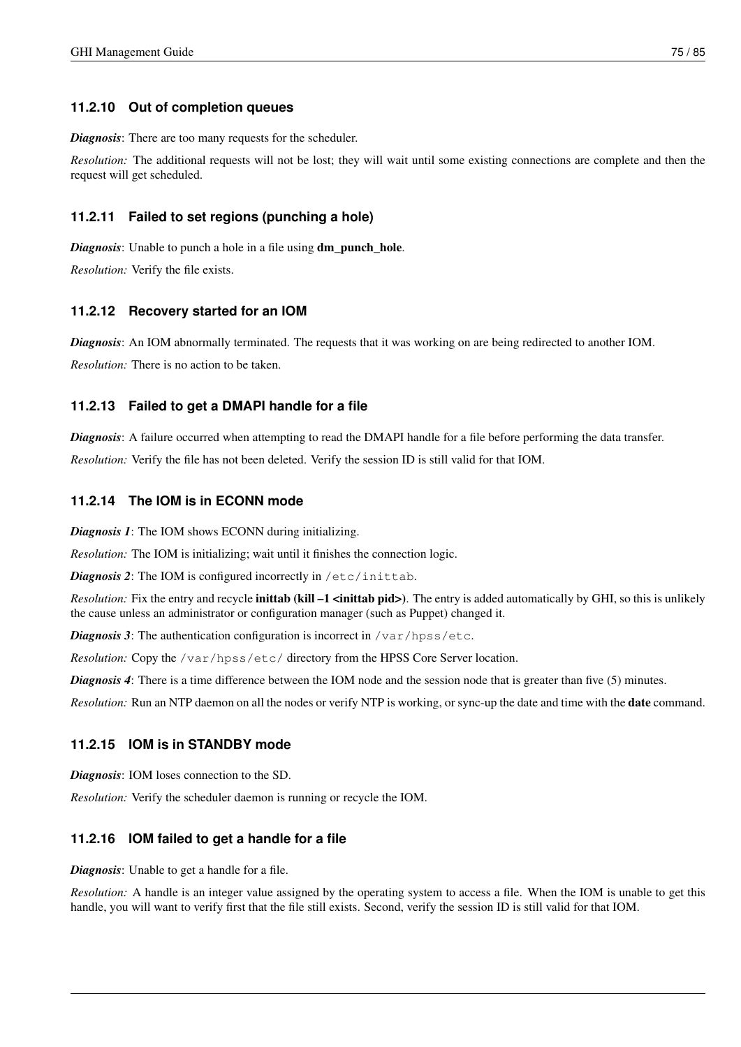### 11.2.10 Out of completion queues

***Diagnosis***: There are too many requests for the scheduler.

*Resolution:* The additional requests will not be lost; they will wait until some existing connections are complete and then the request will get scheduled.

### 11.2.11 Failed to set regions (punching a hole)

***Diagnosis***: Unable to punch a hole in a file using **dm_punch_hole**.

*Resolution:* Verify the file exists.

### 11.2.12 Recovery started for an IOM

***Diagnosis***: An IOM abnormally terminated. The requests that it was working on are being redirected to another IOM.

*Resolution:* There is no action to be taken.

### 11.2.13 Failed to get a DMAPI handle for a file

***Diagnosis***: A failure occurred when attempting to read the DMAPI handle for a file before performing the data transfer.

*Resolution:* Verify the file has not been deleted. Verify the session ID is still valid for that IOM.

### 11.2.14 The IOM is in ECONN mode

***Diagnosis 1***: The IOM shows ECONN during initializing.

*Resolution:* The IOM is initializing; wait until it finishes the connection logic.

***Diagnosis 2***: The IOM is configured incorrectly in `/etc/inittab`.

*Resolution:* Fix the entry and recycle **inittab (kill –1 <inittab pid>)**. The entry is added automatically by GHI, so this is unlikely the cause unless an administrator or configuration manager (such as Puppet) changed it.

***Diagnosis 3***: The authentication configuration is incorrect in `/var/hpss/etc`.

*Resolution:* Copy the `/var/hpss/etc/` directory from the HPSS Core Server location.

***Diagnosis 4***: There is a time difference between the IOM node and the session node that is greater than five (5) minutes.

*Resolution:* Run an NTP daemon on all the nodes or verify NTP is working, or sync-up the date and time with the **date** command.

### 11.2.15 IOM is in STANDBY mode

***Diagnosis***: IOM loses connection to the SD.

*Resolution:* Verify the scheduler daemon is running or recycle the IOM.

### 11.2.16 IOM failed to get a handle for a file

***Diagnosis***: Unable to get a handle for a file.

*Resolution:* A handle is an integer value assigned by the operating system to access a file. When the IOM is unable to get this handle, you will want to verify first that the file still exists. Second, verify the session ID is still valid for that IOM.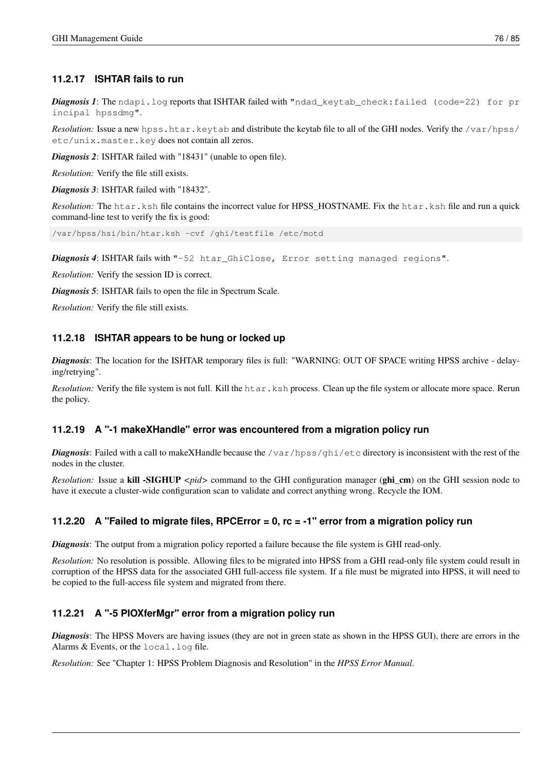### 11.2.17 ISHTAR fails to run

***Diagnosis 1***: The `ndapi.log` reports that ISHTAR failed with "`ndad_keytab_check:failed (code=22) for principal hpssdmg`".

*Resolution:* Issue a new `hpss.htar.keytab` and distribute the keytab file to all of the GHI nodes. Verify the `/var/hpss/etc/unix.master.key` does not contain all zeros.

***Diagnosis 2***: ISHTAR failed with "18431" (unable to open file).

*Resolution:* Verify the file still exists.

***Diagnosis 3***: ISHTAR failed with "18432".

*Resolution:* The `htar.ksh` file contains the incorrect value for HPSS_HOSTNAME. Fix the `htar.ksh` file and run a quick command-line test to verify the fix is good:

```
/var/hpss/hsi/bin/htar.ksh -cvf /ghi/testfile /etc/motd
```

***Diagnosis 4***: ISHTAR fails with "`-52 htar_GhiClose, Error setting managed regions`".

*Resolution:* Verify the session ID is correct.

***Diagnosis 5***: ISHTAR fails to open the file in Spectrum Scale.

*Resolution:* Verify the file still exists.

### 11.2.18 ISHTAR appears to be hung or locked up

***Diagnosis***: The location for the ISHTAR temporary files is full: "WARNING: OUT OF SPACE writing HPSS archive - delaying/retrying".

*Resolution:* Verify the file system is not full. Kill the `htar.ksh` process. Clean up the file system or allocate more space. Rerun the policy.

### 11.2.19 A "-1 makeXHandle" error was encountered from a migration policy run

***Diagnosis***: Failed with a call to makeXHandle because the `/var/hpss/ghi/etc` directory is inconsistent with the rest of the nodes in the cluster.

*Resolution:* Issue a **kill -SIGHUP** <*pid*> command to the GHI configuration manager (**ghi_cm**) on the GHI session node to have it execute a cluster-wide configuration scan to validate and correct anything wrong. Recycle the IOM.

### 11.2.20 A "Failed to migrate files, RPCError = 0, rc = -1" error from a migration policy run

***Diagnosis***: The output from a migration policy reported a failure because the file system is GHI read-only.

*Resolution:* No resolution is possible. Allowing files to be migrated into HPSS from a GHI read-only file system could result in corruption of the HPSS data for the associated GHI full-access file system. If a file must be migrated into HPSS, it will need to be copied to the full-access file system and migrated from there.

### 11.2.21 A "-5 PIOXferMgr" error from a migration policy run

***Diagnosis***: The HPSS Movers are having issues (they are not in green state as shown in the HPSS GUI), there are errors in the Alarms & Events, or the `local.log` file.

*Resolution:* See "Chapter 1: HPSS Problem Diagnosis and Resolution" in the *HPSS Error Manual*.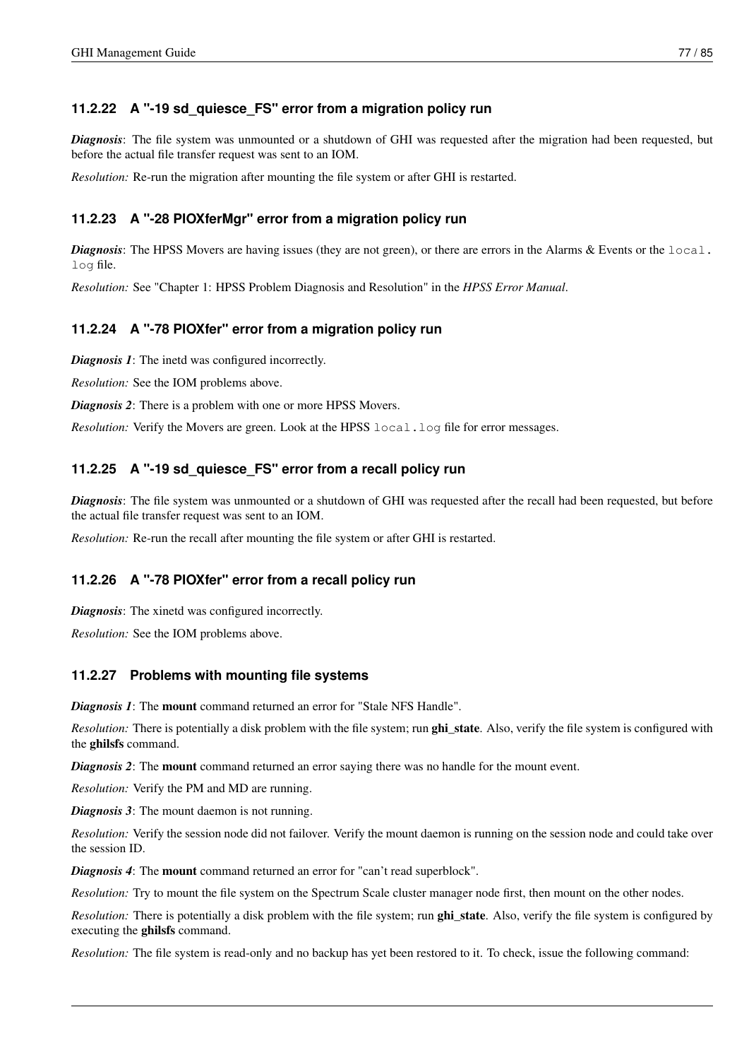### 11.2.22 A "-19 sd_quiesce_FS" error from a migration policy run

***Diagnosis***: The file system was unmounted or a shutdown of GHI was requested after the migration had been requested, but before the actual file transfer request was sent to an IOM.

*Resolution:* Re-run the migration after mounting the file system or after GHI is restarted.

### 11.2.23 A "-28 PIOXferMgr" error from a migration policy run

***Diagnosis***: The HPSS Movers are having issues (they are not green), or there are errors in the Alarms & Events or the `local.log` file.

*Resolution:* See "Chapter 1: HPSS Problem Diagnosis and Resolution" in the *HPSS Error Manual*.

### 11.2.24 A "-78 PIOXfer" error from a migration policy run

***Diagnosis 1***: The inetd was configured incorrectly.

*Resolution:* See the IOM problems above.

***Diagnosis 2***: There is a problem with one or more HPSS Movers.

*Resolution:* Verify the Movers are green. Look at the HPSS `local.log` file for error messages.

### 11.2.25 A "-19 sd_quiesce_FS" error from a recall policy run

***Diagnosis***: The file system was unmounted or a shutdown of GHI was requested after the recall had been requested, but before the actual file transfer request was sent to an IOM.

*Resolution:* Re-run the recall after mounting the file system or after GHI is restarted.

### 11.2.26 A "-78 PIOXfer" error from a recall policy run

***Diagnosis***: The xinetd was configured incorrectly.

*Resolution:* See the IOM problems above.

### 11.2.27 Problems with mounting file systems

***Diagnosis 1***: The **mount** command returned an error for "Stale NFS Handle".

*Resolution:* There is potentially a disk problem with the file system; run **ghi_state**. Also, verify the file system is configured with the **ghilsfs** command.

***Diagnosis 2***: The **mount** command returned an error saying there was no handle for the mount event.

*Resolution:* Verify the PM and MD are running.

***Diagnosis 3***: The mount daemon is not running.

*Resolution:* Verify the session node did not failover. Verify the mount daemon is running on the session node and could take over the session ID.

***Diagnosis 4***: The **mount** command returned an error for "can't read superblock".

*Resolution:* Try to mount the file system on the Spectrum Scale cluster manager node first, then mount on the other nodes.

*Resolution:* There is potentially a disk problem with the file system; run **ghi_state**. Also, verify the file system is configured by executing the **ghilsfs** command.

*Resolution:* The file system is read-only and no backup has yet been restored to it. To check, issue the following command: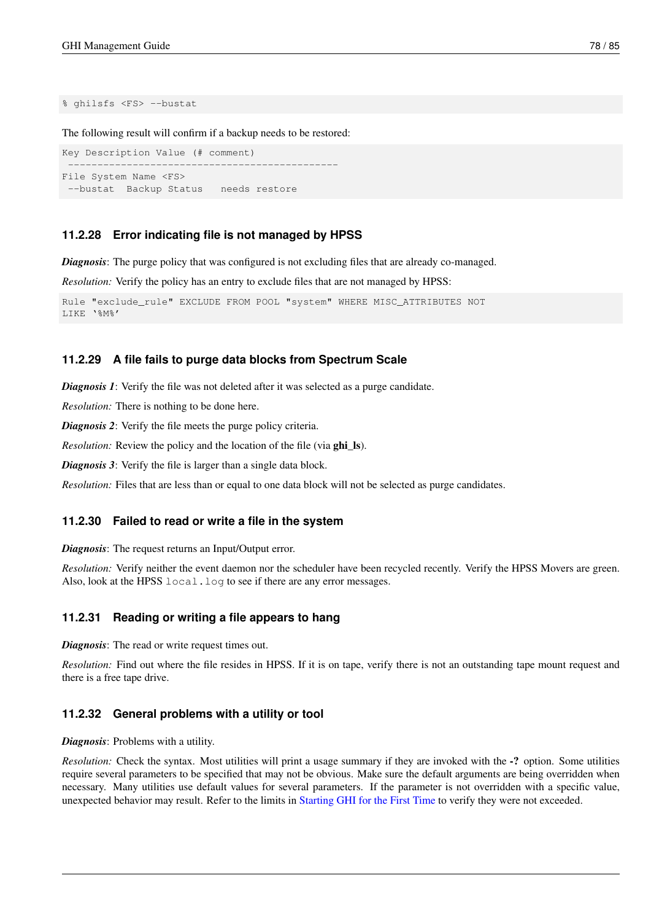```
% ghilsfs <FS> --bustat
```

The following result will confirm if a backup needs to be restored:

```
Key Description Value (# comment)
 ---------------------------------------------
File System Name <FS>
 --bustat  Backup Status   needs restore
```

### 11.2.28 Error indicating file is not managed by HPSS

***Diagnosis***: The purge policy that was configured is not excluding files that are already co-managed.

*Resolution:* Verify the policy has an entry to exclude files that are not managed by HPSS:

```
Rule "exclude_rule" EXCLUDE FROM POOL "system" WHERE MISC_ATTRIBUTES NOT
LIKE '%M%'
```

### 11.2.29 A file fails to purge data blocks from Spectrum Scale

***Diagnosis 1***: Verify the file was not deleted after it was selected as a purge candidate.

*Resolution:* There is nothing to be done here.

***Diagnosis 2***: Verify the file meets the purge policy criteria.

*Resolution:* Review the policy and the location of the file (via **ghi_ls**).

***Diagnosis 3***: Verify the file is larger than a single data block.

*Resolution:* Files that are less than or equal to one data block will not be selected as purge candidates.

### 11.2.30 Failed to read or write a file in the system

***Diagnosis***: The request returns an Input/Output error.

*Resolution:* Verify neither the event daemon nor the scheduler have been recycled recently. Verify the HPSS Movers are green. Also, look at the HPSS `local.log` to see if there are any error messages.

### 11.2.31 Reading or writing a file appears to hang

***Diagnosis***: The read or write request times out.

*Resolution:* Find out where the file resides in HPSS. If it is on tape, verify there is not an outstanding tape mount request and there is a free tape drive.

### 11.2.32 General problems with a utility or tool

***Diagnosis***: Problems with a utility.

*Resolution:* Check the syntax. Most utilities will print a usage summary if they are invoked with the **-?** option. Some utilities require several parameters to be specified that may not be obvious. Make sure the default arguments are being overridden when necessary. Many utilities use default values for several parameters. If the parameter is not overridden with a specific value, unexpected behavior may result. Refer to the limits in Starting GHI for the First Time to verify they were not exceeded.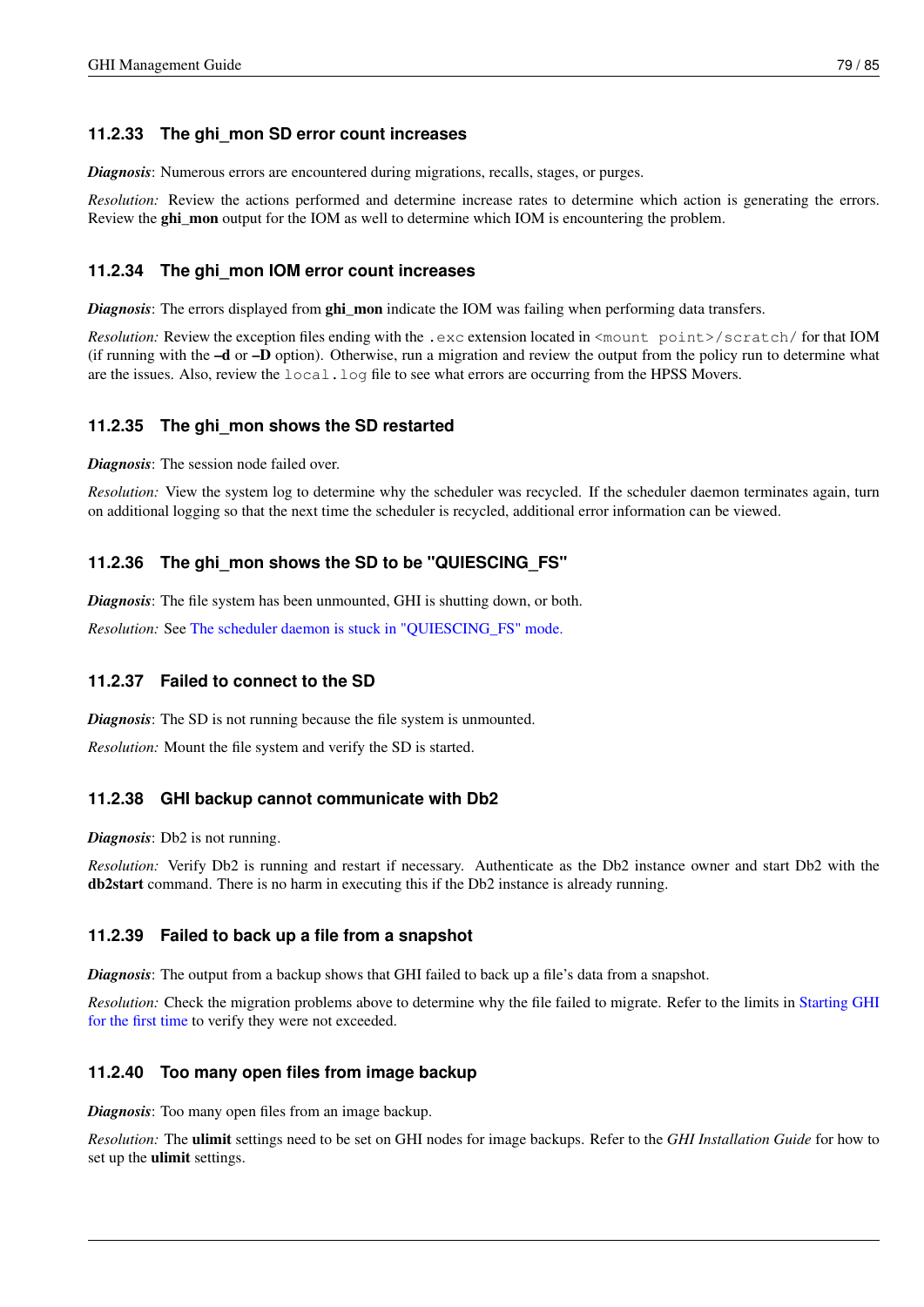### 11.2.33 The ghi_mon SD error count increases

***Diagnosis***: Numerous errors are encountered during migrations, recalls, stages, or purges.

*Resolution:* Review the actions performed and determine increase rates to determine which action is generating the errors. Review the **ghi_mon** output for the IOM as well to determine which IOM is encountering the problem.

### 11.2.34 The ghi_mon IOM error count increases

***Diagnosis***: The errors displayed from **ghi_mon** indicate the IOM was failing when performing data transfers.

*Resolution:* Review the exception files ending with the `.exc` extension located in `<mount point>/scratch/` for that IOM (if running with the **–d** or **–D** option). Otherwise, run a migration and review the output from the policy run to determine what are the issues. Also, review the `local.log` file to see what errors are occurring from the HPSS Movers.

### 11.2.35 The ghi_mon shows the SD restarted

***Diagnosis***: The session node failed over.

*Resolution:* View the system log to determine why the scheduler was recycled. If the scheduler daemon terminates again, turn on additional logging so that the next time the scheduler is recycled, additional error information can be viewed.

### 11.2.36 The ghi_mon shows the SD to be "QUIESCING_FS"

***Diagnosis***: The file system has been unmounted, GHI is shutting down, or both.

*Resolution:* See The scheduler daemon is stuck in "QUIESCING_FS" mode.

### 11.2.37 Failed to connect to the SD

***Diagnosis***: The SD is not running because the file system is unmounted.

*Resolution:* Mount the file system and verify the SD is started.

### 11.2.38 GHI backup cannot communicate with Db2

***Diagnosis***: Db2 is not running.

*Resolution:* Verify Db2 is running and restart if necessary. Authenticate as the Db2 instance owner and start Db2 with the **db2start** command. There is no harm in executing this if the Db2 instance is already running.

### 11.2.39 Failed to back up a file from a snapshot

***Diagnosis***: The output from a backup shows that GHI failed to back up a file's data from a snapshot.

*Resolution:* Check the migration problems above to determine why the file failed to migrate. Refer to the limits in Starting GHI for the first time to verify they were not exceeded.

### 11.2.40 Too many open files from image backup

***Diagnosis***: Too many open files from an image backup.

*Resolution:* The **ulimit** settings need to be set on GHI nodes for image backups. Refer to the *GHI Installation Guide* for how to set up the **ulimit** settings.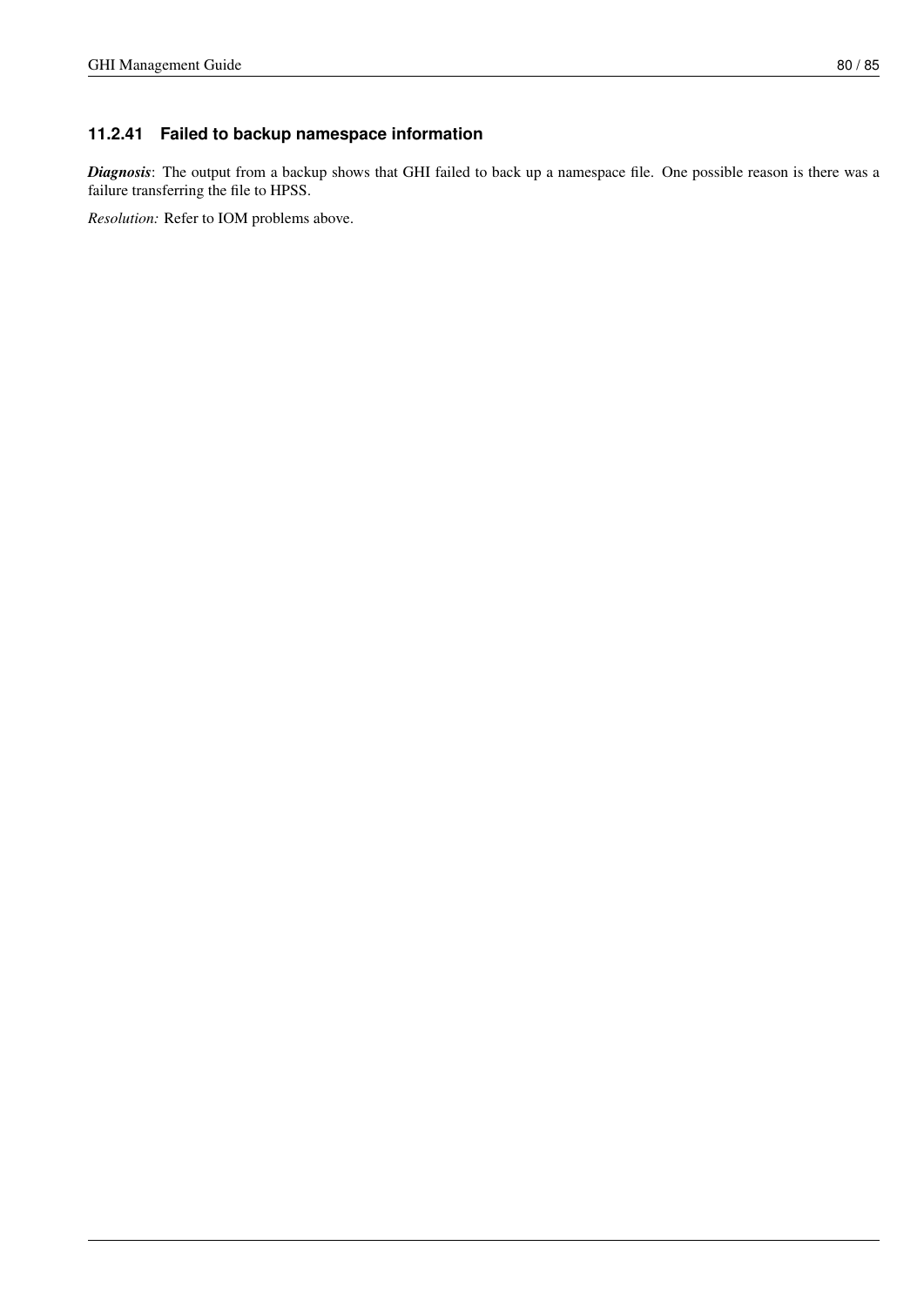#### 11.2.41 Failed to backup namespace information

***Diagnosis***: The output from a backup shows that GHI failed to back up a namespace file. One possible reason is there was a failure transferring the file to HPSS.

*Resolution:* Refer to IOM problems above.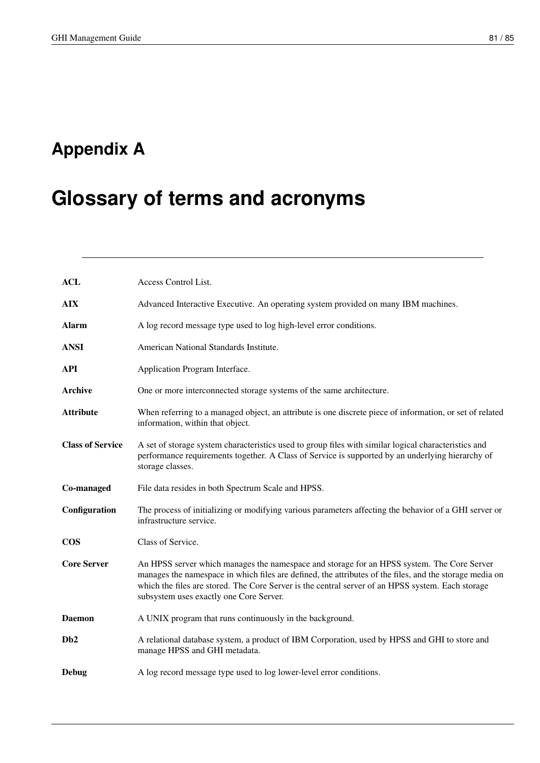# Appendix A

# Glossary of terms and acronyms

---

**ACL** Access Control List.

**AIX** Advanced Interactive Executive. An operating system provided on many IBM machines.

**Alarm** A log record message type used to log high-level error conditions.

**ANSI** American National Standards Institute.

**API** Application Program Interface.

**Archive** One or more interconnected storage systems of the same architecture.

**Attribute** When referring to a managed object, an attribute is one discrete piece of information, or set of related information, within that object.

**Class of Service** A set of storage system characteristics used to group files with similar logical characteristics and performance requirements together. A Class of Service is supported by an underlying hierarchy of storage classes.

**Co-managed** File data resides in both Spectrum Scale and HPSS.

**Configuration** The process of initializing or modifying various parameters affecting the behavior of a GHI server or infrastructure service.

**COS** Class of Service.

**Core Server** An HPSS server which manages the namespace and storage for an HPSS system. The Core Server manages the namespace in which files are defined, the attributes of the files, and the storage media on which the files are stored. The Core Server is the central server of an HPSS system. Each storage subsystem uses exactly one Core Server.

**Daemon** A UNIX program that runs continuously in the background.

**Db2** A relational database system, a product of IBM Corporation, used by HPSS and GHI to store and manage HPSS and GHI metadata.

**Debug** A log record message type used to log lower-level error conditions.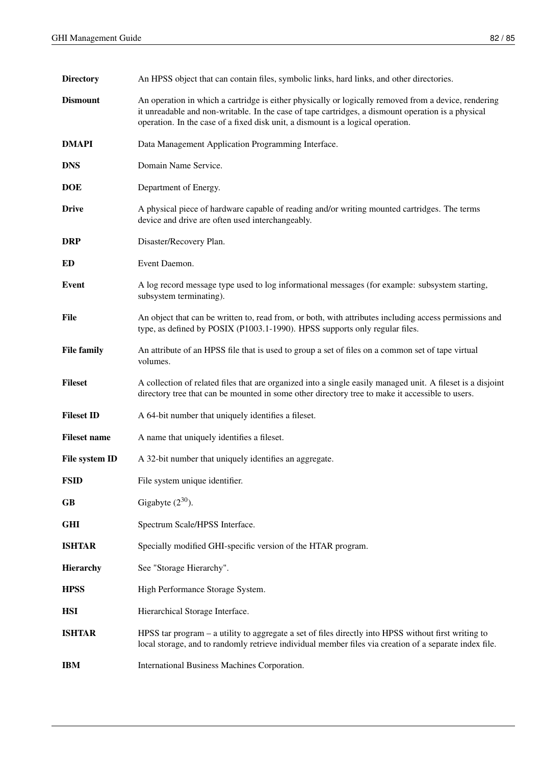**Directory** An HPSS object that can contain files, symbolic links, hard links, and other directories.

**Dismount** An operation in which a cartridge is either physically or logically removed from a device, rendering it unreadable and non-writable. In the case of tape cartridges, a dismount operation is a physical operation. In the case of a fixed disk unit, a dismount is a logical operation.

**DMAPI** Data Management Application Programming Interface.

**DNS** Domain Name Service.

**DOE** Department of Energy.

**Drive** A physical piece of hardware capable of reading and/or writing mounted cartridges. The terms device and drive are often used interchangeably.

**DRP** Disaster/Recovery Plan.

**ED** Event Daemon.

**Event** A log record message type used to log informational messages (for example: subsystem starting, subsystem terminating).

**File** An object that can be written to, read from, or both, with attributes including access permissions and type, as defined by POSIX (P1003.1-1990). HPSS supports only regular files.

**File family** An attribute of an HPSS file that is used to group a set of files on a common set of tape virtual volumes.

**Fileset** A collection of related files that are organized into a single easily managed unit. A fileset is a disjoint directory tree that can be mounted in some other directory tree to make it accessible to users.

**Fileset ID** A 64-bit number that uniquely identifies a fileset.

**Fileset name** A name that uniquely identifies a fileset.

**File system ID** A 32-bit number that uniquely identifies an aggregate.

**FSID** File system unique identifier.

**GB** Gigabyte ($2^{30}$).

**GHI** Spectrum Scale/HPSS Interface.

**ISHTAR** Specially modified GHI-specific version of the HTAR program.

**Hierarchy** See "Storage Hierarchy".

**HPSS** High Performance Storage System.

**HSI** Hierarchical Storage Interface.

**ISHTAR** HPSS tar program – a utility to aggregate a set of files directly into HPSS without first writing to local storage, and to randomly retrieve individual member files via creation of a separate index file.

**IBM** International Business Machines Corporation.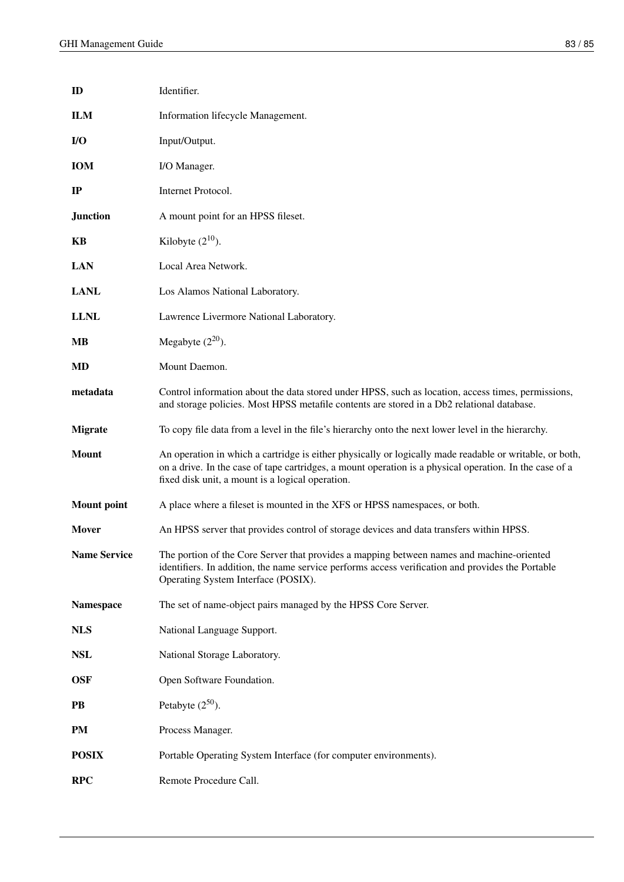**ID** Identifier.

**ILM** Information lifecycle Management.

**I/O** Input/Output.

**IOM** I/O Manager.

**IP** Internet Protocol.

**Junction** A mount point for an HPSS fileset.

**KB** Kilobyte ($2^{10}$).

**LAN** Local Area Network.

**LANL** Los Alamos National Laboratory.

**LLNL** Lawrence Livermore National Laboratory.

**MB** Megabyte ($2^{20}$).

**MD** Mount Daemon.

**metadata** Control information about the data stored under HPSS, such as location, access times, permissions, and storage policies. Most HPSS metafile contents are stored in a Db2 relational database.

**Migrate** To copy file data from a level in the file's hierarchy onto the next lower level in the hierarchy.

**Mount** An operation in which a cartridge is either physically or logically made readable or writable, or both, on a drive. In the case of tape cartridges, a mount operation is a physical operation. In the case of a fixed disk unit, a mount is a logical operation.

**Mount point** A place where a fileset is mounted in the XFS or HPSS namespaces, or both.

**Mover** An HPSS server that provides control of storage devices and data transfers within HPSS.

**Name Service** The portion of the Core Server that provides a mapping between names and machine-oriented identifiers. In addition, the name service performs access verification and provides the Portable Operating System Interface (POSIX).

**Namespace** The set of name-object pairs managed by the HPSS Core Server.

**NLS** National Language Support.

**NSL** National Storage Laboratory.

**OSF** Open Software Foundation.

**PB** Petabyte ($2^{50}$).

**PM** Process Manager.

**POSIX** Portable Operating System Interface (for computer environments).

**RPC** Remote Procedure Call.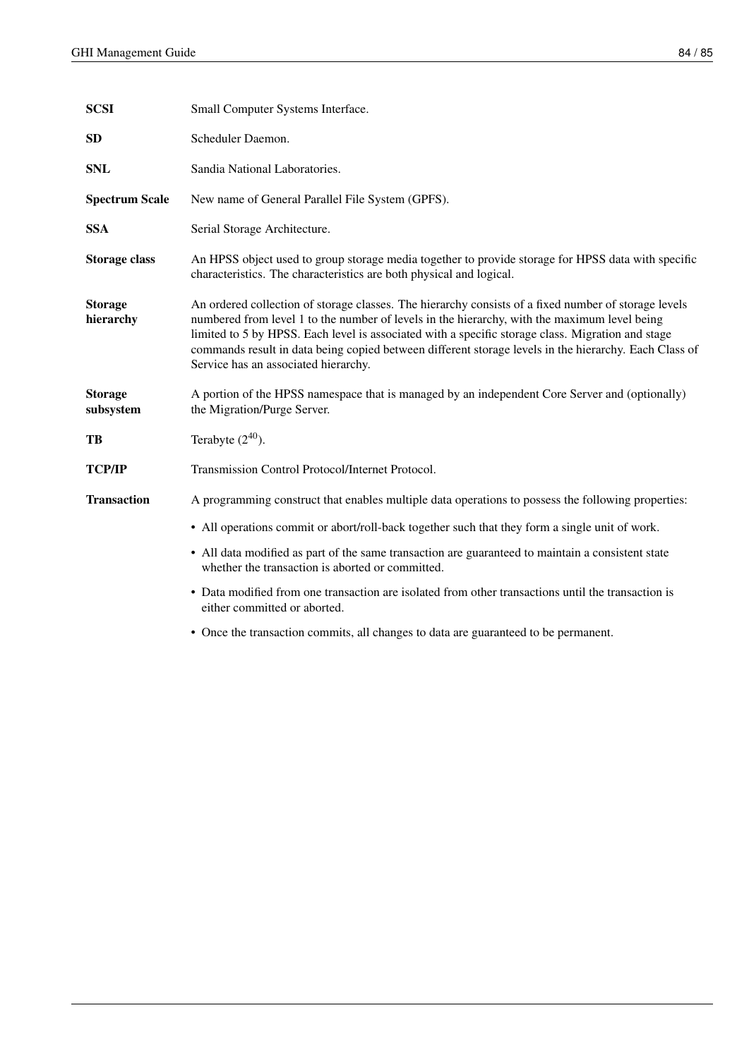**SCSI** Small Computer Systems Interface.

**SD** Scheduler Daemon.

**SNL** Sandia National Laboratories.

**Spectrum Scale** New name of General Parallel File System (GPFS).

**SSA** Serial Storage Architecture.

**Storage class** An HPSS object used to group storage media together to provide storage for HPSS data with specific characteristics. The characteristics are both physical and logical.

**Storage hierarchy** An ordered collection of storage classes. The hierarchy consists of a fixed number of storage levels numbered from level 1 to the number of levels in the hierarchy, with the maximum level being limited to 5 by HPSS. Each level is associated with a specific storage class. Migration and stage commands result in data being copied between different storage levels in the hierarchy. Each Class of Service has an associated hierarchy.

**Storage subsystem** A portion of the HPSS namespace that is managed by an independent Core Server and (optionally) the Migration/Purge Server.

**TB** Terabyte ($2^{40}$).

**TCP/IP** Transmission Control Protocol/Internet Protocol.

**Transaction** A programming construct that enables multiple data operations to possess the following properties:

- All operations commit or abort/roll-back together such that they form a single unit of work.
- All data modified as part of the same transaction are guaranteed to maintain a consistent state whether the transaction is aborted or committed.
- Data modified from one transaction are isolated from other transactions until the transaction is either committed or aborted.
- Once the transaction commits, all changes to data are guaranteed to be permanent.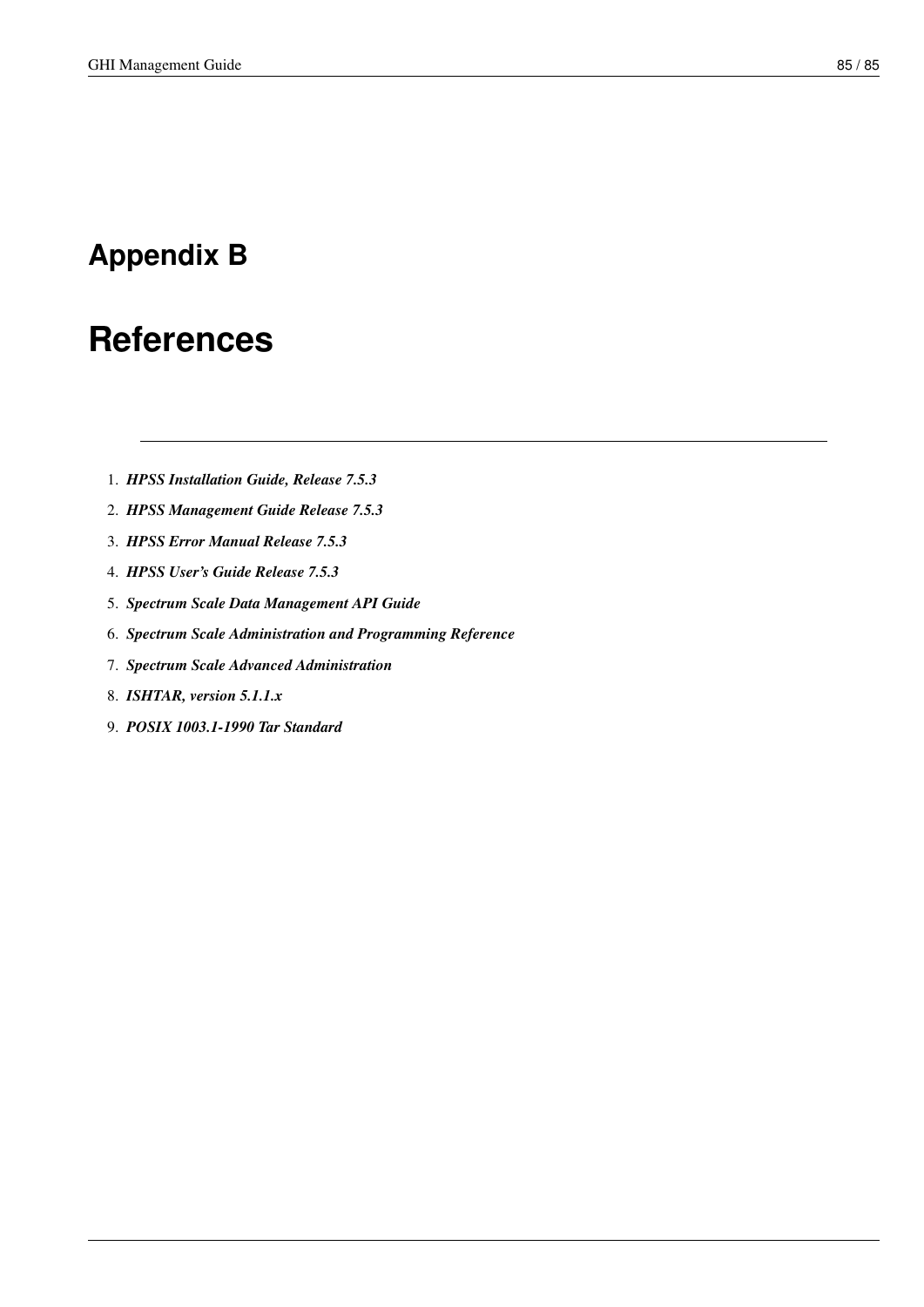# Appendix B

# References

---

1. ***HPSS Installation Guide, Release 7.5.3***
2. ***HPSS Management Guide Release 7.5.3***
3. ***HPSS Error Manual Release 7.5.3***
4. ***HPSS User's Guide Release 7.5.3***
5. ***Spectrum Scale Data Management API Guide***
6. ***Spectrum Scale Administration and Programming Reference***
7. ***Spectrum Scale Advanced Administration***
8. ***ISHTAR, version 5.1.1.x***
9. ***POSIX 1003.1-1990 Tar Standard***